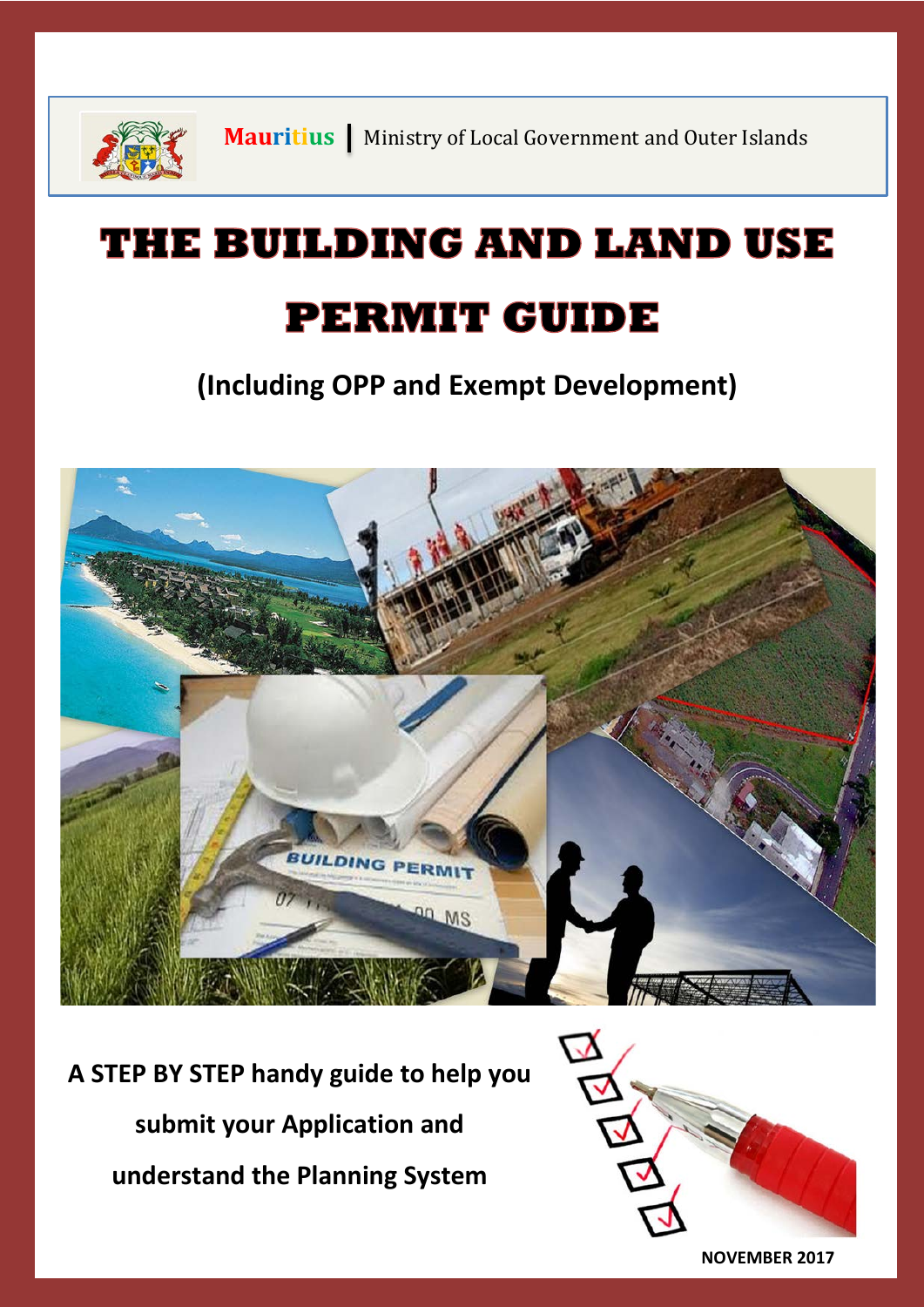Mauritius | Ministry of Local Government and Outer Islands

# THE BUILDING AND LAND USE PERMIT GUIDE

## (Including OPP and Exempt Development)

**A STEP BY STEP handy guide to help you submit your Application and understand the Planning System**

**NOVEMBER 2017**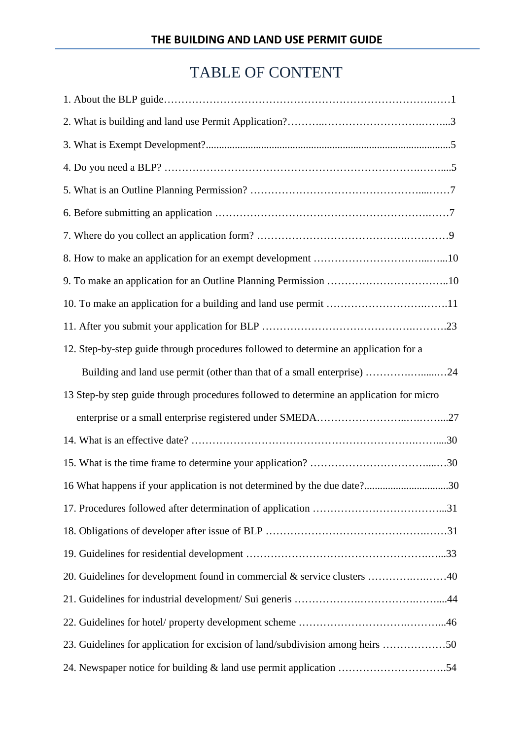# TABLE OF CONTENT

1. About the BLP guide……………………………………………………………….……1
2. What is building and land use Permit Application?………..…………………………….……...3
3. What is Exempt Development?............................................................................................5
4. Do you need a BLP? …………………………………….…………………………….……....5
5. What is an Outline Planning Permission? …………………………………………....……7
6. Before submitting an application ……………………………………………………….……7
7. Where do you collect an application form? ……………………………………….…………9
8. How to make an application for an exempt development ……………………….……..…...10
9. To make an application for an Outline Planning Permission ……………………………..10
10. To make an application for a building and land use permit ………………………….…….11
11. After you submit your application for BLP ……………………………………….……….23
12. Step-by-step guide through procedures followed to determine an application for a Building and land use permit (other than that of a small enterprise) ……………….…......…24
13 Step-by step guide through procedures followed to determine an application for micro enterprise or a small enterprise registered under SMEDA……………………..….……...27
14. What is an effective date? ……………………………………………………….……....30
15. What is the time frame to determine your application? ……………………………....…30
16 What happens if your application is not determined by the due date?...............................30
17. Procedures followed after determination of application ………………………………...31
18. Obligations of developer after issue of BLP ……………………………………….……31
19. Guidelines for residential development ………………………………………….…...33
20. Guidelines for development found in commercial & service clusters ………….….……40
21. Guidelines for industrial development/ Sui generis ……………….…………….……....44
22. Guidelines for hotel/ property development scheme ……………………….………...46
23. Guidelines for application for excision of land/subdivision among heirs ………………50
24. Newspaper notice for building & land use permit application ………………………….54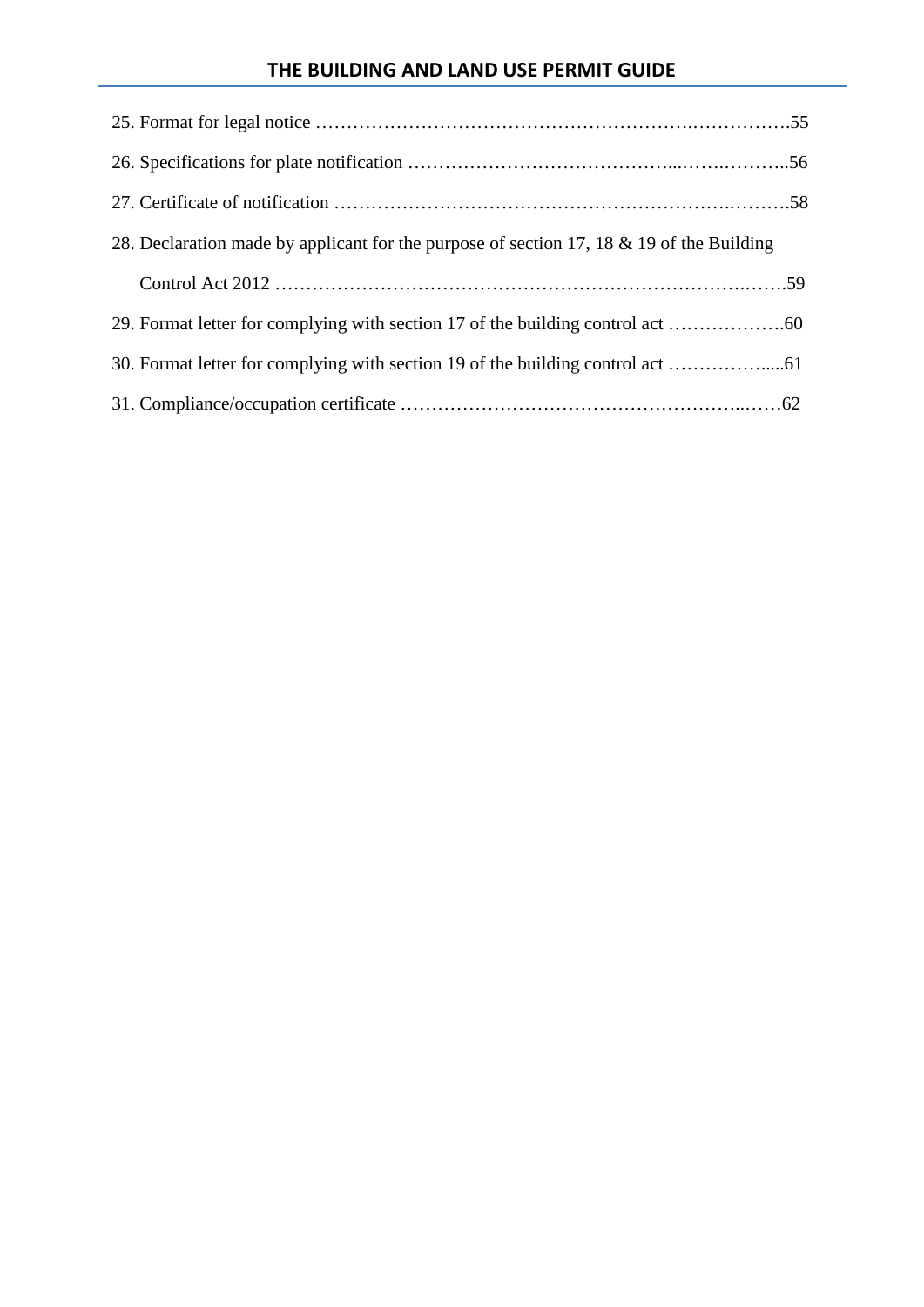25. Format for legal notice …………………………………………………….…………….55

26. Specifications for plate notification ……………………………………...…….………..56

27. Certificate of notification ……………………………………………………….……….58

28. Declaration made by applicant for the purpose of section 17, 18 & 19 of the Building Control Act 2012 ……………………………………………………………………….…….59

29. Format letter for complying with section 17 of the building control act ……………….60

30. Format letter for complying with section 19 of the building control act …………….....61

31. Compliance/occupation certificate ……………………………………………...……62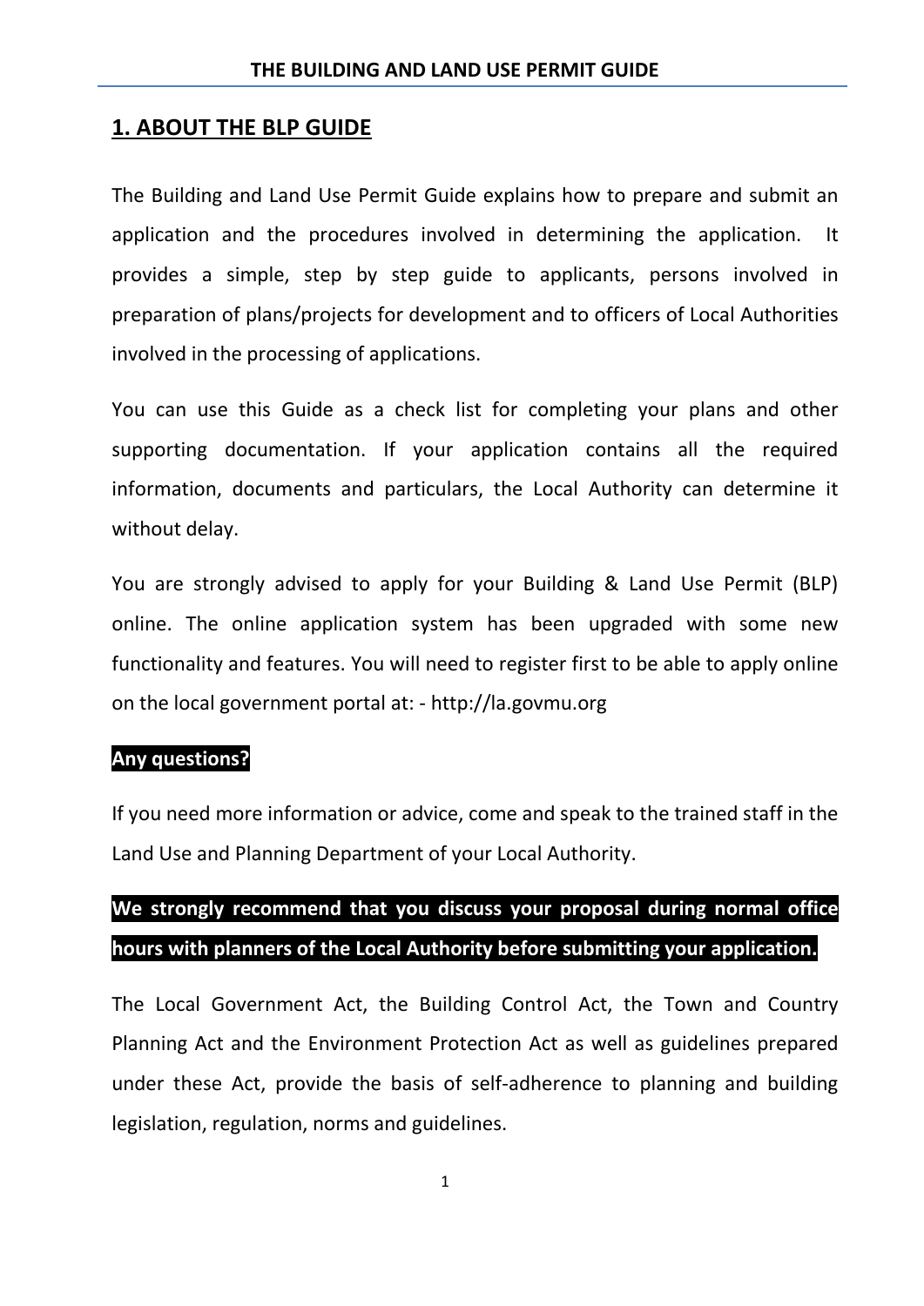## 1. ABOUT THE BLP GUIDE

The Building and Land Use Permit Guide explains how to prepare and submit an application and the procedures involved in determining the application. It provides a simple, step by step guide to applicants, persons involved in preparation of plans/projects for development and to officers of Local Authorities involved in the processing of applications.

You can use this Guide as a check list for completing your plans and other supporting documentation. If your application contains all the required information, documents and particulars, the Local Authority can determine it without delay.

You are strongly advised to apply for your Building & Land Use Permit (BLP) online. The online application system has been upgraded with some new functionality and features. You will need to register first to be able to apply online on the local government portal at: - http://la.govmu.org

**Any questions?**

If you need more information or advice, come and speak to the trained staff in the Land Use and Planning Department of your Local Authority.

**We strongly recommend that you discuss your proposal during normal office hours with planners of the Local Authority before submitting your application.**

The Local Government Act, the Building Control Act, the Town and Country Planning Act and the Environment Protection Act as well as guidelines prepared under these Act, provide the basis of self-adherence to planning and building legislation, regulation, norms and guidelines.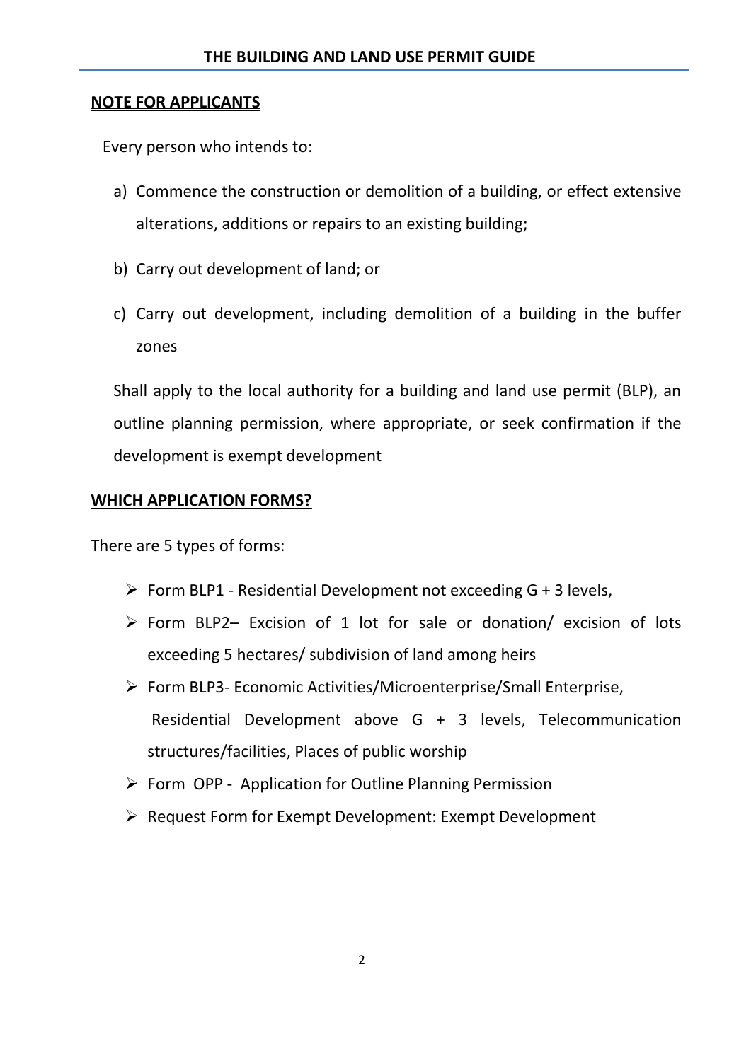## NOTE FOR APPLICANTS

Every person who intends to:

a) Commence the construction or demolition of a building, or effect extensive alterations, additions or repairs to an existing building;

b) Carry out development of land; or

c) Carry out development, including demolition of a building in the buffer zones

Shall apply to the local authority for a building and land use permit (BLP), an outline planning permission, where appropriate, or seek confirmation if the development is exempt development

## WHICH APPLICATION FORMS?

There are 5 types of forms:

- Form BLP1 - Residential Development not exceeding G + 3 levels,
- Form BLP2– Excision of 1 lot for sale or donation/ excision of lots exceeding 5 hectares/ subdivision of land among heirs
- Form BLP3- Economic Activities/Microenterprise/Small Enterprise, Residential Development above G + 3 levels, Telecommunication structures/facilities, Places of public worship
- Form OPP - Application for Outline Planning Permission
- Request Form for Exempt Development: Exempt Development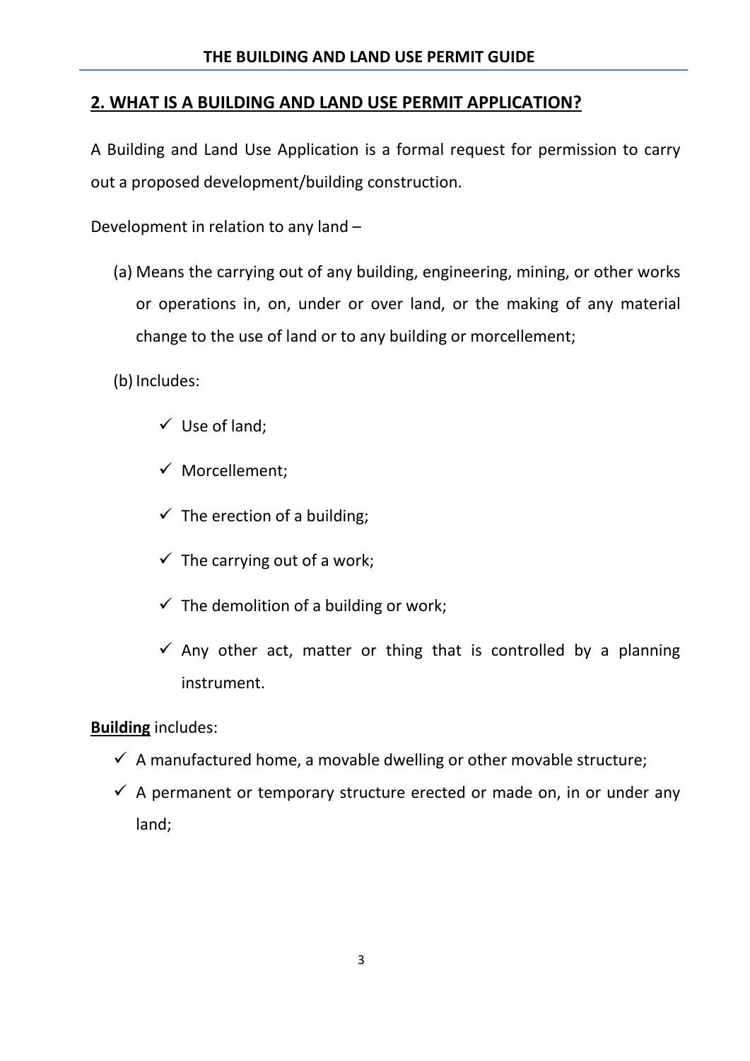## 2. WHAT IS A BUILDING AND LAND USE PERMIT APPLICATION?

A Building and Land Use Application is a formal request for permission to carry out a proposed development/building construction.

Development in relation to any land –

(a) Means the carrying out of any building, engineering, mining, or other works or operations in, on, under or over land, or the making of any material change to the use of land or to any building or morcellement;

(b) Includes:

- ✓ Use of land;
- ✓ Morcellement;
- ✓ The erection of a building;
- ✓ The carrying out of a work;
- ✓ The demolition of a building or work;
- ✓ Any other act, matter or thing that is controlled by a planning instrument.

**Building** includes:

- ✓ A manufactured home, a movable dwelling or other movable structure;
- ✓ A permanent or temporary structure erected or made on, in or under any land;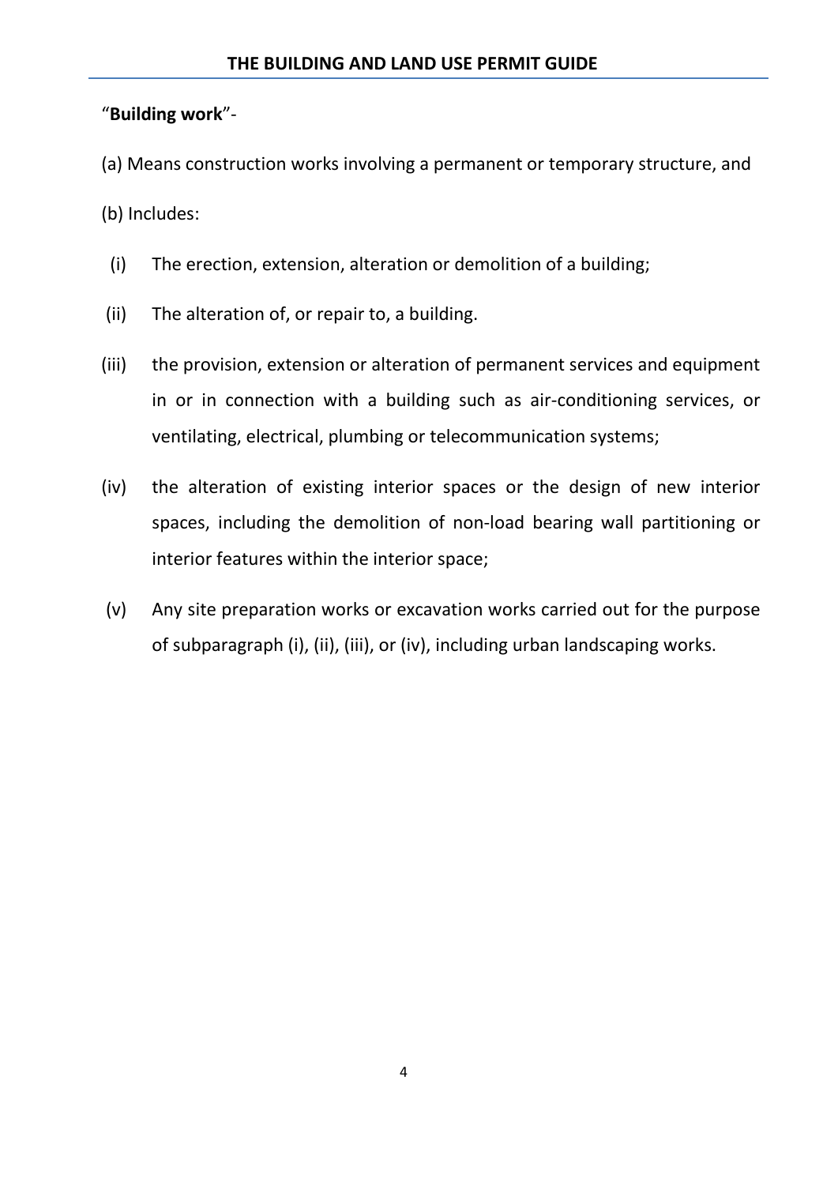"**Building work**"-

(a) Means construction works involving a permanent or temporary structure, and

(b) Includes:

(i) The erection, extension, alteration or demolition of a building;

(ii) The alteration of, or repair to, a building.

(iii) the provision, extension or alteration of permanent services and equipment in or in connection with a building such as air-conditioning services, or ventilating, electrical, plumbing or telecommunication systems;

(iv) the alteration of existing interior spaces or the design of new interior spaces, including the demolition of non-load bearing wall partitioning or interior features within the interior space;

(v) Any site preparation works or excavation works carried out for the purpose of subparagraph (i), (ii), (iii), or (iv), including urban landscaping works.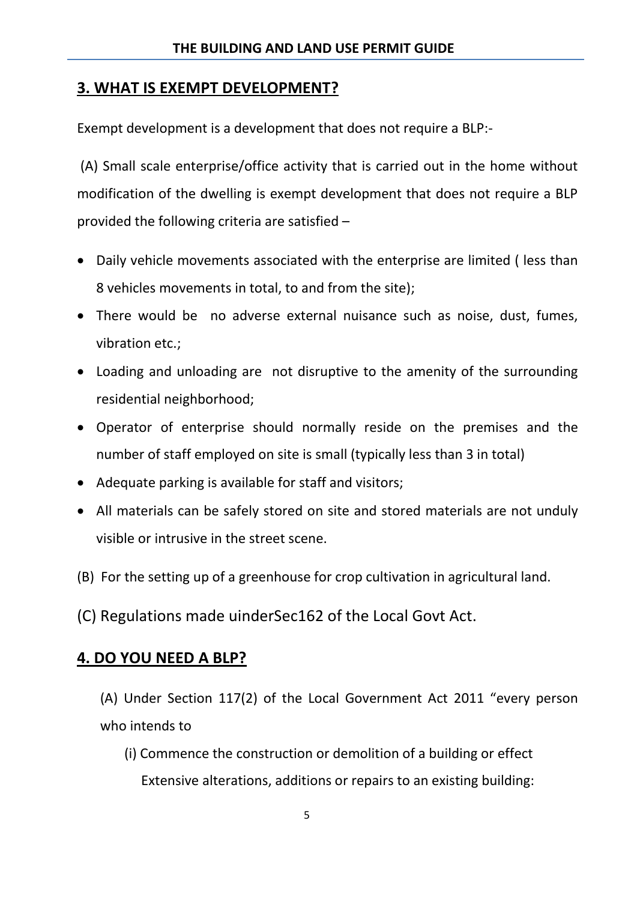## 3. WHAT IS EXEMPT DEVELOPMENT?

Exempt development is a development that does not require a BLP:-

(A) Small scale enterprise/office activity that is carried out in the home without modification of the dwelling is exempt development that does not require a BLP provided the following criteria are satisfied –

- Daily vehicle movements associated with the enterprise are limited ( less than 8 vehicles movements in total, to and from the site);
- There would be no adverse external nuisance such as noise, dust, fumes, vibration etc.;
- Loading and unloading are not disruptive to the amenity of the surrounding residential neighborhood;
- Operator of enterprise should normally reside on the premises and the number of staff employed on site is small (typically less than 3 in total)
- Adequate parking is available for staff and visitors;
- All materials can be safely stored on site and stored materials are not unduly visible or intrusive in the street scene.

(B) For the setting up of a greenhouse for crop cultivation in agricultural land.

(C) Regulations made uinderSec162 of the Local Govt Act.

## 4. DO YOU NEED A BLP?

(A) Under Section 117(2) of the Local Government Act 2011 "every person who intends to

(i) Commence the construction or demolition of a building or effect Extensive alterations, additions or repairs to an existing building: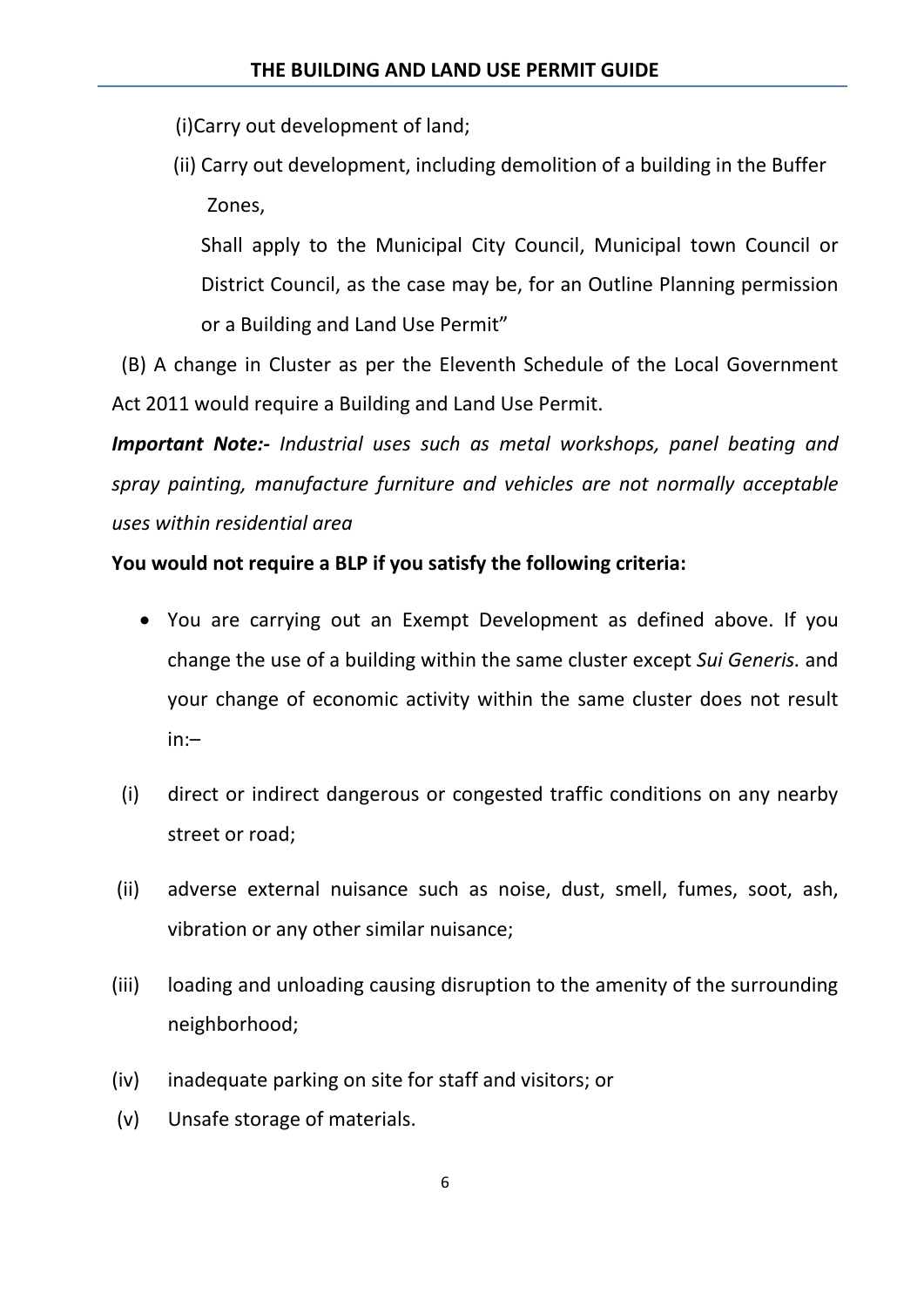(i) Carry out development of land;

(ii) Carry out development, including demolition of a building in the Buffer Zones,

Shall apply to the Municipal City Council, Municipal town Council or District Council, as the case may be, for an Outline Planning permission or a Building and Land Use Permit"

(B) A change in Cluster as per the Eleventh Schedule of the Local Government Act 2011 would require a Building and Land Use Permit.

***Important Note:-*** *Industrial uses such as metal workshops, panel beating and spray painting, manufacture furniture and vehicles are not normally acceptable uses within residential area*

**You would not require a BLP if you satisfy the following criteria:**

- You are carrying out an Exempt Development as defined above. If you change the use of a building within the same cluster except *Sui Generis.* and your change of economic activity within the same cluster does not result in:–

(i) direct or indirect dangerous or congested traffic conditions on any nearby street or road;

(ii) adverse external nuisance such as noise, dust, smell, fumes, soot, ash, vibration or any other similar nuisance;

(iii) loading and unloading causing disruption to the amenity of the surrounding neighborhood;

(iv) inadequate parking on site for staff and visitors; or

(v) Unsafe storage of materials.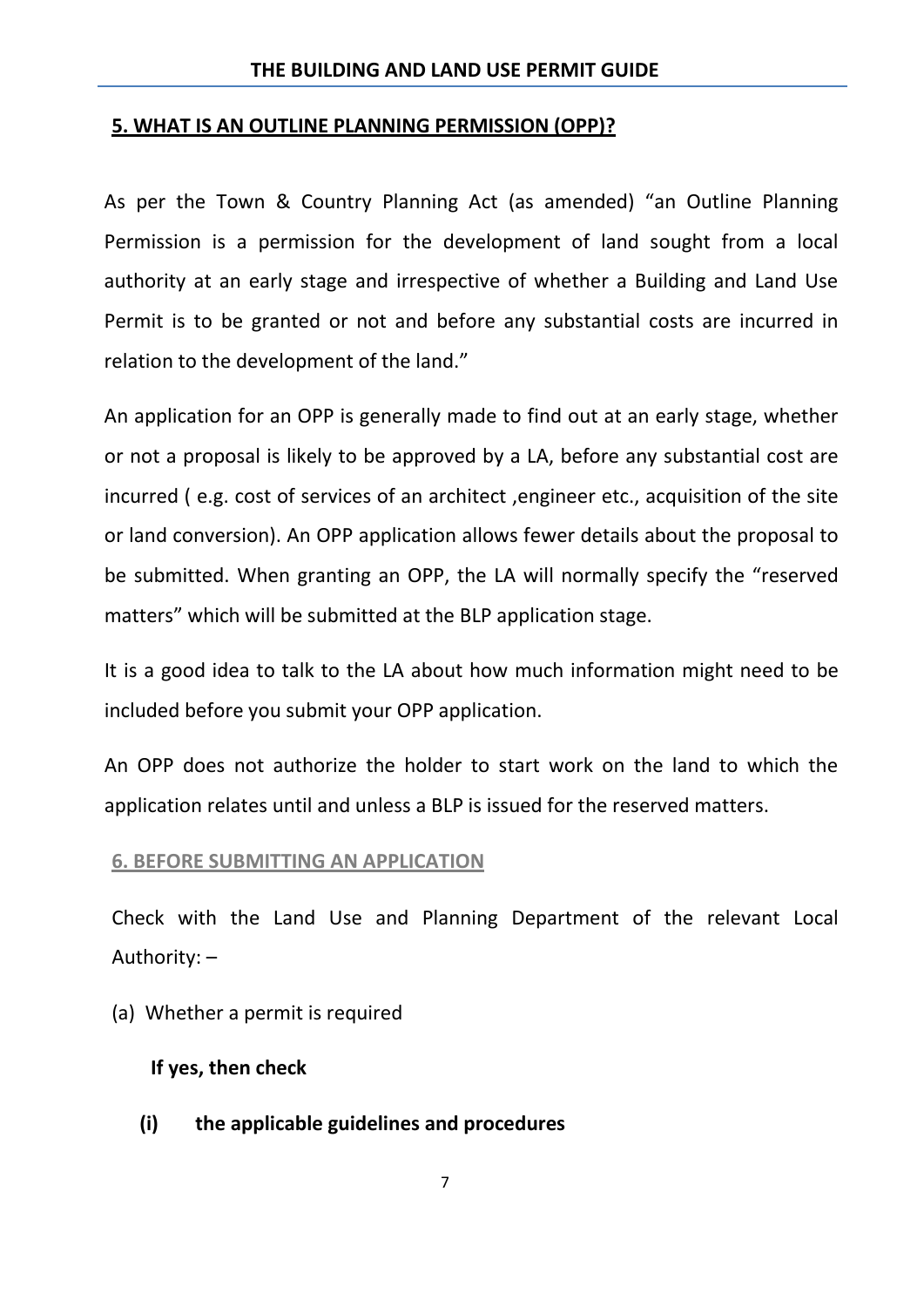## 5. WHAT IS AN OUTLINE PLANNING PERMISSION (OPP)?

As per the Town & Country Planning Act (as amended) "an Outline Planning Permission is a permission for the development of land sought from a local authority at an early stage and irrespective of whether a Building and Land Use Permit is to be granted or not and before any substantial costs are incurred in relation to the development of the land."

An application for an OPP is generally made to find out at an early stage, whether or not a proposal is likely to be approved by a LA, before any substantial cost are incurred ( e.g. cost of services of an architect ,engineer etc., acquisition of the site or land conversion). An OPP application allows fewer details about the proposal to be submitted. When granting an OPP, the LA will normally specify the "reserved matters" which will be submitted at the BLP application stage.

It is a good idea to talk to the LA about how much information might need to be included before you submit your OPP application.

An OPP does not authorize the holder to start work on the land to which the application relates until and unless a BLP is issued for the reserved matters.

## 6. BEFORE SUBMITTING AN APPLICATION

Check with the Land Use and Planning Department of the relevant Local Authority: –

(a) Whether a permit is required

**If yes, then check**

**(i) the applicable guidelines and procedures**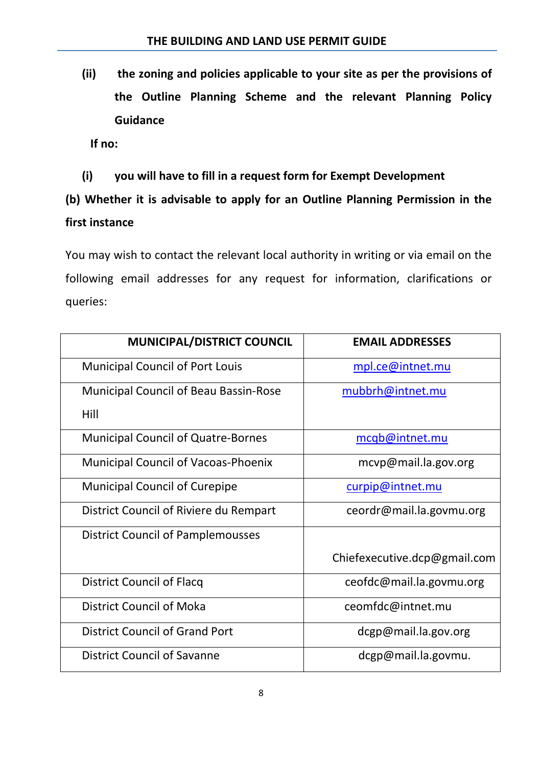**(ii) the zoning and policies applicable to your site as per the provisions of the Outline Planning Scheme and the relevant Planning Policy Guidance**

**If no:**

**(i) you will have to fill in a request form for Exempt Development**

**(b) Whether it is advisable to apply for an Outline Planning Permission in the first instance**

You may wish to contact the relevant local authority in writing or via email on the following email addresses for any request for information, clarifications or queries:

| MUNICIPAL/DISTRICT COUNCIL | EMAIL ADDRESSES |
| --- | --- |
| Municipal Council of Port Louis | mpl.ce@intnet.mu |
| Municipal Council of Beau Bassin-Rose Hill | mubbrh@intnet.mu |
| Municipal Council of Quatre-Bornes | mcqb@intnet.mu |
| Municipal Council of Vacoas-Phoenix | mcvp@mail.la.gov.org |
| Municipal Council of Curepipe | curpip@intnet.mu |
| District Council of Riviere du Rempart | ceordr@mail.la.govmu.org |
| District Council of Pamplemousses | Chiefexecutive.dcp@gmail.com |
| District Council of Flacq | ceofdc@mail.la.govmu.org |
| District Council of Moka | ceomfdc@intnet.mu |
| District Council of Grand Port | dcgp@mail.la.gov.org |
| District Council of Savanne | dcgp@mail.la.govmu. |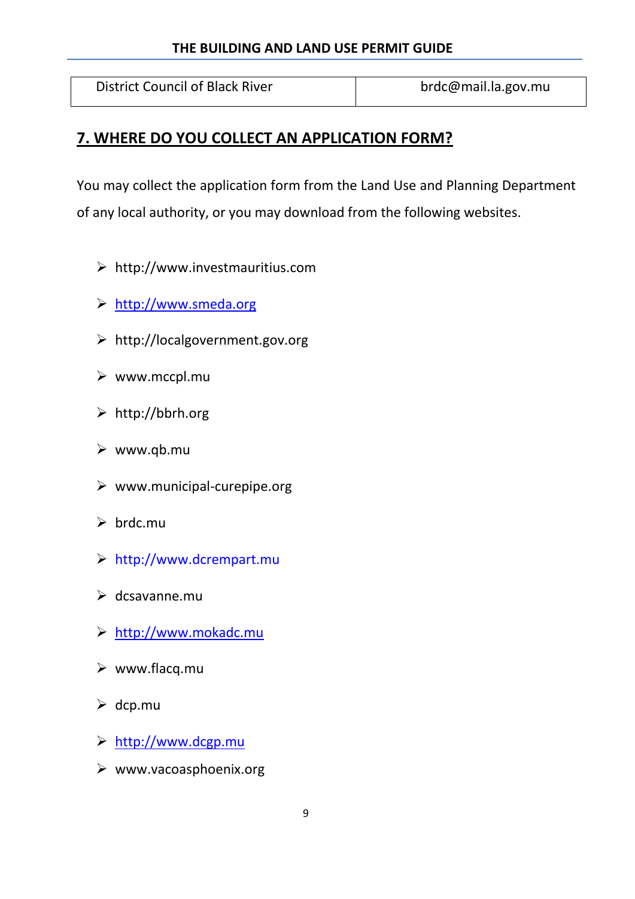| District Council of Black River | brdc@mail.la.gov.mu |
|---|---|

## 7. WHERE DO YOU COLLECT AN APPLICATION FORM?

You may collect the application form from the Land Use and Planning Department of any local authority, or you may download from the following websites.

- http://www.investmauritius.com
- http://www.smeda.org
- http://localgovernment.gov.org
- www.mccpl.mu
- http://bbrh.org
- www.qb.mu
- www.municipal-curepipe.org
- brdc.mu
- http://www.dcrempart.mu
- dcsavanne.mu
- http://www.mokadc.mu
- www.flacq.mu
- dcp.mu
- http://www.dcgp.mu
- www.vacoasphoenix.org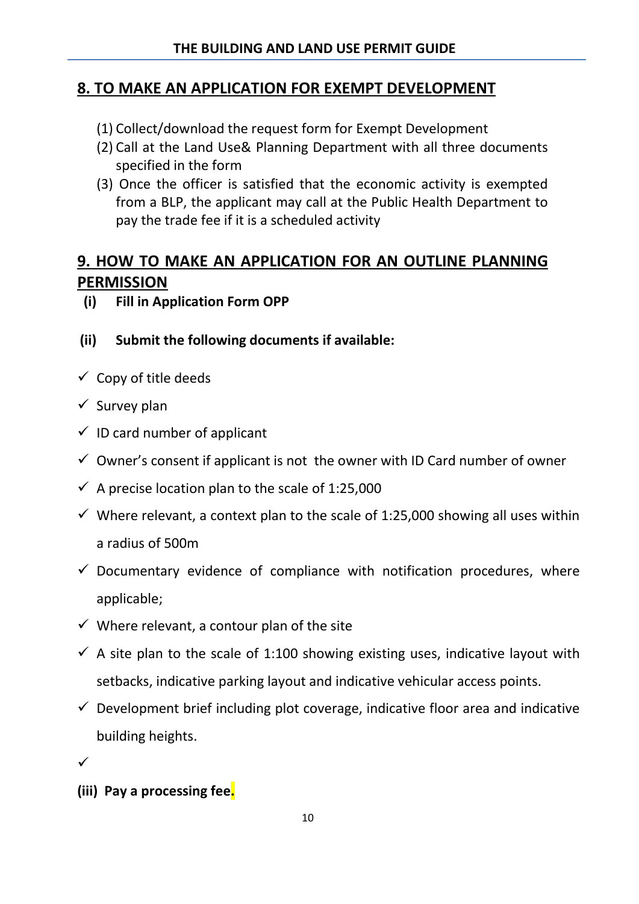## 8. TO MAKE AN APPLICATION FOR EXEMPT DEVELOPMENT

(1) Collect/download the request form for Exempt Development
(2) Call at the Land Use& Planning Department with all three documents specified in the form
(3) Once the officer is satisfied that the economic activity is exempted from a BLP, the applicant may call at the Public Health Department to pay the trade fee if it is a scheduled activity

## 9. HOW TO MAKE AN APPLICATION FOR AN OUTLINE PLANNING PERMISSION

**(i) Fill in Application Form OPP**

**(ii) Submit the following documents if available:**

- ✓ Copy of title deeds
- ✓ Survey plan
- ✓ ID card number of applicant
- ✓ Owner's consent if applicant is not the owner with ID Card number of owner
- ✓ A precise location plan to the scale of 1:25,000
- ✓ Where relevant, a context plan to the scale of 1:25,000 showing all uses within a radius of 500m
- ✓ Documentary evidence of compliance with notification procedures, where applicable;
- ✓ Where relevant, a contour plan of the site
- ✓ A site plan to the scale of 1:100 showing existing uses, indicative layout with setbacks, indicative parking layout and indicative vehicular access points.
- ✓ Development brief including plot coverage, indicative floor area and indicative building heights.
- ✓

**(iii) Pay a processing fee.**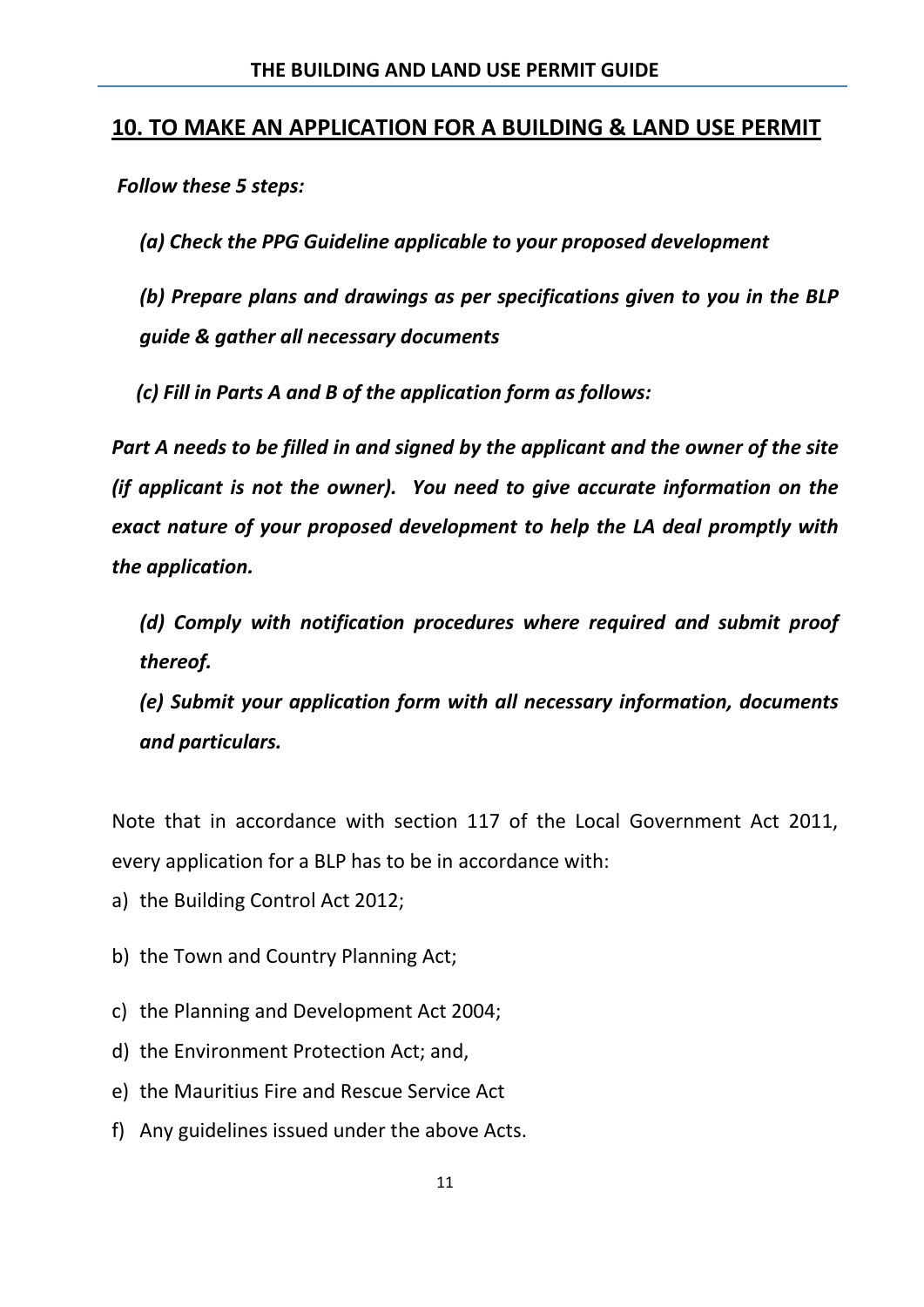## <u>10. TO MAKE AN APPLICATION FOR A BUILDING & LAND USE PERMIT</u>

***Follow these 5 steps:***

***(a) Check the PPG Guideline applicable to your proposed development***

***(b) Prepare plans and drawings as per specifications given to you in the BLP guide & gather all necessary documents***

***(c) Fill in Parts A and B of the application form as follows:***

***Part A needs to be filled in and signed by the applicant and the owner of the site (if applicant is not the owner). You need to give accurate information on the exact nature of your proposed development to help the LA deal promptly with the application.***

***(d) Comply with notification procedures where required and submit proof thereof.***

***(e) Submit your application form with all necessary information, documents and particulars.***

Note that in accordance with section 117 of the Local Government Act 2011, every application for a BLP has to be in accordance with:

a) the Building Control Act 2012;
b) the Town and Country Planning Act;
c) the Planning and Development Act 2004;
d) the Environment Protection Act; and,
e) the Mauritius Fire and Rescue Service Act
f) Any guidelines issued under the above Acts.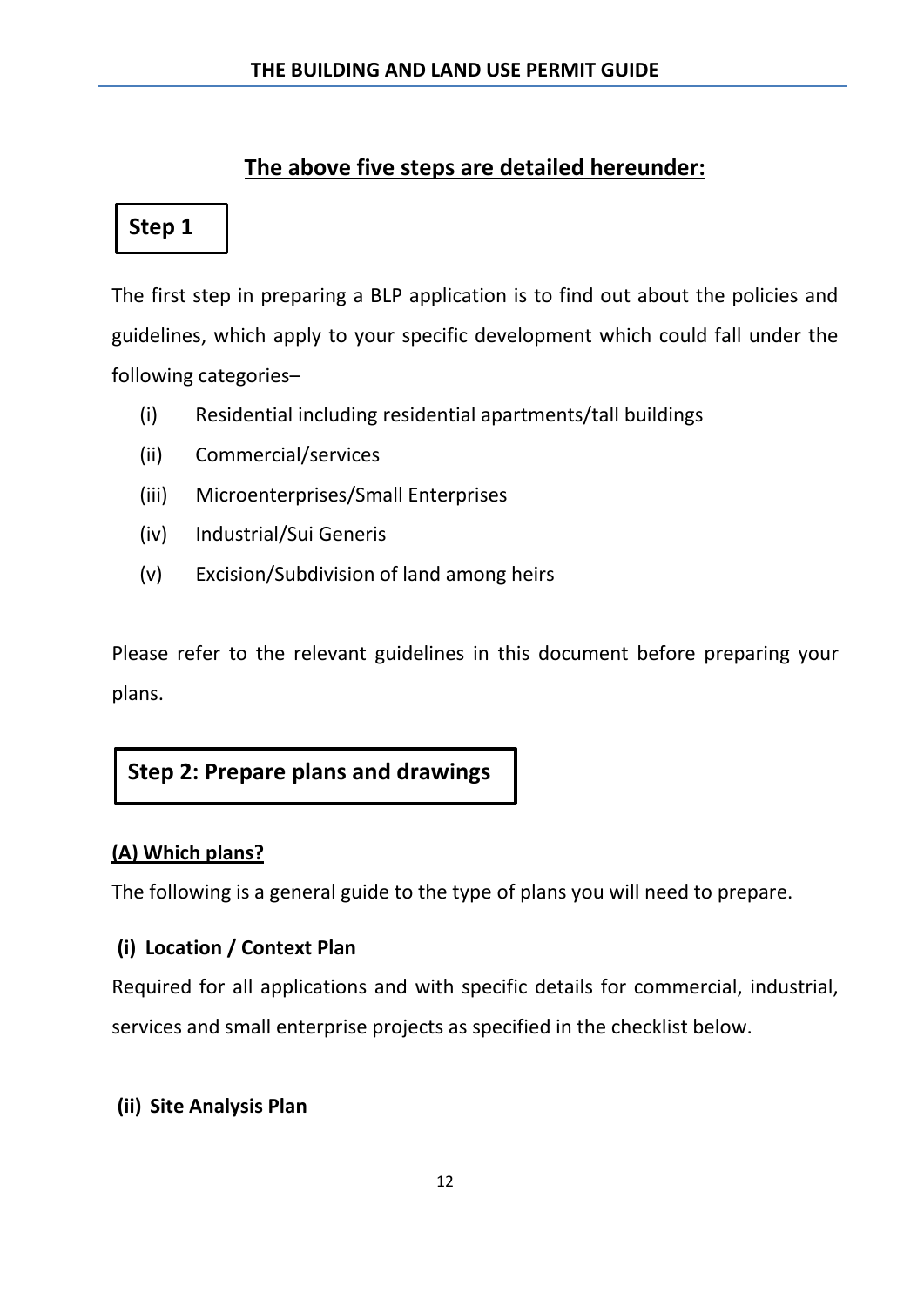## The above five steps are detailed hereunder:

### Step 1

The first step in preparing a BLP application is to find out about the policies and guidelines, which apply to your specific development which could fall under the following categories–

(i) Residential including residential apartments/tall buildings

(ii) Commercial/services

(iii) Microenterprises/Small Enterprises

(iv) Industrial/Sui Generis

(v) Excision/Subdivision of land among heirs

Please refer to the relevant guidelines in this document before preparing your plans.

### Step 2: Prepare plans and drawings

**(A) Which plans?**

The following is a general guide to the type of plans you will need to prepare.

**(i) Location / Context Plan**

Required for all applications and with specific details for commercial, industrial, services and small enterprise projects as specified in the checklist below.

**(ii) Site Analysis Plan**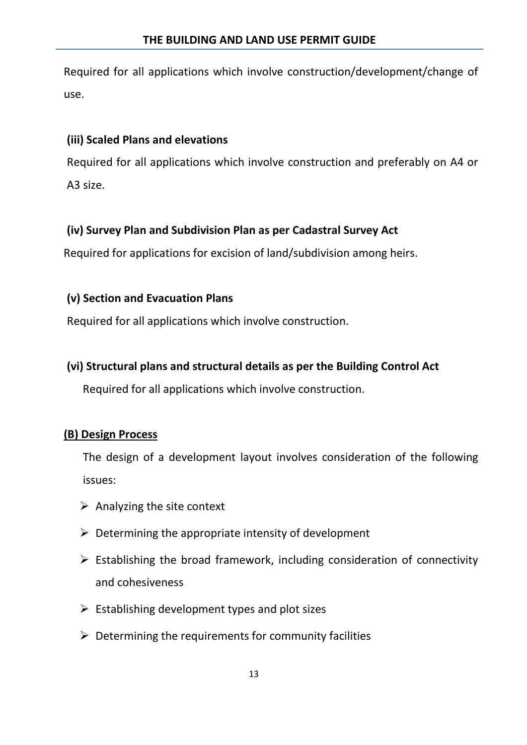Required for all applications which involve construction/development/change of use.

**(iii) Scaled Plans and elevations**

Required for all applications which involve construction and preferably on A4 or A3 size.

**(iv) Survey Plan and Subdivision Plan as per Cadastral Survey Act**

Required for applications for excision of land/subdivision among heirs.

**(v) Section and Evacuation Plans**

Required for all applications which involve construction.

**(vi) Structural plans and structural details as per the Building Control Act**

Required for all applications which involve construction.

## (B) Design Process

The design of a development layout involves consideration of the following issues:

- Analyzing the site context
- Determining the appropriate intensity of development
- Establishing the broad framework, including consideration of connectivity and cohesiveness
- Establishing development types and plot sizes
- Determining the requirements for community facilities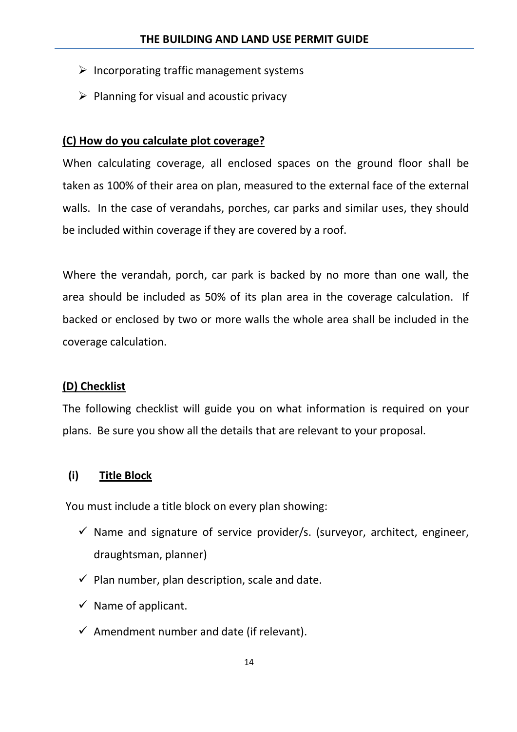- Incorporating traffic management systems
- Planning for visual and acoustic privacy

### (C) How do you calculate plot coverage?

When calculating coverage, all enclosed spaces on the ground floor shall be taken as 100% of their area on plan, measured to the external face of the external walls. In the case of verandahs, porches, car parks and similar uses, they should be included within coverage if they are covered by a roof.

Where the verandah, porch, car park is backed by no more than one wall, the area should be included as 50% of its plan area in the coverage calculation. If backed or enclosed by two or more walls the whole area shall be included in the coverage calculation.

### (D) Checklist

The following checklist will guide you on what information is required on your plans. Be sure you show all the details that are relevant to your proposal.

#### (i) Title Block

You must include a title block on every plan showing:

- ✓ Name and signature of service provider/s. (surveyor, architect, engineer, draughtsman, planner)
- ✓ Plan number, plan description, scale and date.
- ✓ Name of applicant.
- ✓ Amendment number and date (if relevant).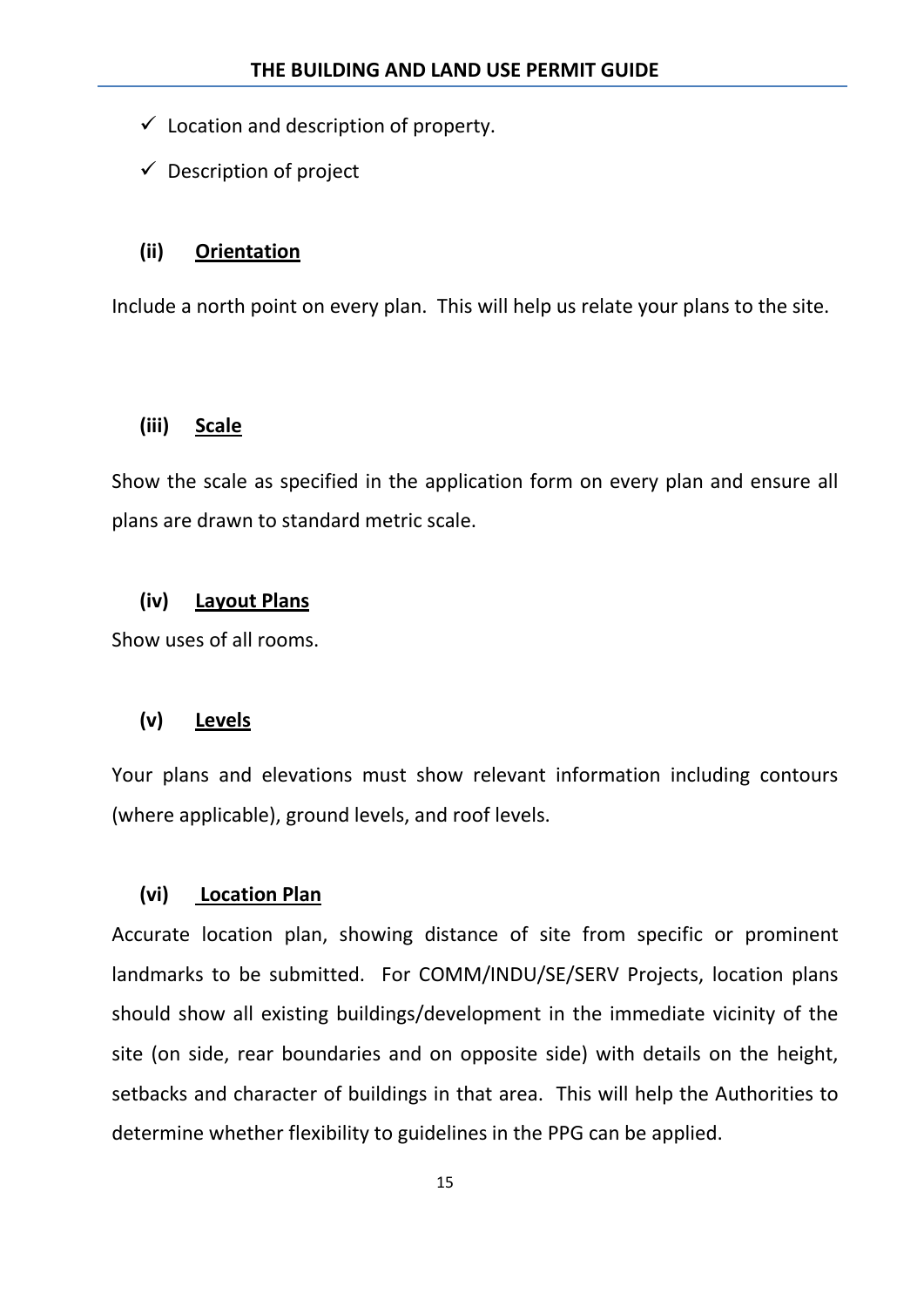- ✓ Location and description of property.
- ✓ Description of project

### (ii) Orientation

Include a north point on every plan. This will help us relate your plans to the site.

### (iii) Scale

Show the scale as specified in the application form on every plan and ensure all plans are drawn to standard metric scale.

### (iv) Layout Plans

Show uses of all rooms.

### (v) Levels

Your plans and elevations must show relevant information including contours (where applicable), ground levels, and roof levels.

### (vi) Location Plan

Accurate location plan, showing distance of site from specific or prominent landmarks to be submitted. For COMM/INDU/SE/SERV Projects, location plans should show all existing buildings/development in the immediate vicinity of the site (on side, rear boundaries and on opposite side) with details on the height, setbacks and character of buildings in that area. This will help the Authorities to determine whether flexibility to guidelines in the PPG can be applied.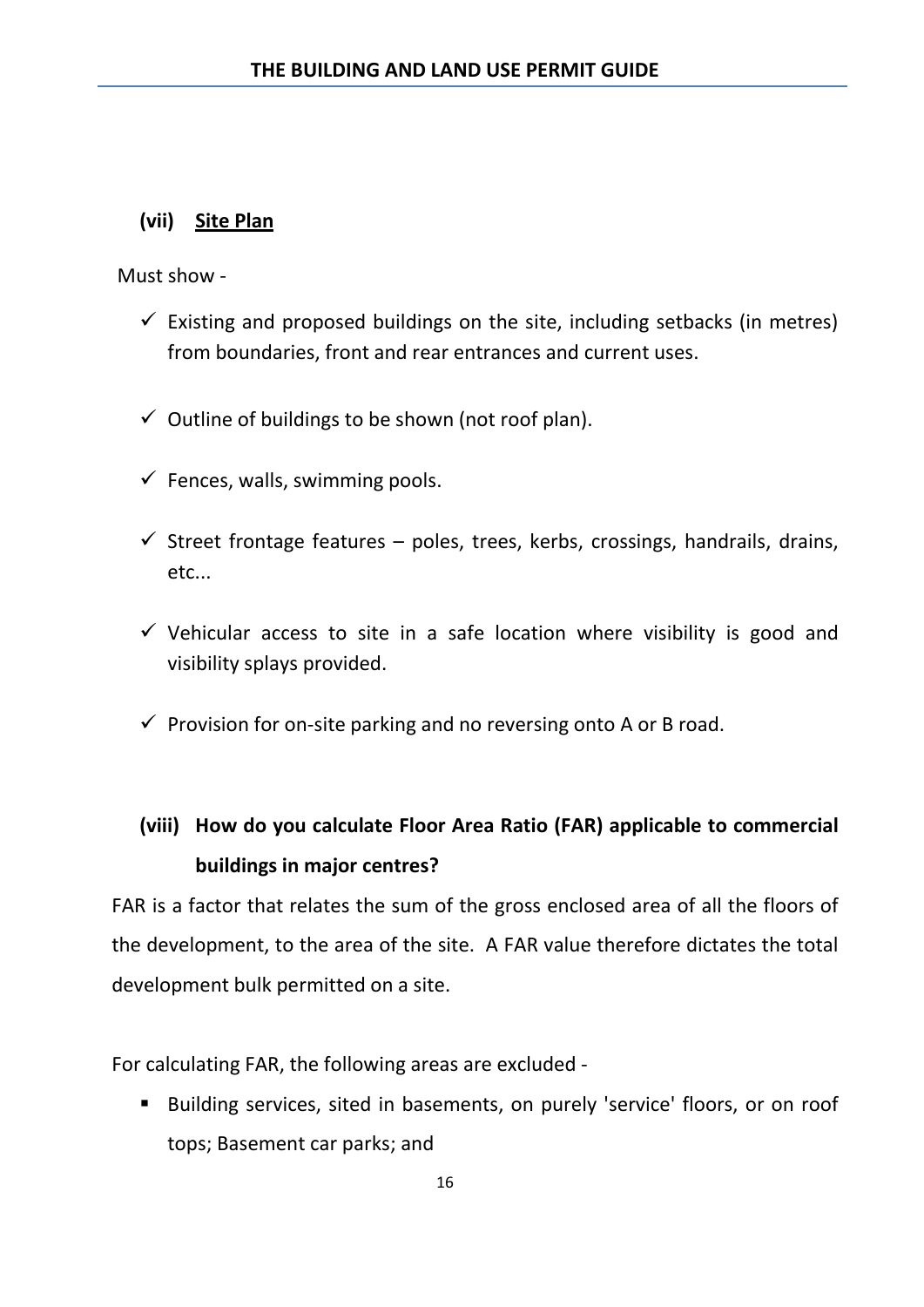### (vii) Site Plan

Must show -

- ✓ Existing and proposed buildings on the site, including setbacks (in metres) from boundaries, front and rear entrances and current uses.
- ✓ Outline of buildings to be shown (not roof plan).
- ✓ Fences, walls, swimming pools.
- ✓ Street frontage features – poles, trees, kerbs, crossings, handrails, drains, etc...
- ✓ Vehicular access to site in a safe location where visibility is good and visibility splays provided.
- ✓ Provision for on-site parking and no reversing onto A or B road.

### (viii) How do you calculate Floor Area Ratio (FAR) applicable to commercial buildings in major centres?

FAR is a factor that relates the sum of the gross enclosed area of all the floors of the development, to the area of the site. A FAR value therefore dictates the total development bulk permitted on a site.

For calculating FAR, the following areas are excluded -

- Building services, sited in basements, on purely 'service' floors, or on roof tops; Basement car parks; and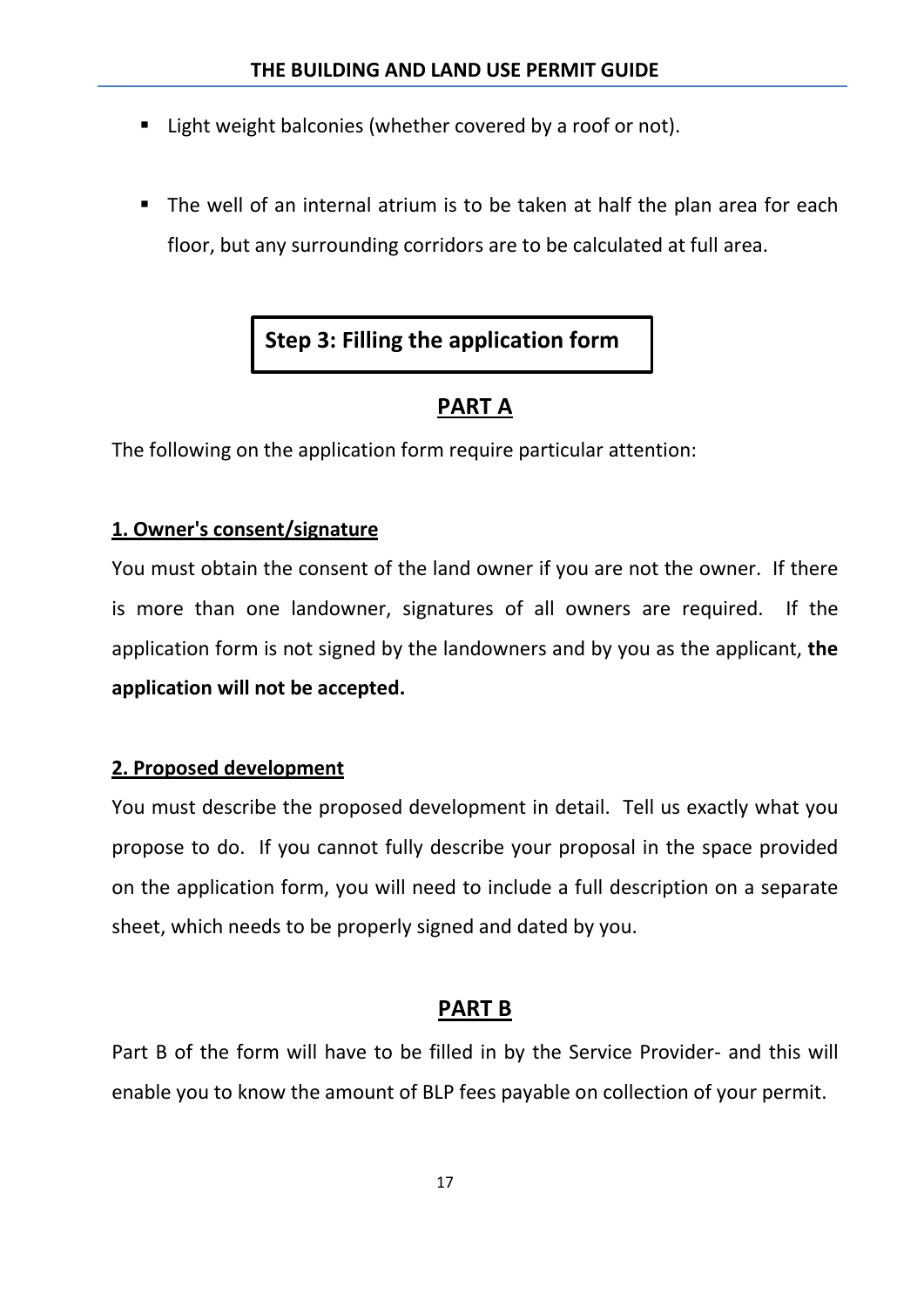- Light weight balconies (whether covered by a roof or not).

- The well of an internal atrium is to be taken at half the plan area for each floor, but any surrounding corridors are to be calculated at full area.

## Step 3: Filling the application form

### PART A

The following on the application form require particular attention:

**1. Owner's consent/signature**

You must obtain the consent of the land owner if you are not the owner. If there is more than one landowner, signatures of all owners are required. If the application form is not signed by the landowners and by you as the applicant, **the application will not be accepted.**

**2. Proposed development**

You must describe the proposed development in detail. Tell us exactly what you propose to do. If you cannot fully describe your proposal in the space provided on the application form, you will need to include a full description on a separate sheet, which needs to be properly signed and dated by you.

### PART B

Part B of the form will have to be filled in by the Service Provider- and this will enable you to know the amount of BLP fees payable on collection of your permit.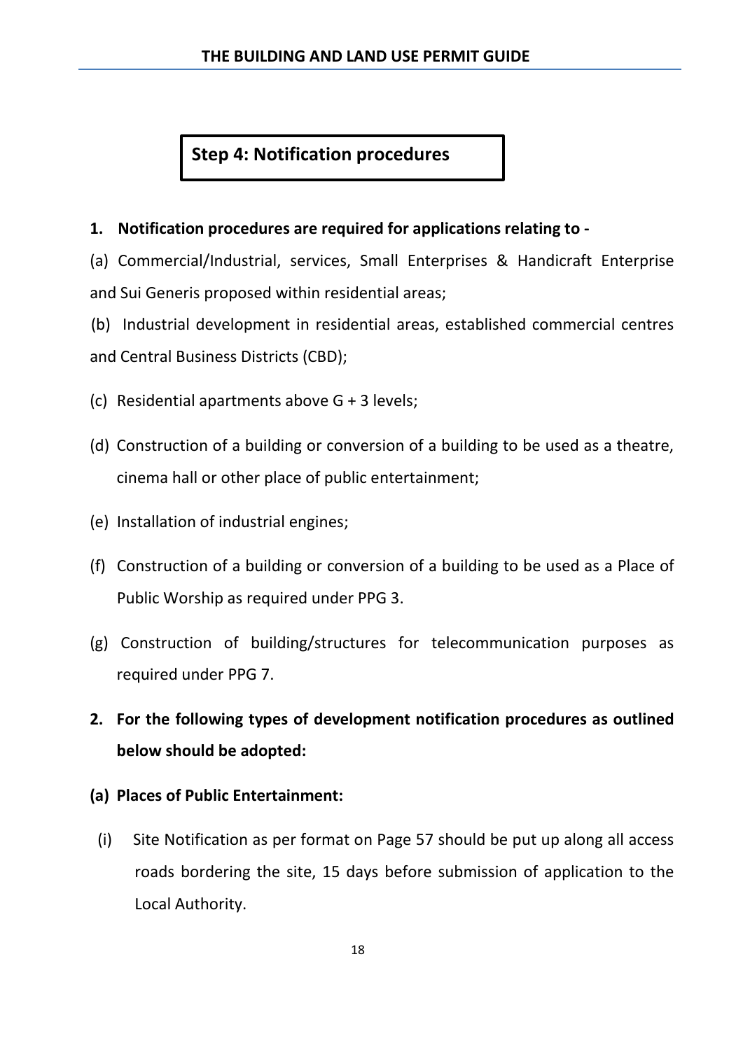## Step 4: Notification procedures

**1. Notification procedures are required for applications relating to -**

(a) Commercial/Industrial, services, Small Enterprises & Handicraft Enterprise and Sui Generis proposed within residential areas;

(b) Industrial development in residential areas, established commercial centres and Central Business Districts (CBD);

(c) Residential apartments above G + 3 levels;

(d) Construction of a building or conversion of a building to be used as a theatre, cinema hall or other place of public entertainment;

(e) Installation of industrial engines;

(f) Construction of a building or conversion of a building to be used as a Place of Public Worship as required under PPG 3.

(g) Construction of building/structures for telecommunication purposes as required under PPG 7.

**2. For the following types of development notification procedures as outlined below should be adopted:**

**(a) Places of Public Entertainment:**

(i) Site Notification as per format on Page 57 should be put up along all access roads bordering the site, 15 days before submission of application to the Local Authority.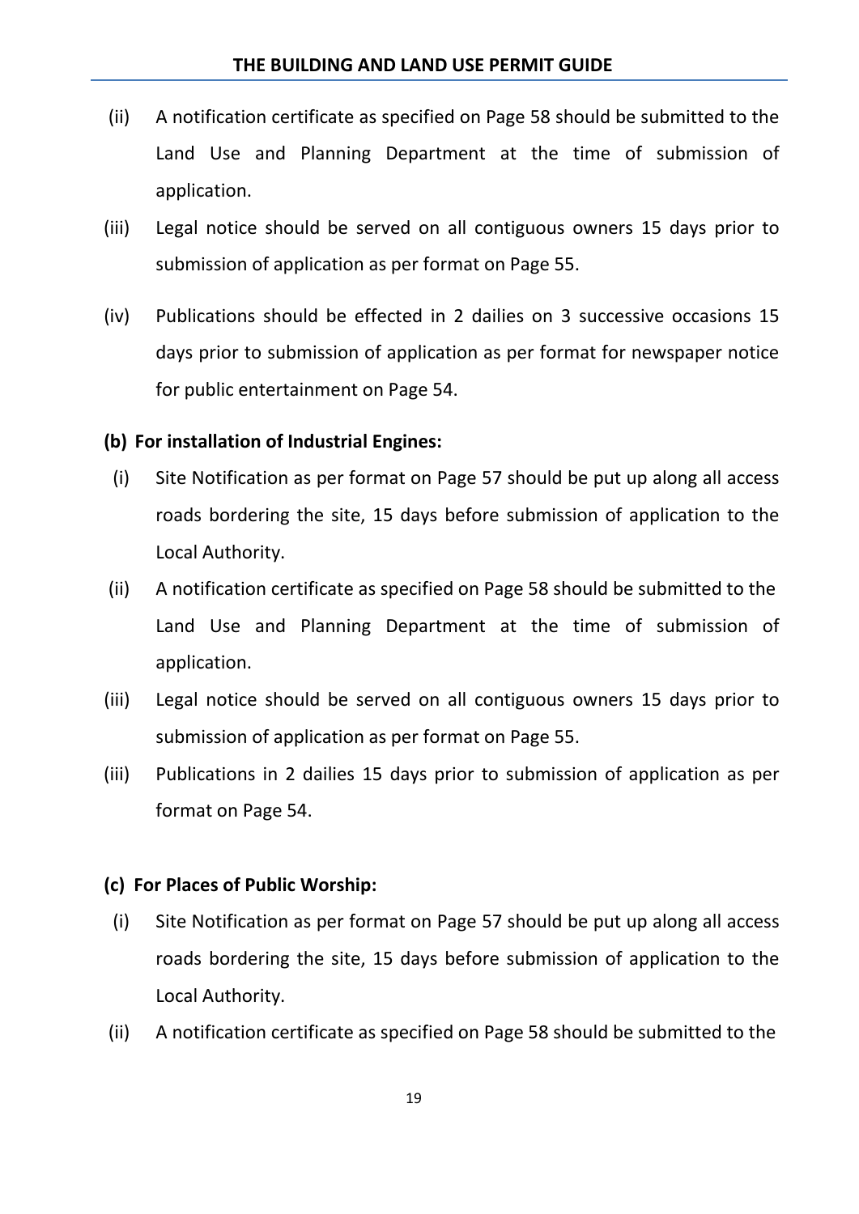(ii) A notification certificate as specified on Page 58 should be submitted to the Land Use and Planning Department at the time of submission of application.

(iii) Legal notice should be served on all contiguous owners 15 days prior to submission of application as per format on Page 55.

(iv) Publications should be effected in 2 dailies on 3 successive occasions 15 days prior to submission of application as per format for newspaper notice for public entertainment on Page 54.

**(b) For installation of Industrial Engines:**

(i) Site Notification as per format on Page 57 should be put up along all access roads bordering the site, 15 days before submission of application to the Local Authority.

(ii) A notification certificate as specified on Page 58 should be submitted to the Land Use and Planning Department at the time of submission of application.

(iii) Legal notice should be served on all contiguous owners 15 days prior to submission of application as per format on Page 55.

(iii) Publications in 2 dailies 15 days prior to submission of application as per format on Page 54.

**(c) For Places of Public Worship:**

(i) Site Notification as per format on Page 57 should be put up along all access roads bordering the site, 15 days before submission of application to the Local Authority.

(ii) A notification certificate as specified on Page 58 should be submitted to the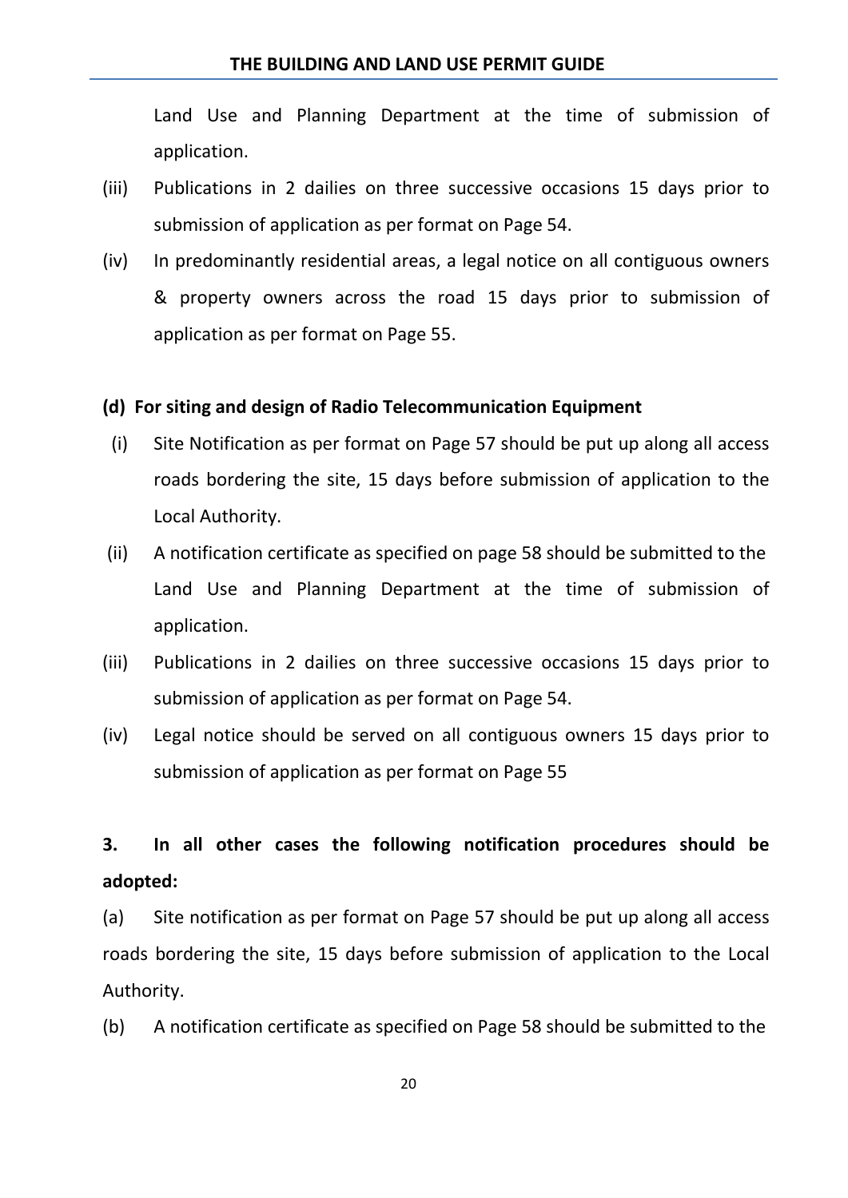Land Use and Planning Department at the time of submission of application.

(iii) Publications in 2 dailies on three successive occasions 15 days prior to submission of application as per format on Page 54.

(iv) In predominantly residential areas, a legal notice on all contiguous owners & property owners across the road 15 days prior to submission of application as per format on Page 55.

**(d) For siting and design of Radio Telecommunication Equipment**

(i) Site Notification as per format on Page 57 should be put up along all access roads bordering the site, 15 days before submission of application to the Local Authority.

(ii) A notification certificate as specified on page 58 should be submitted to the Land Use and Planning Department at the time of submission of application.

(iii) Publications in 2 dailies on three successive occasions 15 days prior to submission of application as per format on Page 54.

(iv) Legal notice should be served on all contiguous owners 15 days prior to submission of application as per format on Page 55

**3. In all other cases the following notification procedures should be adopted:**

(a) Site notification as per format on Page 57 should be put up along all access roads bordering the site, 15 days before submission of application to the Local Authority.

(b) A notification certificate as specified on Page 58 should be submitted to the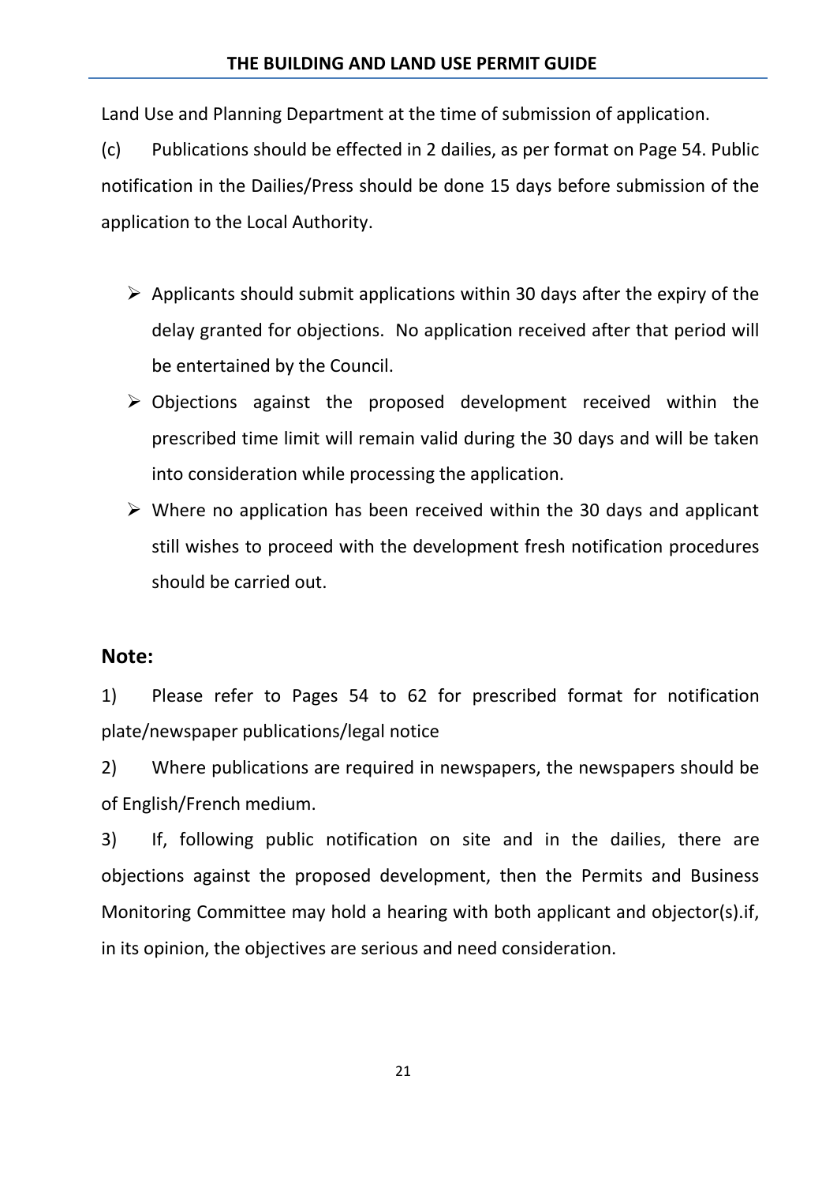Land Use and Planning Department at the time of submission of application.

(c) Publications should be effected in 2 dailies, as per format on Page 54. Public notification in the Dailies/Press should be done 15 days before submission of the application to the Local Authority.

- Applicants should submit applications within 30 days after the expiry of the delay granted for objections. No application received after that period will be entertained by the Council.
- Objections against the proposed development received within the prescribed time limit will remain valid during the 30 days and will be taken into consideration while processing the application.
- Where no application has been received within the 30 days and applicant still wishes to proceed with the development fresh notification procedures should be carried out.

## Note:

1) Please refer to Pages 54 to 62 for prescribed format for notification plate/newspaper publications/legal notice

2) Where publications are required in newspapers, the newspapers should be of English/French medium.

3) If, following public notification on site and in the dailies, there are objections against the proposed development, then the Permits and Business Monitoring Committee may hold a hearing with both applicant and objector(s).if, in its opinion, the objectives are serious and need consideration.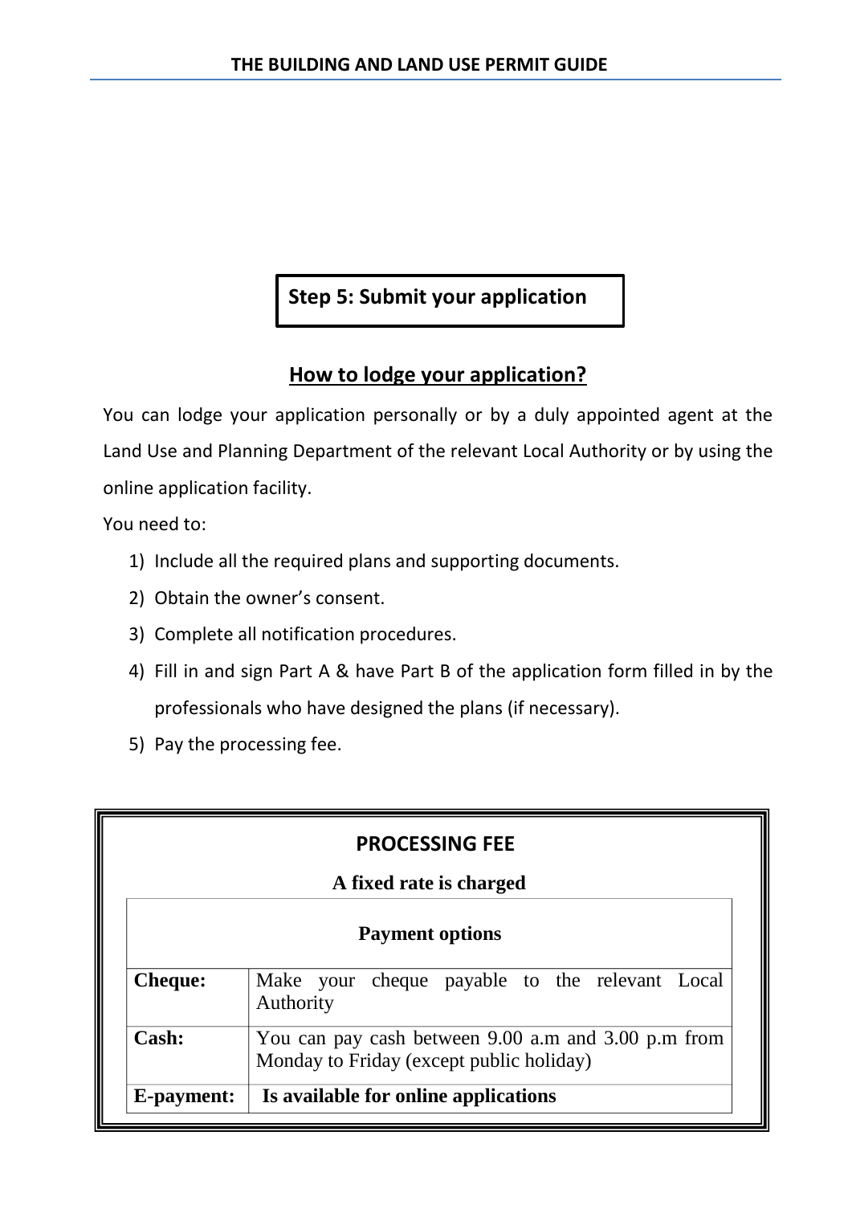## Step 5: Submit your application

### How to lodge your application?

You can lodge your application personally or by a duly appointed agent at the Land Use and Planning Department of the relevant Local Authority or by using the online application facility.

You need to:

1) Include all the required plans and supporting documents.
2) Obtain the owner's consent.
3) Complete all notification procedures.
4) Fill in and sign Part A & have Part B of the application form filled in by the professionals who have designed the plans (if necessary).
5) Pay the processing fee.

### PROCESSING FEE

**A fixed rate is charged**

| **Payment options** | |
|---|---|
| **Cheque:** | Make your cheque payable to the relevant Local Authority |
| **Cash:** | You can pay cash between 9.00 a.m and 3.00 p.m from Monday to Friday (except public holiday) |
| **E-payment:** | **Is available for online applications** |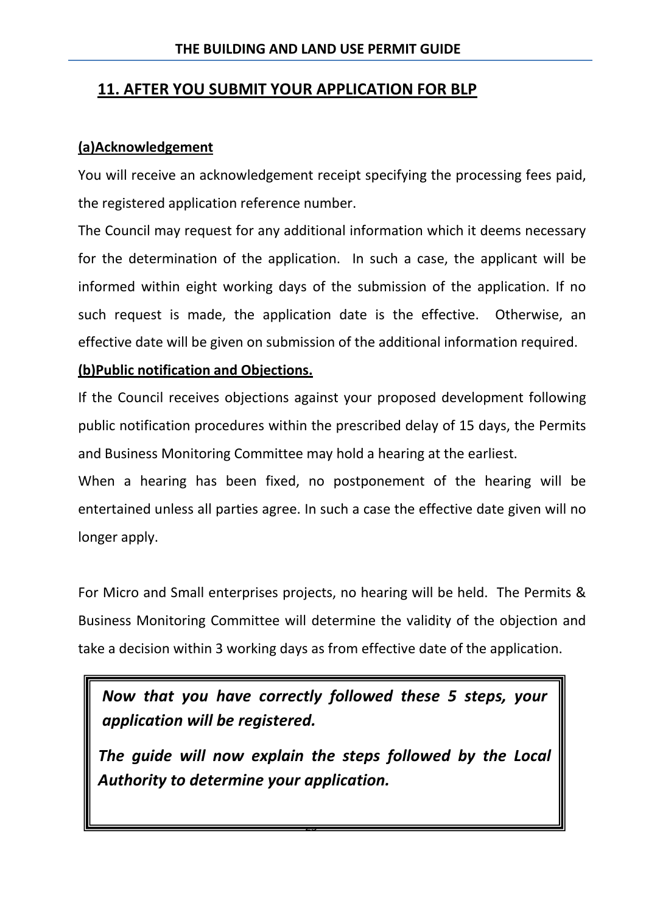## 11. AFTER YOU SUBMIT YOUR APPLICATION FOR BLP

**(a)Acknowledgement**

You will receive an acknowledgement receipt specifying the processing fees paid, the registered application reference number.

The Council may request for any additional information which it deems necessary for the determination of the application. In such a case, the applicant will be informed within eight working days of the submission of the application. If no such request is made, the application date is the effective. Otherwise, an effective date will be given on submission of the additional information required.

**(b)Public notification and Objections.**

If the Council receives objections against your proposed development following public notification procedures within the prescribed delay of 15 days, the Permits and Business Monitoring Committee may hold a hearing at the earliest.

When a hearing has been fixed, no postponement of the hearing will be entertained unless all parties agree. In such a case the effective date given will no longer apply.

For Micro and Small enterprises projects, no hearing will be held. The Permits & Business Monitoring Committee will determine the validity of the objection and take a decision within 3 working days as from effective date of the application.

***Now that you have correctly followed these 5 steps, your application will be registered.***

***The guide will now explain the steps followed by the Local Authority to determine your application.***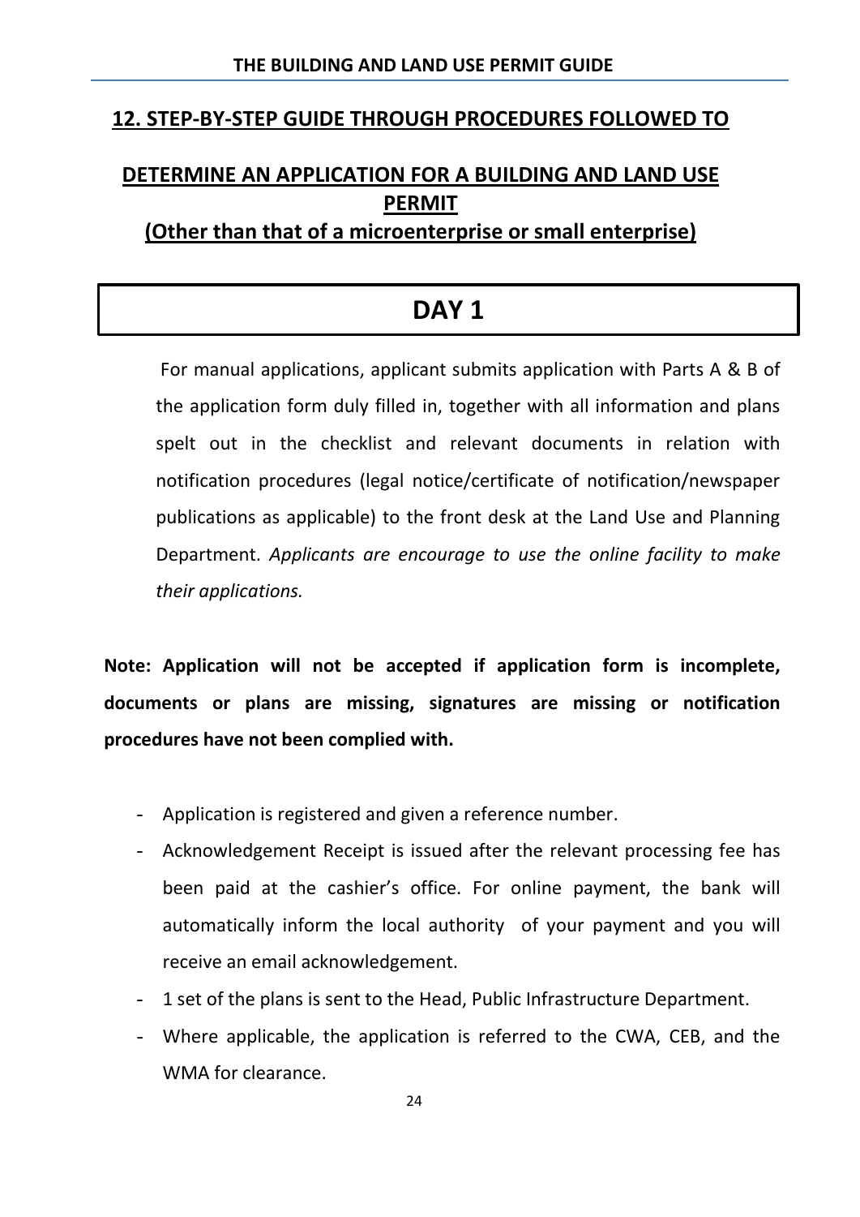## 12. STEP-BY-STEP GUIDE THROUGH PROCEDURES FOLLOWED TO DETERMINE AN APPLICATION FOR A BUILDING AND LAND USE PERMIT

## (Other than that of a microenterprise or small enterprise)

## DAY 1

For manual applications, applicant submits application with Parts A & B of the application form duly filled in, together with all information and plans spelt out in the checklist and relevant documents in relation with notification procedures (legal notice/certificate of notification/newspaper publications as applicable) to the front desk at the Land Use and Planning Department. *Applicants are encourage to use the online facility to make their applications.*

**Note: Application will not be accepted if application form is incomplete, documents or plans are missing, signatures are missing or notification procedures have not been complied with.**

- Application is registered and given a reference number.
- Acknowledgement Receipt is issued after the relevant processing fee has been paid at the cashier's office. For online payment, the bank will automatically inform the local authority of your payment and you will receive an email acknowledgement.
- 1 set of the plans is sent to the Head, Public Infrastructure Department.
- Where applicable, the application is referred to the CWA, CEB, and the WMA for clearance.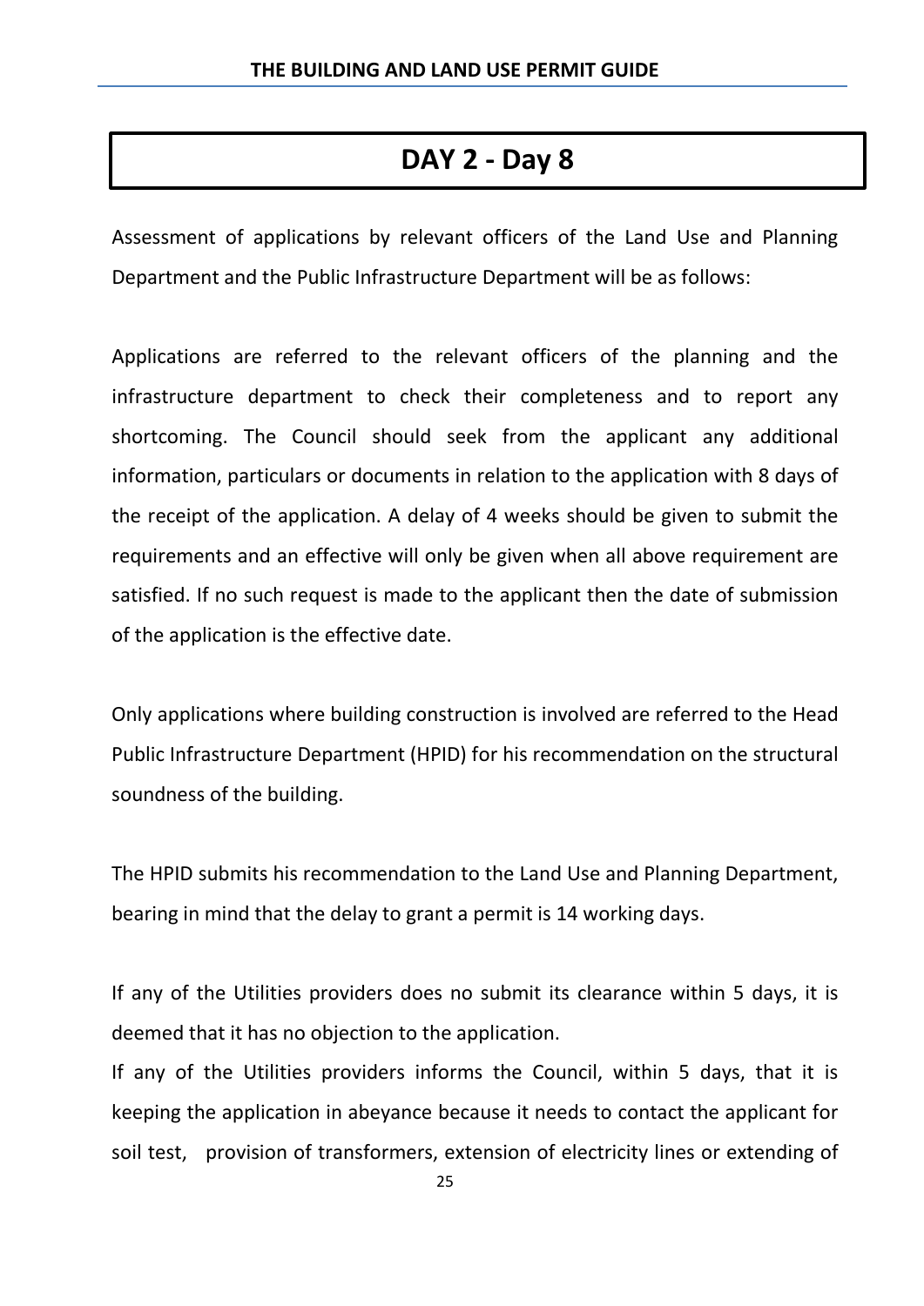# DAY 2 - Day 8

Assessment of applications by relevant officers of the Land Use and Planning Department and the Public Infrastructure Department will be as follows:

Applications are referred to the relevant officers of the planning and the infrastructure department to check their completeness and to report any shortcoming. The Council should seek from the applicant any additional information, particulars or documents in relation to the application with 8 days of the receipt of the application. A delay of 4 weeks should be given to submit the requirements and an effective will only be given when all above requirement are satisfied. If no such request is made to the applicant then the date of submission of the application is the effective date.

Only applications where building construction is involved are referred to the Head Public Infrastructure Department (HPID) for his recommendation on the structural soundness of the building.

The HPID submits his recommendation to the Land Use and Planning Department, bearing in mind that the delay to grant a permit is 14 working days.

If any of the Utilities providers does no submit its clearance within 5 days, it is deemed that it has no objection to the application.

If any of the Utilities providers informs the Council, within 5 days, that it is keeping the application in abeyance because it needs to contact the applicant for soil test, provision of transformers, extension of electricity lines or extending of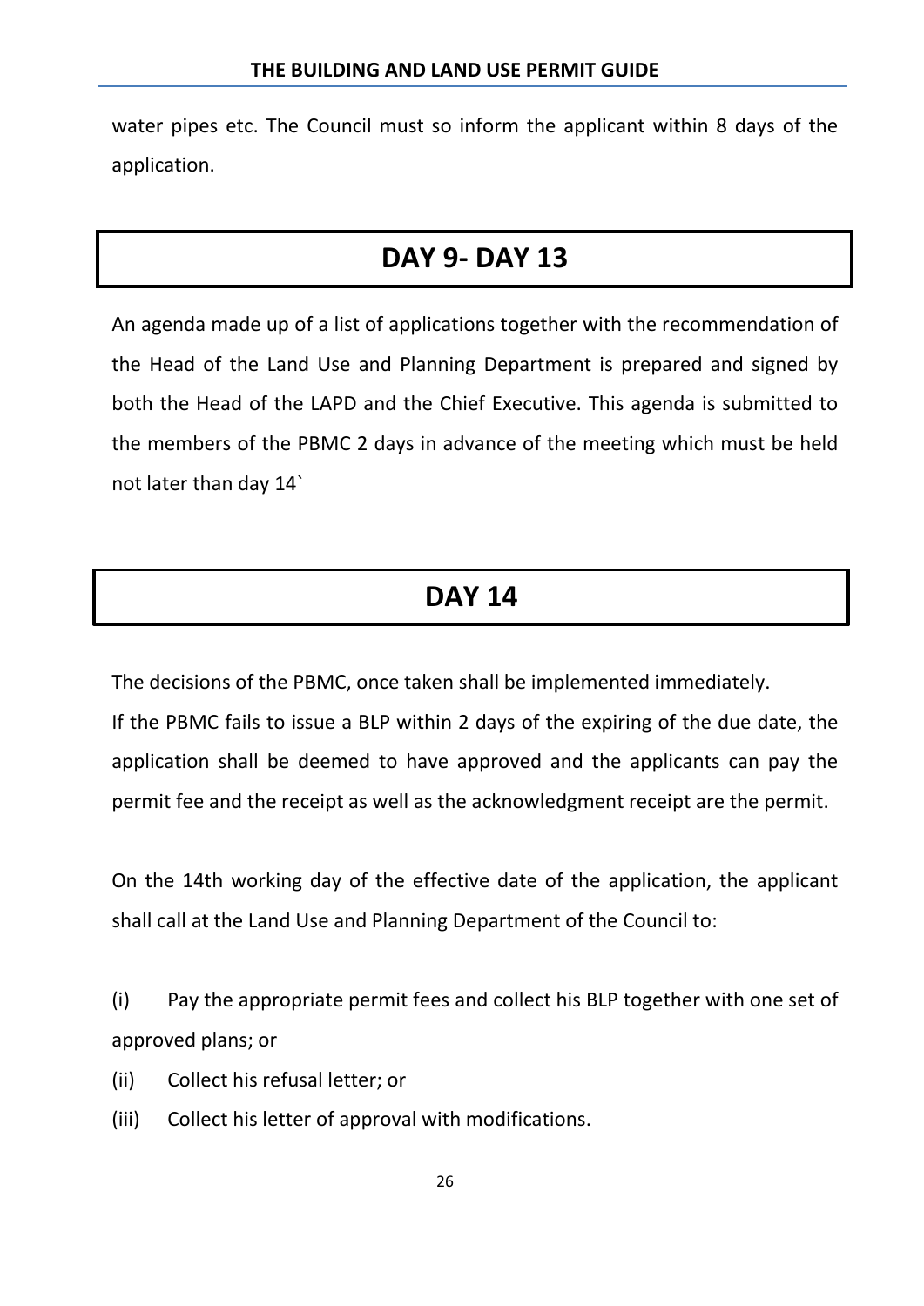water pipes etc. The Council must so inform the applicant within 8 days of the application.

## DAY 9- DAY 13

An agenda made up of a list of applications together with the recommendation of the Head of the Land Use and Planning Department is prepared and signed by both the Head of the LAPD and the Chief Executive. This agenda is submitted to the members of the PBMC 2 days in advance of the meeting which must be held not later than day 14`

## DAY 14

The decisions of the PBMC, once taken shall be implemented immediately.
If the PBMC fails to issue a BLP within 2 days of the expiring of the due date, the application shall be deemed to have approved and the applicants can pay the permit fee and the receipt as well as the acknowledgment receipt are the permit.

On the 14th working day of the effective date of the application, the applicant shall call at the Land Use and Planning Department of the Council to:

(i) Pay the appropriate permit fees and collect his BLP together with one set of approved plans; or

(ii) Collect his refusal letter; or

(iii) Collect his letter of approval with modifications.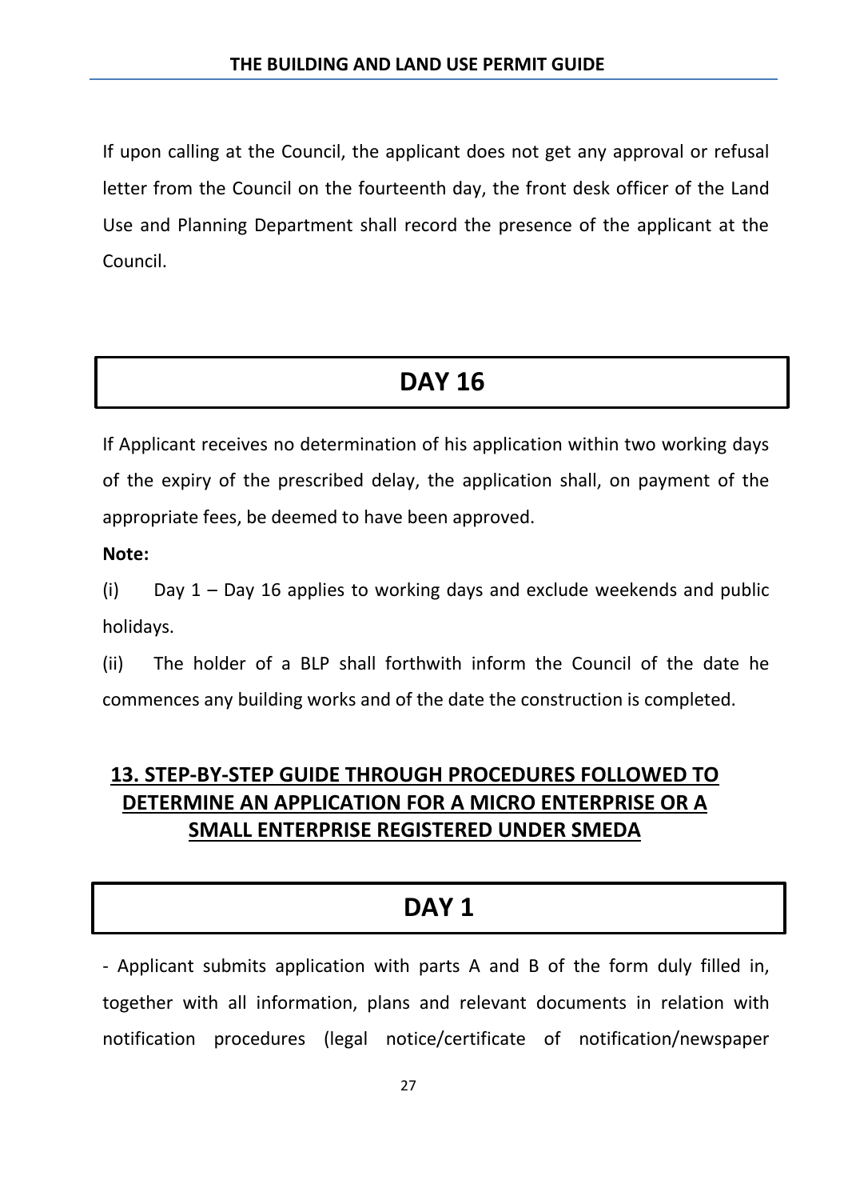If upon calling at the Council, the applicant does not get any approval or refusal letter from the Council on the fourteenth day, the front desk officer of the Land Use and Planning Department shall record the presence of the applicant at the Council.

## DAY 16

If Applicant receives no determination of his application within two working days of the expiry of the prescribed delay, the application shall, on payment of the appropriate fees, be deemed to have been approved.

**Note:**

(i) Day 1 – Day 16 applies to working days and exclude weekends and public holidays.

(ii) The holder of a BLP shall forthwith inform the Council of the date he commences any building works and of the date the construction is completed.

## 13. STEP-BY-STEP GUIDE THROUGH PROCEDURES FOLLOWED TO DETERMINE AN APPLICATION FOR A MICRO ENTERPRISE OR A SMALL ENTERPRISE REGISTERED UNDER SMEDA

## DAY 1

- Applicant submits application with parts A and B of the form duly filled in, together with all information, plans and relevant documents in relation with notification procedures (legal notice/certificate of notification/newspaper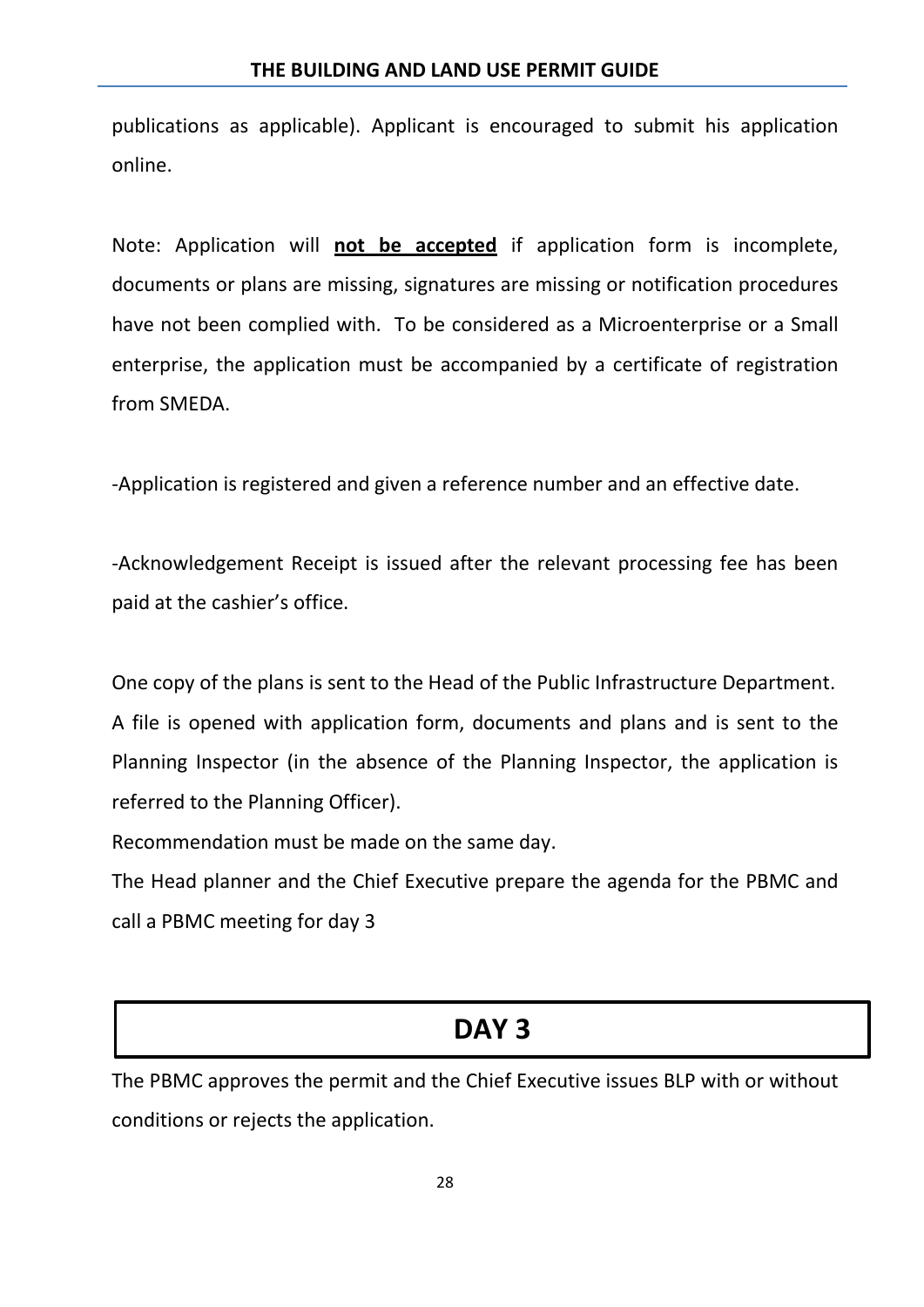publications as applicable). Applicant is encouraged to submit his application online.

Note: Application will **not be accepted** if application form is incomplete, documents or plans are missing, signatures are missing or notification procedures have not been complied with. To be considered as a Microenterprise or a Small enterprise, the application must be accompanied by a certificate of registration from SMEDA.

-Application is registered and given a reference number and an effective date.

-Acknowledgement Receipt is issued after the relevant processing fee has been paid at the cashier's office.

One copy of the plans is sent to the Head of the Public Infrastructure Department.
A file is opened with application form, documents and plans and is sent to the Planning Inspector (in the absence of the Planning Inspector, the application is referred to the Planning Officer).
Recommendation must be made on the same day.
The Head planner and the Chief Executive prepare the agenda for the PBMC and call a PBMC meeting for day 3

## DAY 3

The PBMC approves the permit and the Chief Executive issues BLP with or without conditions or rejects the application.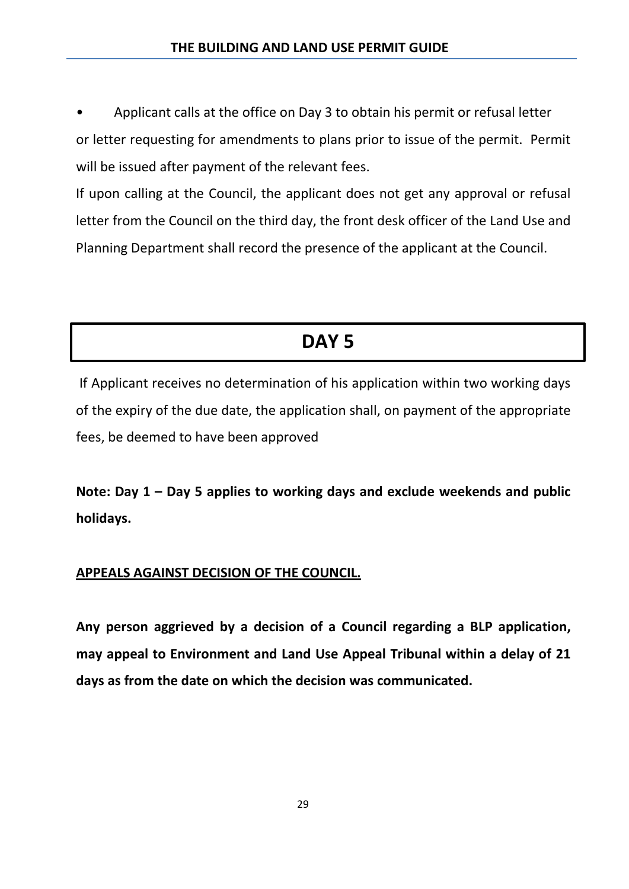- Applicant calls at the office on Day 3 to obtain his permit or refusal letter or letter requesting for amendments to plans prior to issue of the permit. Permit will be issued after payment of the relevant fees.

If upon calling at the Council, the applicant does not get any approval or refusal letter from the Council on the third day, the front desk officer of the Land Use and Planning Department shall record the presence of the applicant at the Council.

# DAY 5

If Applicant receives no determination of his application within two working days of the expiry of the due date, the application shall, on payment of the appropriate fees, be deemed to have been approved

**Note: Day 1 – Day 5 applies to working days and exclude weekends and public holidays.**

**<u>APPEALS AGAINST DECISION OF THE COUNCIL.</u>**

**Any person aggrieved by a decision of a Council regarding a BLP application, may appeal to Environment and Land Use Appeal Tribunal within a delay of 21 days as from the date on which the decision was communicated.**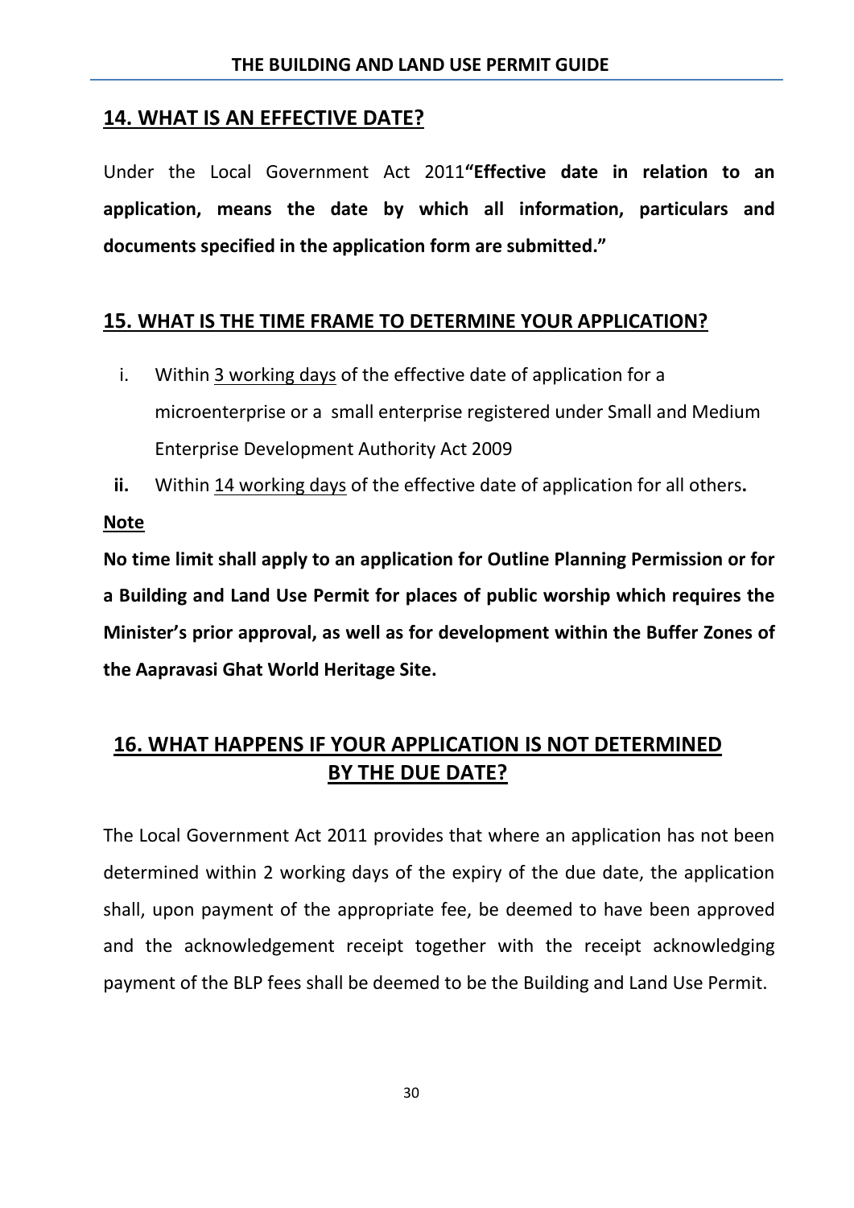## 14. WHAT IS AN EFFECTIVE DATE?

Under the Local Government Act 2011**"Effective date in relation to an application, means the date by which all information, particulars and documents specified in the application form are submitted."**

## 15. WHAT IS THE TIME FRAME TO DETERMINE YOUR APPLICATION?

i. Within 3 working days of the effective date of application for a microenterprise or a small enterprise registered under Small and Medium Enterprise Development Authority Act 2009

**ii.** Within 14 working days of the effective date of application for all others**.**

**Note**

**No time limit shall apply to an application for Outline Planning Permission or for a Building and Land Use Permit for places of public worship which requires the Minister's prior approval, as well as for development within the Buffer Zones of the Aapravasi Ghat World Heritage Site.**

## 16. WHAT HAPPENS IF YOUR APPLICATION IS NOT DETERMINED BY THE DUE DATE?

The Local Government Act 2011 provides that where an application has not been determined within 2 working days of the expiry of the due date, the application shall, upon payment of the appropriate fee, be deemed to have been approved and the acknowledgement receipt together with the receipt acknowledging payment of the BLP fees shall be deemed to be the Building and Land Use Permit.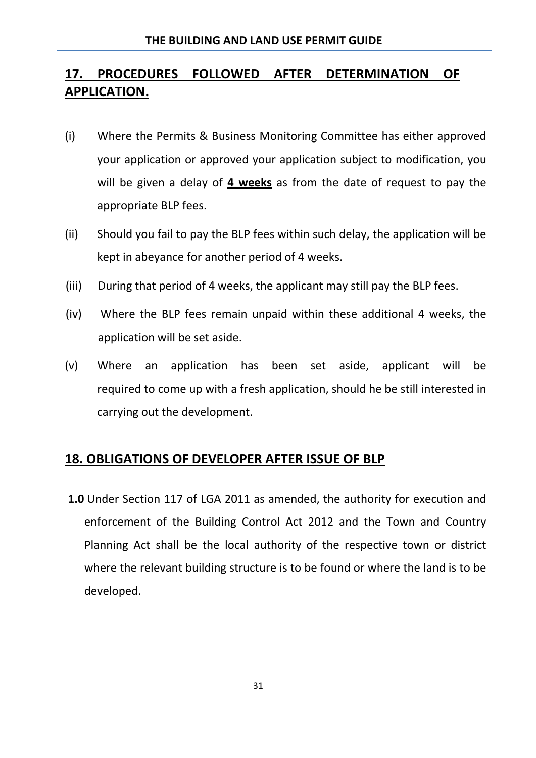## 17. PROCEDURES FOLLOWED AFTER DETERMINATION OF APPLICATION.

(i) Where the Permits & Business Monitoring Committee has either approved your application or approved your application subject to modification, you will be given a delay of **4 weeks** as from the date of request to pay the appropriate BLP fees.

(ii) Should you fail to pay the BLP fees within such delay, the application will be kept in abeyance for another period of 4 weeks.

(iii) During that period of 4 weeks, the applicant may still pay the BLP fees.

(iv) Where the BLP fees remain unpaid within these additional 4 weeks, the application will be set aside.

(v) Where an application has been set aside, applicant will be required to come up with a fresh application, should he be still interested in carrying out the development.

## 18. OBLIGATIONS OF DEVELOPER AFTER ISSUE OF BLP

**1.0** Under Section 117 of LGA 2011 as amended, the authority for execution and enforcement of the Building Control Act 2012 and the Town and Country Planning Act shall be the local authority of the respective town or district where the relevant building structure is to be found or where the land is to be developed.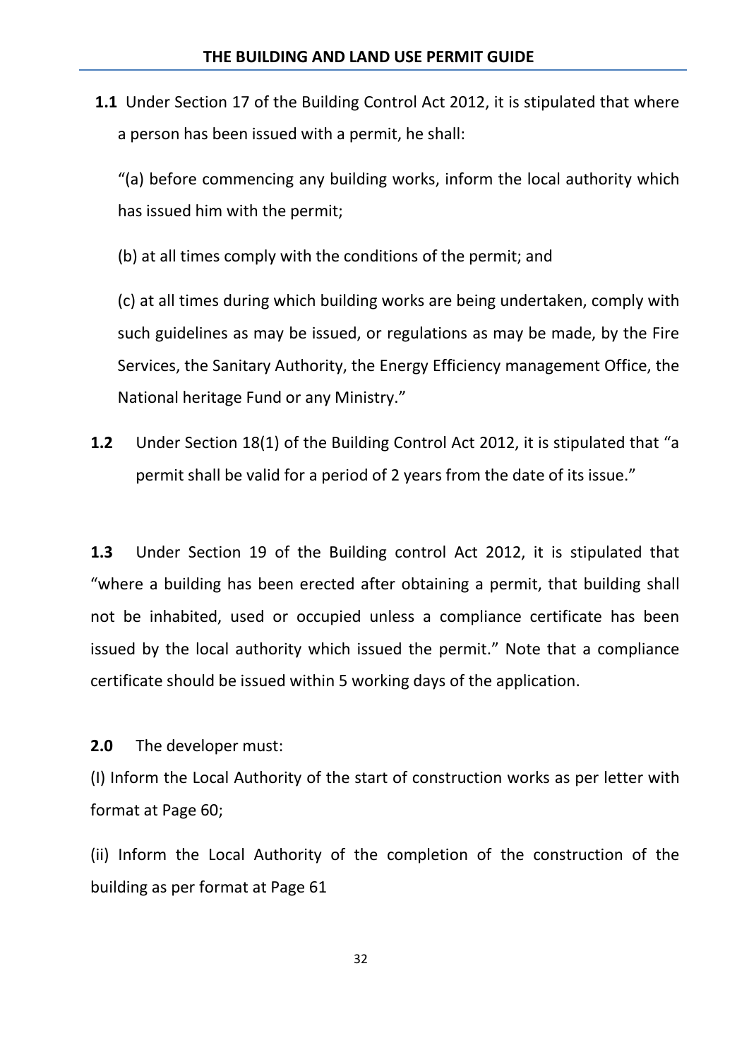**1.1** Under Section 17 of the Building Control Act 2012, it is stipulated that where a person has been issued with a permit, he shall:

"(a) before commencing any building works, inform the local authority which has issued him with the permit;

(b) at all times comply with the conditions of the permit; and

(c) at all times during which building works are being undertaken, comply with such guidelines as may be issued, or regulations as may be made, by the Fire Services, the Sanitary Authority, the Energy Efficiency management Office, the National heritage Fund or any Ministry."

**1.2** Under Section 18(1) of the Building Control Act 2012, it is stipulated that "a permit shall be valid for a period of 2 years from the date of its issue."

**1.3** Under Section 19 of the Building control Act 2012, it is stipulated that "where a building has been erected after obtaining a permit, that building shall not be inhabited, used or occupied unless a compliance certificate has been issued by the local authority which issued the permit." Note that a compliance certificate should be issued within 5 working days of the application.

**2.0** The developer must:

(I) Inform the Local Authority of the start of construction works as per letter with format at Page 60;

(ii) Inform the Local Authority of the completion of the construction of the building as per format at Page 61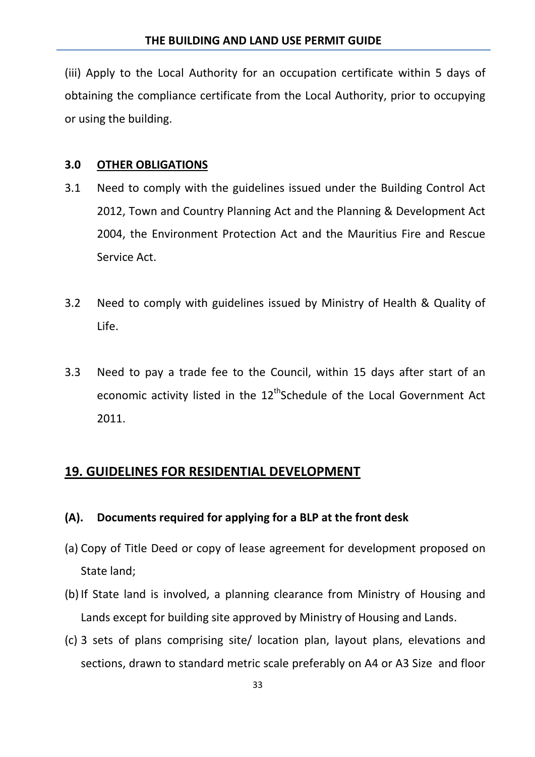(iii) Apply to the Local Authority for an occupation certificate within 5 days of obtaining the compliance certificate from the Local Authority, prior to occupying or using the building.

### 3.0 OTHER OBLIGATIONS

3.1 Need to comply with the guidelines issued under the Building Control Act 2012, Town and Country Planning Act and the Planning & Development Act 2004, the Environment Protection Act and the Mauritius Fire and Rescue Service Act.

3.2 Need to comply with guidelines issued by Ministry of Health & Quality of Life.

3.3 Need to pay a trade fee to the Council, within 15 days after start of an economic activity listed in the 12th Schedule of the Local Government Act 2011.

## 19. GUIDELINES FOR RESIDENTIAL DEVELOPMENT

### (A). Documents required for applying for a BLP at the front desk

(a) Copy of Title Deed or copy of lease agreement for development proposed on State land;

(b) If State land is involved, a planning clearance from Ministry of Housing and Lands except for building site approved by Ministry of Housing and Lands.

(c) 3 sets of plans comprising site/ location plan, layout plans, elevations and sections, drawn to standard metric scale preferably on A4 or A3 Size and floor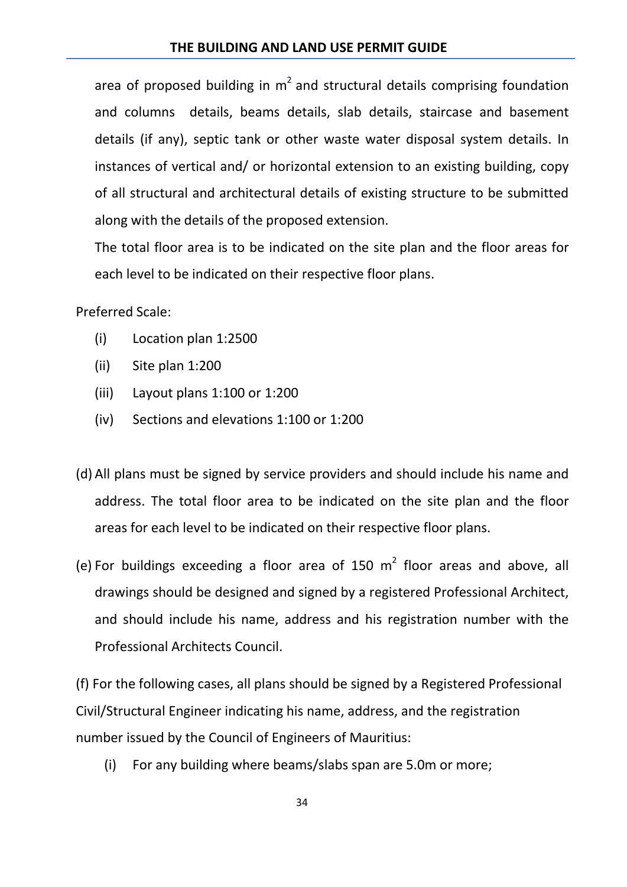area of proposed building in $m^2$ and structural details comprising foundation and columns details, beams details, slab details, staircase and basement details (if any), septic tank or other waste water disposal system details. In instances of vertical and/ or horizontal extension to an existing building, copy of all structural and architectural details of existing structure to be submitted along with the details of the proposed extension.

The total floor area is to be indicated on the site plan and the floor areas for each level to be indicated on their respective floor plans.

Preferred Scale:

- (i) Location plan 1:2500
- (ii) Site plan 1:200
- (iii) Layout plans 1:100 or 1:200
- (iv) Sections and elevations 1:100 or 1:200

(d) All plans must be signed by service providers and should include his name and address. The total floor area to be indicated on the site plan and the floor areas for each level to be indicated on their respective floor plans.

(e) For buildings exceeding a floor area of 150 $m^2$ floor areas and above, all drawings should be designed and signed by a registered Professional Architect, and should include his name, address and his registration number with the Professional Architects Council.

(f) For the following cases, all plans should be signed by a Registered Professional Civil/Structural Engineer indicating his name, address, and the registration number issued by the Council of Engineers of Mauritius:

- (i) For any building where beams/slabs span are 5.0m or more;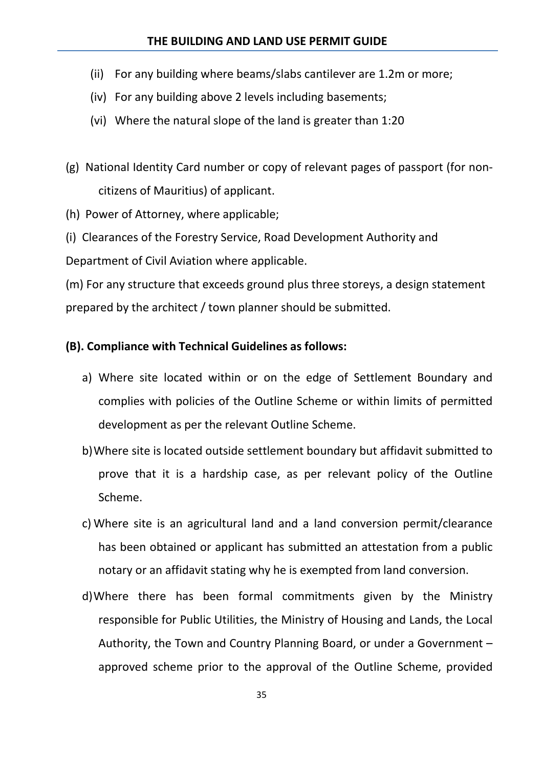(ii) For any building where beams/slabs cantilever are 1.2m or more;

(iv) For any building above 2 levels including basements;

(vi) Where the natural slope of the land is greater than 1:20

(g) National Identity Card number or copy of relevant pages of passport (for non-citizens of Mauritius) of applicant.

(h) Power of Attorney, where applicable;

(i) Clearances of the Forestry Service, Road Development Authority and Department of Civil Aviation where applicable.

(m) For any structure that exceeds ground plus three storeys, a design statement prepared by the architect / town planner should be submitted.

**(B). Compliance with Technical Guidelines as follows:**

a) Where site located within or on the edge of Settlement Boundary and complies with policies of the Outline Scheme or within limits of permitted development as per the relevant Outline Scheme.

b) Where site is located outside settlement boundary but affidavit submitted to prove that it is a hardship case, as per relevant policy of the Outline Scheme.

c) Where site is an agricultural land and a land conversion permit/clearance has been obtained or applicant has submitted an attestation from a public notary or an affidavit stating why he is exempted from land conversion.

d) Where there has been formal commitments given by the Ministry responsible for Public Utilities, the Ministry of Housing and Lands, the Local Authority, the Town and Country Planning Board, or under a Government – approved scheme prior to the approval of the Outline Scheme, provided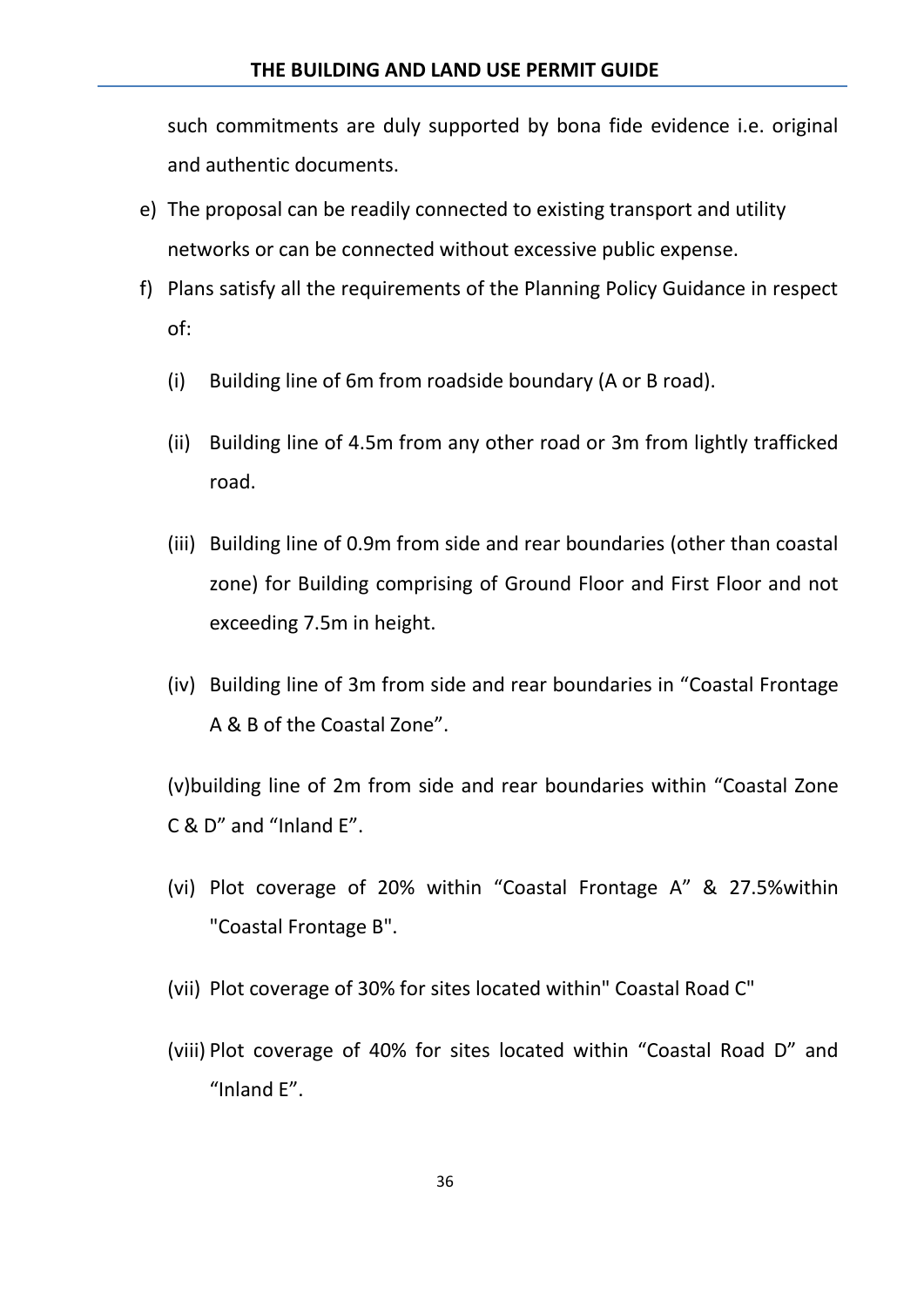such commitments are duly supported by bona fide evidence i.e. original and authentic documents.

e) The proposal can be readily connected to existing transport and utility networks or can be connected without excessive public expense.

f) Plans satisfy all the requirements of the Planning Policy Guidance in respect of:

   (i) Building line of 6m from roadside boundary (A or B road).

   (ii) Building line of 4.5m from any other road or 3m from lightly trafficked road.

   (iii) Building line of 0.9m from side and rear boundaries (other than coastal zone) for Building comprising of Ground Floor and First Floor and not exceeding 7.5m in height.

   (iv) Building line of 3m from side and rear boundaries in "Coastal Frontage A & B of the Coastal Zone".

   (v)building line of 2m from side and rear boundaries within "Coastal Zone C & D" and "Inland E".

   (vi) Plot coverage of 20% within "Coastal Frontage A" & 27.5%within "Coastal Frontage B".

   (vii) Plot coverage of 30% for sites located within" Coastal Road C"

   (viii) Plot coverage of 40% for sites located within "Coastal Road D" and "Inland E".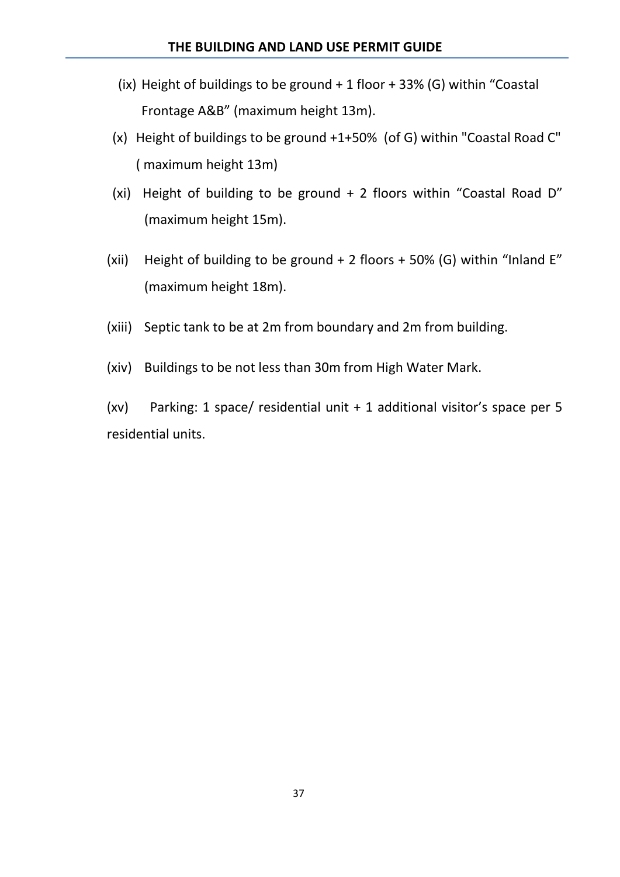(ix) Height of buildings to be ground + 1 floor + 33% (G) within "Coastal Frontage A&B" (maximum height 13m).

(x) Height of buildings to be ground +1+50% (of G) within "Coastal Road C" ( maximum height 13m)

(xi) Height of building to be ground + 2 floors within "Coastal Road D" (maximum height 15m).

(xii) Height of building to be ground + 2 floors + 50% (G) within "Inland E" (maximum height 18m).

(xiii) Septic tank to be at 2m from boundary and 2m from building.

(xiv) Buildings to be not less than 30m from High Water Mark.

(xv) Parking: 1 space/ residential unit + 1 additional visitor's space per 5 residential units.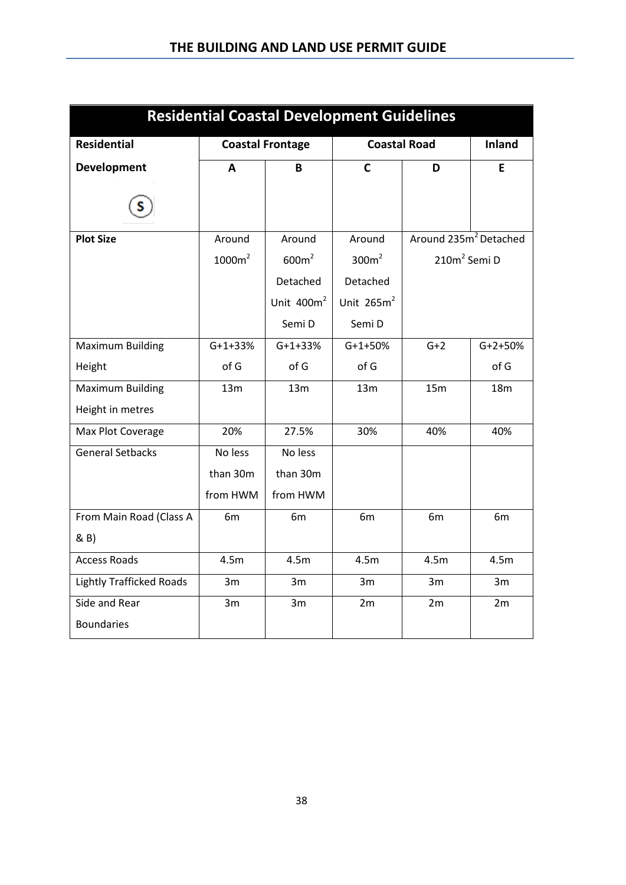| Residential Coastal Development Guidelines | | | | | |
|---|---|---|---|---|---|
| **Residential Development** | **Coastal Frontage** | | **Coastal Road** | | **Inland** |
| | **A** | **B** | **C** | **D** | **E** |
| **Plot Size** | Around $1000m^2$ | Around $600m^2$ Detached Unit $400m^2$ Semi D | Around $300m^2$ Detached Unit $265m^2$ Semi D | Around $235m^2$ Detached $210m^2$ Semi D | |
| Maximum Building Height | G+1+33% of G | G+1+33% of G | G+1+50% of G | G+2 | G+2+50% of G |
| Maximum Building Height in metres | 13m | 13m | 13m | 15m | 18m |
| Max Plot Coverage | 20% | 27.5% | 30% | 40% | 40% |
| General Setbacks | No less than 30m from HWM | No less than 30m from HWM | | | |
| From Main Road (Class A & B) | 6m | 6m | 6m | 6m | 6m |
| Access Roads | 4.5m | 4.5m | 4.5m | 4.5m | 4.5m |
| Lightly Trafficked Roads | 3m | 3m | 3m | 3m | 3m |
| Side and Rear Boundaries | 3m | 3m | 2m | 2m | 2m |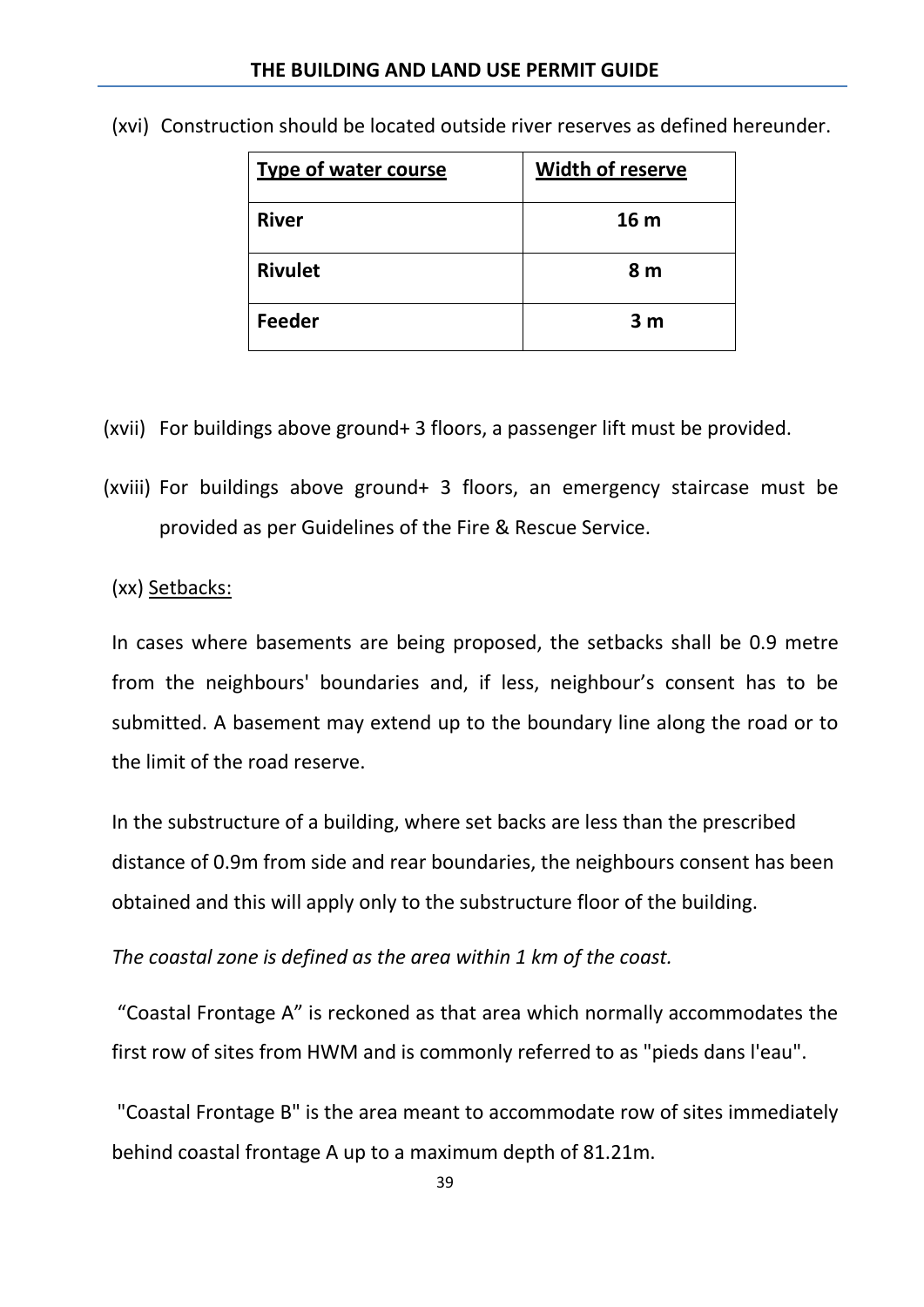(xvi) Construction should be located outside river reserves as defined hereunder.

| Type of water course | Width of reserve |
| --- | --- |
| **River** | **16 m** |
| **Rivulet** | **8 m** |
| **Feeder** | **3 m** |

(xvii) For buildings above ground+ 3 floors, a passenger lift must be provided.

(xviii) For buildings above ground+ 3 floors, an emergency staircase must be provided as per Guidelines of the Fire & Rescue Service.

(xx) Setbacks:

In cases where basements are being proposed, the setbacks shall be 0.9 metre from the neighbours' boundaries and, if less, neighbour's consent has to be submitted. A basement may extend up to the boundary line along the road or to the limit of the road reserve.

In the substructure of a building, where set backs are less than the prescribed distance of 0.9m from side and rear boundaries, the neighbours consent has been obtained and this will apply only to the substructure floor of the building.

*The coastal zone is defined as the area within 1 km of the coast.*

"Coastal Frontage A" is reckoned as that area which normally accommodates the first row of sites from HWM and is commonly referred to as "pieds dans l'eau".

"Coastal Frontage B" is the area meant to accommodate row of sites immediately behind coastal frontage A up to a maximum depth of 81.21m.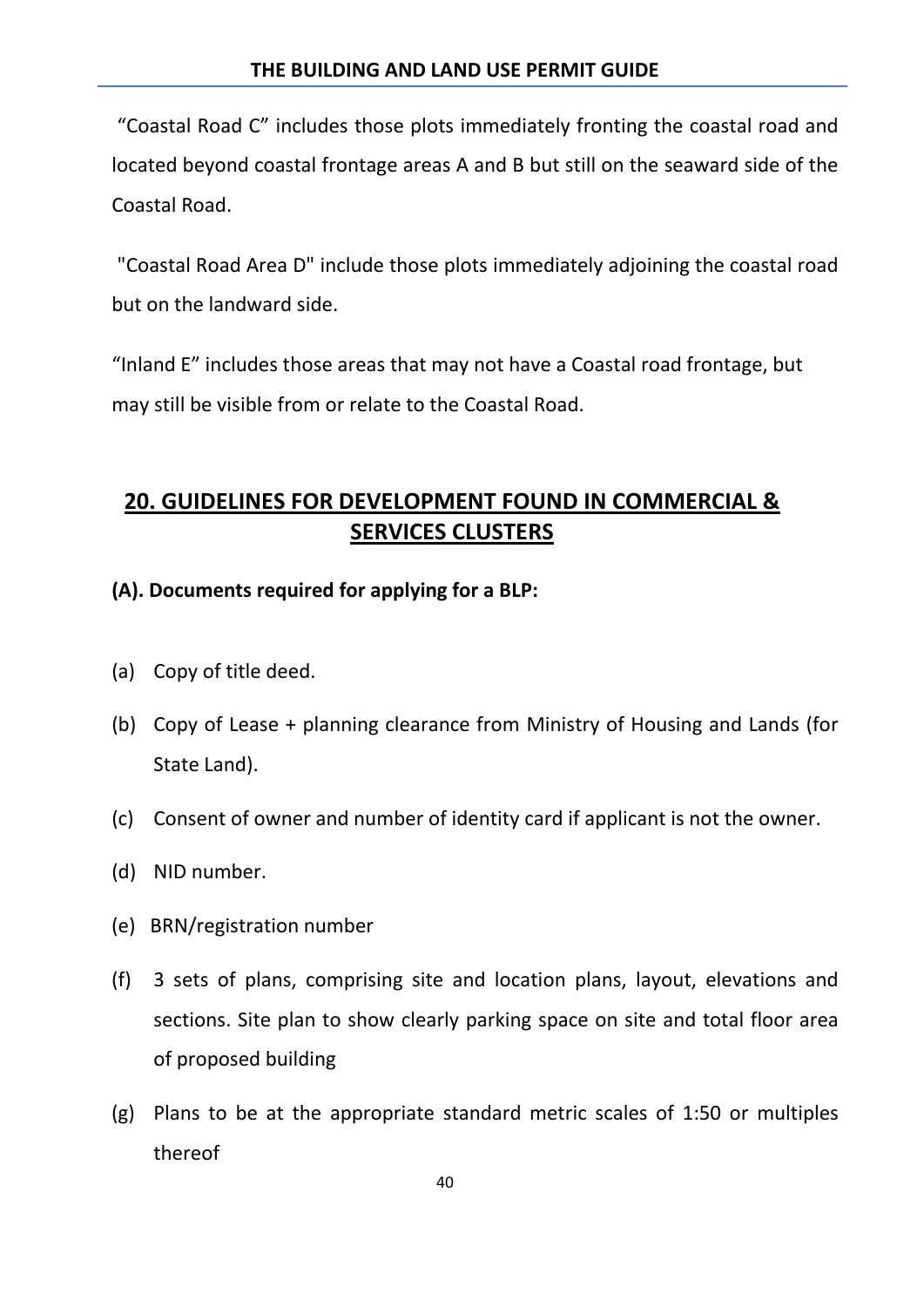"Coastal Road C" includes those plots immediately fronting the coastal road and located beyond coastal frontage areas A and B but still on the seaward side of the Coastal Road.

"Coastal Road Area D" include those plots immediately adjoining the coastal road but on the landward side.

"Inland E" includes those areas that may not have a Coastal road frontage, but may still be visible from or relate to the Coastal Road.

## 20. GUIDELINES FOR DEVELOPMENT FOUND IN COMMERCIAL & SERVICES CLUSTERS

**(A). Documents required for applying for a BLP:**

(a) Copy of title deed.

(b) Copy of Lease + planning clearance from Ministry of Housing and Lands (for State Land).

(c) Consent of owner and number of identity card if applicant is not the owner.

(d) NID number.

(e) BRN/registration number

(f) 3 sets of plans, comprising site and location plans, layout, elevations and sections. Site plan to show clearly parking space on site and total floor area of proposed building

(g) Plans to be at the appropriate standard metric scales of 1:50 or multiples thereof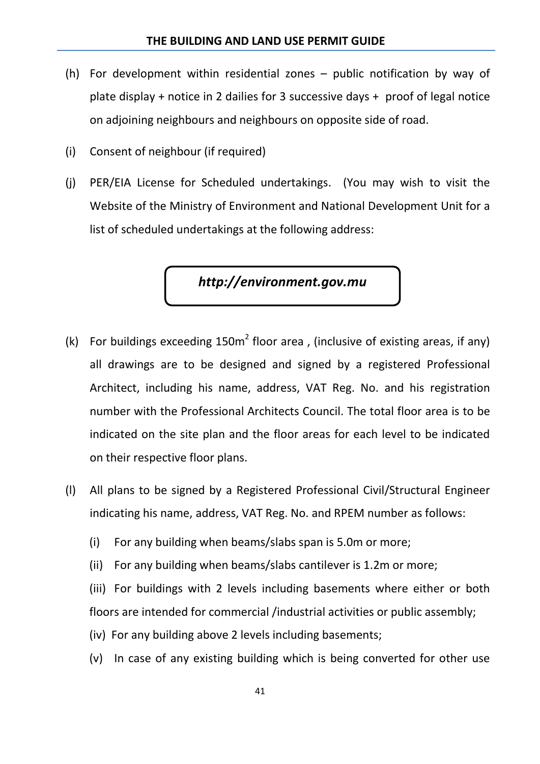(h) For development within residential zones – public notification by way of plate display + notice in 2 dailies for 3 successive days + proof of legal notice on adjoining neighbours and neighbours on opposite side of road.

(i) Consent of neighbour (if required)

(j) PER/EIA License for Scheduled undertakings. (You may wish to visit the Website of the Ministry of Environment and National Development Unit for a list of scheduled undertakings at the following address:

***http://environment.gov.mu***

(k) For buildings exceeding 150m$^2$ floor area , (inclusive of existing areas, if any) all drawings are to be designed and signed by a registered Professional Architect, including his name, address, VAT Reg. No. and his registration number with the Professional Architects Council. The total floor area is to be indicated on the site plan and the floor areas for each level to be indicated on their respective floor plans.

(l) All plans to be signed by a Registered Professional Civil/Structural Engineer indicating his name, address, VAT Reg. No. and RPEM number as follows:

(i) For any building when beams/slabs span is 5.0m or more;

(ii) For any building when beams/slabs cantilever is 1.2m or more;

(iii) For buildings with 2 levels including basements where either or both floors are intended for commercial /industrial activities or public assembly;

(iv) For any building above 2 levels including basements;

(v) In case of any existing building which is being converted for other use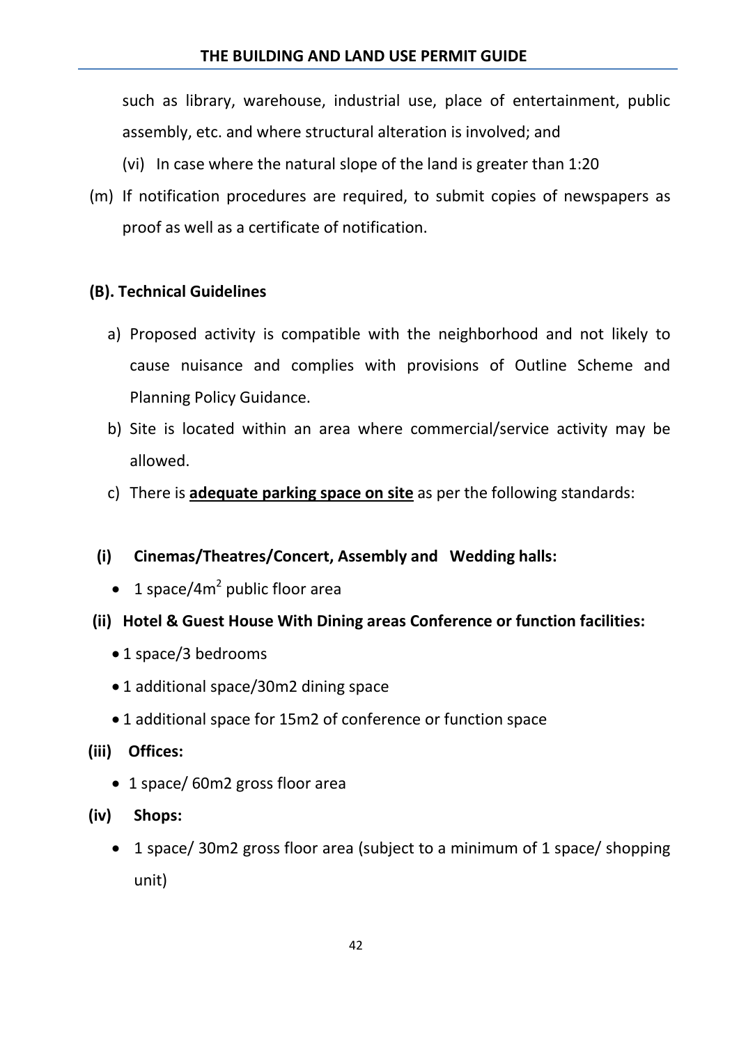such as library, warehouse, industrial use, place of entertainment, public assembly, etc. and where structural alteration is involved; and

(vi) In case where the natural slope of the land is greater than 1:20

(m) If notification procedures are required, to submit copies of newspapers as proof as well as a certificate of notification.

**(B). Technical Guidelines**

a) Proposed activity is compatible with the neighborhood and not likely to cause nuisance and complies with provisions of Outline Scheme and Planning Policy Guidance.

b) Site is located within an area where commercial/service activity may be allowed.

c) There is **adequate parking space on site** as per the following standards:

**(i) Cinemas/Theatres/Concert, Assembly and Wedding halls:**

- 1 space/4m$^2$ public floor area

**(ii) Hotel & Guest House With Dining areas Conference or function facilities:**

- 1 space/3 bedrooms
- 1 additional space/30m2 dining space
- 1 additional space for 15m2 of conference or function space

**(iii) Offices:**

- 1 space/ 60m2 gross floor area

**(iv) Shops:**

- 1 space/ 30m2 gross floor area (subject to a minimum of 1 space/ shopping unit)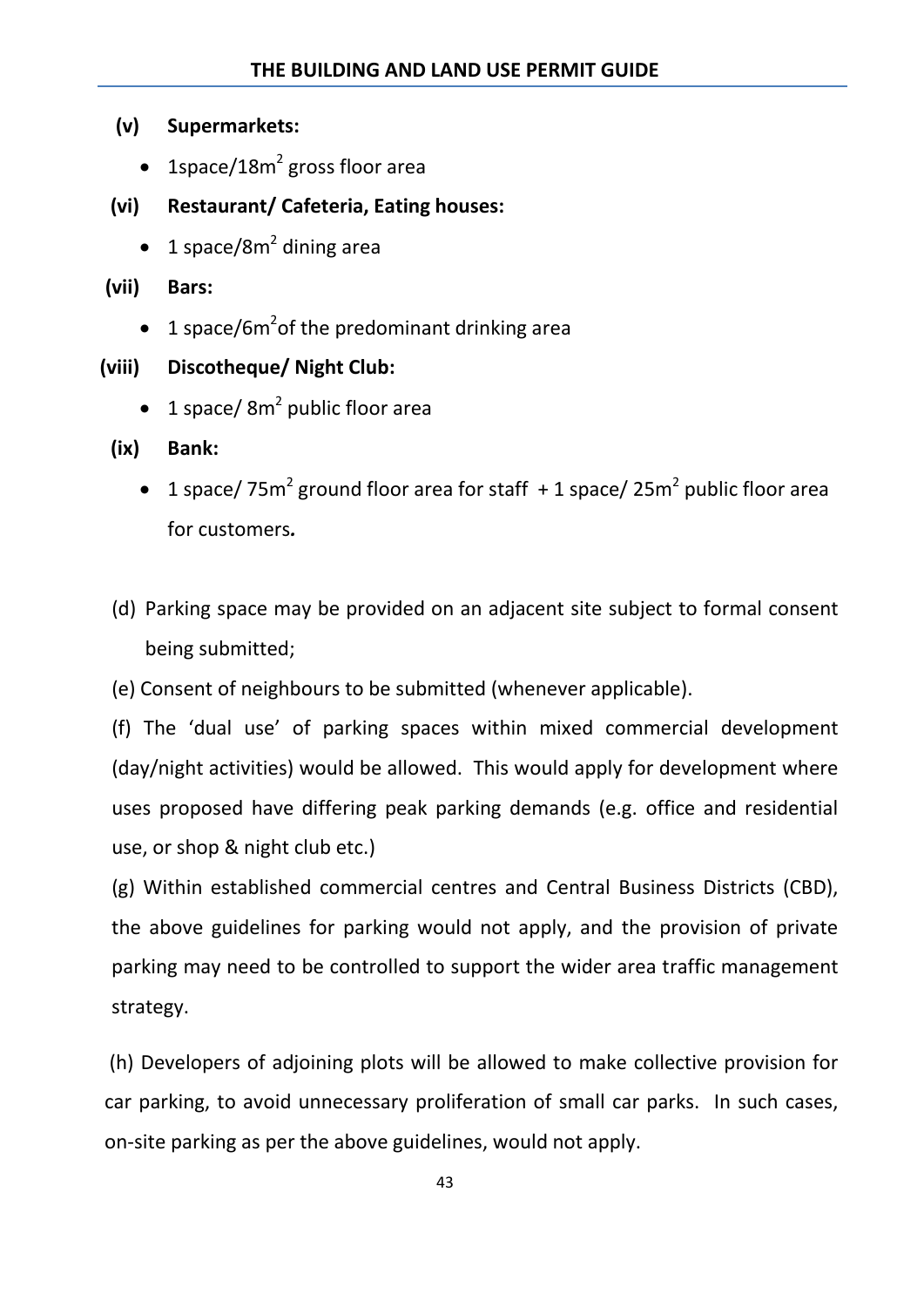**(v) Supermarkets:**

- 1space/18$m^2$ gross floor area

**(vi) Restaurant/ Cafeteria, Eating houses:**

- 1 space/8$m^2$ dining area

**(vii) Bars:**

- 1 space/6$m^2$of the predominant drinking area

**(viii) Discotheque/ Night Club:**

- 1 space/ 8$m^2$ public floor area

**(ix) Bank:**

- 1 space/ 75$m^2$ ground floor area for staff + 1 space/ 25$m^2$ public floor area for customers**.**

(d) Parking space may be provided on an adjacent site subject to formal consent being submitted;

(e) Consent of neighbours to be submitted (whenever applicable).

(f) The 'dual use' of parking spaces within mixed commercial development (day/night activities) would be allowed. This would apply for development where uses proposed have differing peak parking demands (e.g. office and residential use, or shop & night club etc.)

(g) Within established commercial centres and Central Business Districts (CBD), the above guidelines for parking would not apply, and the provision of private parking may need to be controlled to support the wider area traffic management strategy.

(h) Developers of adjoining plots will be allowed to make collective provision for car parking, to avoid unnecessary proliferation of small car parks. In such cases, on-site parking as per the above guidelines, would not apply.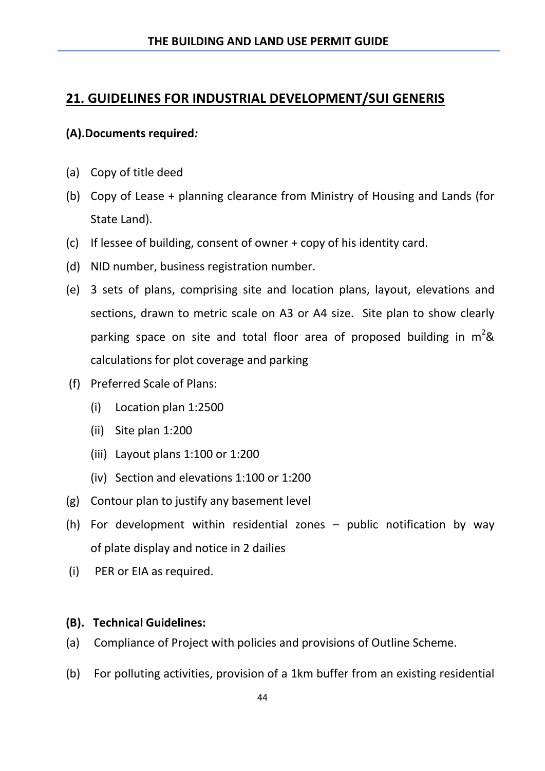## 21. GUIDELINES FOR INDUSTRIAL DEVELOPMENT/SUI GENERIS

**(A).Documents required*:***

(a) Copy of title deed

(b) Copy of Lease + planning clearance from Ministry of Housing and Lands (for State Land).

(c) If lessee of building, consent of owner + copy of his identity card.

(d) NID number, business registration number.

(e) 3 sets of plans, comprising site and location plans, layout, elevations and sections, drawn to metric scale on A3 or A4 size. Site plan to show clearly parking space on site and total floor area of proposed building in $m^2$& calculations for plot coverage and parking

(f) Preferred Scale of Plans:

   (i) Location plan 1:2500

   (ii) Site plan 1:200

   (iii) Layout plans 1:100 or 1:200

   (iv) Section and elevations 1:100 or 1:200

(g) Contour plan to justify any basement level

(h) For development within residential zones – public notification by way of plate display and notice in 2 dailies

(i) PER or EIA as required.

**(B). Technical Guidelines:**

(a) Compliance of Project with policies and provisions of Outline Scheme.

(b) For polluting activities, provision of a 1km buffer from an existing residential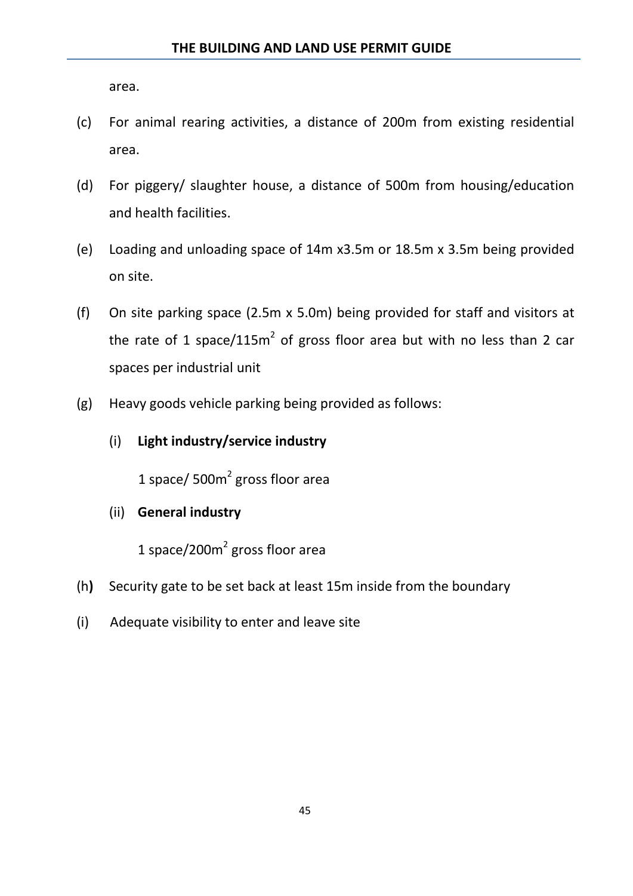area.

(c) For animal rearing activities, a distance of 200m from existing residential area.

(d) For piggery/ slaughter house, a distance of 500m from housing/education and health facilities.

(e) Loading and unloading space of 14m x3.5m or 18.5m x 3.5m being provided on site.

(f) On site parking space (2.5m x 5.0m) being provided for staff and visitors at the rate of 1 space/115m$^2$ of gross floor area but with no less than 2 car spaces per industrial unit

(g) Heavy goods vehicle parking being provided as follows:

   (i) **Light industry/service industry**

   1 space/ 500m$^2$ gross floor area

   (ii) **General industry**

   1 space/200m$^2$ gross floor area

(h**)** Security gate to be set back at least 15m inside from the boundary

(i) Adequate visibility to enter and leave site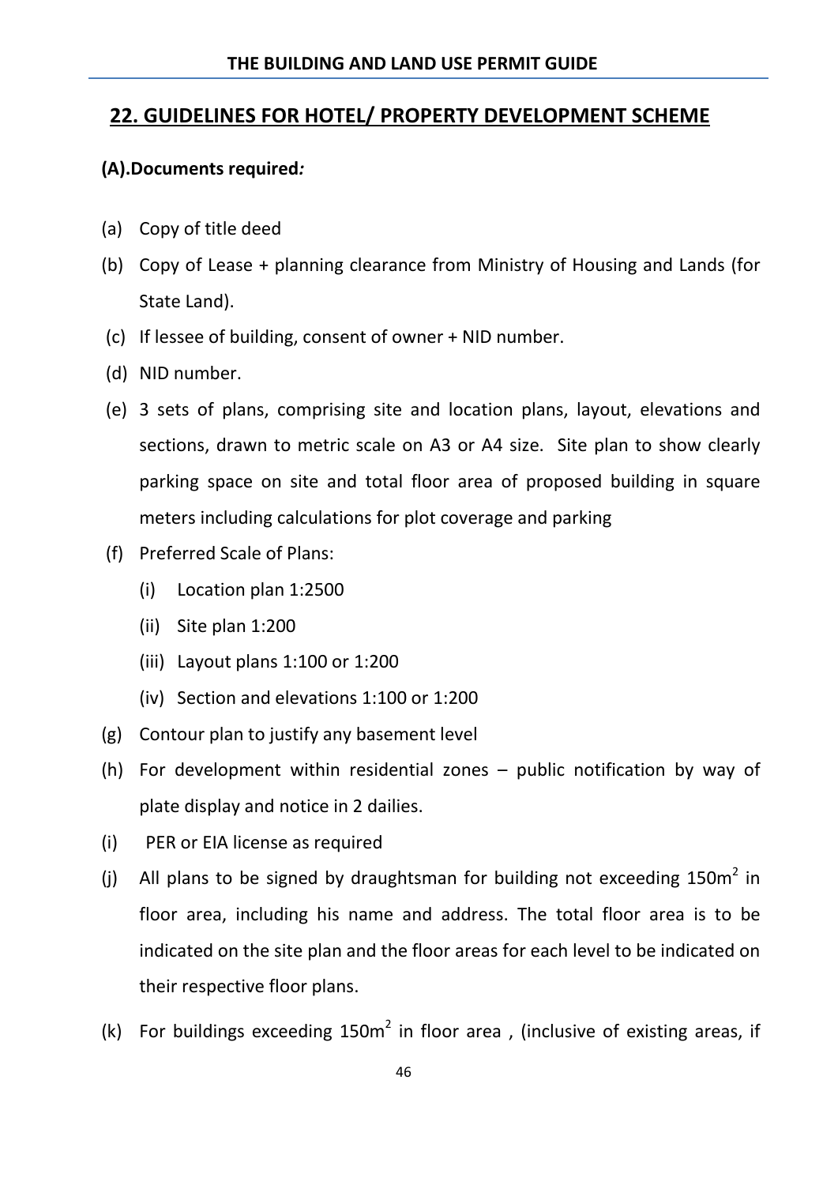## 22. GUIDELINES FOR HOTEL/ PROPERTY DEVELOPMENT SCHEME

**(A).Documents required*:***

(a) Copy of title deed

(b) Copy of Lease + planning clearance from Ministry of Housing and Lands (for State Land).

(c) If lessee of building, consent of owner + NID number.

(d) NID number.

(e) 3 sets of plans, comprising site and location plans, layout, elevations and sections, drawn to metric scale on A3 or A4 size. Site plan to show clearly parking space on site and total floor area of proposed building in square meters including calculations for plot coverage and parking

(f) Preferred Scale of Plans:

   (i) Location plan 1:2500

   (ii) Site plan 1:200

   (iii) Layout plans 1:100 or 1:200

   (iv) Section and elevations 1:100 or 1:200

(g) Contour plan to justify any basement level

(h) For development within residential zones – public notification by way of plate display and notice in 2 dailies.

(i) PER or EIA license as required

(j) All plans to be signed by draughtsman for building not exceeding 150m$^2$ in floor area, including his name and address. The total floor area is to be indicated on the site plan and the floor areas for each level to be indicated on their respective floor plans.

(k) For buildings exceeding 150m$^2$ in floor area , (inclusive of existing areas, if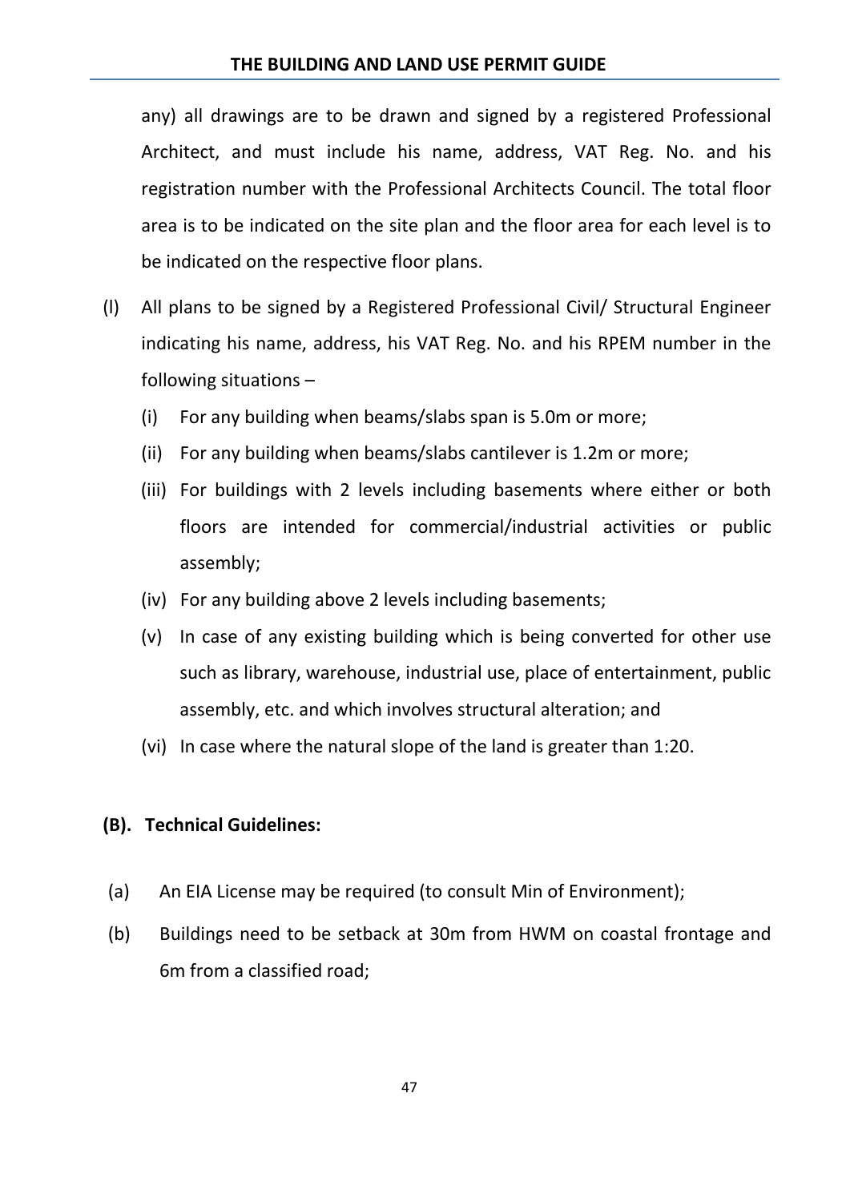any) all drawings are to be drawn and signed by a registered Professional Architect, and must include his name, address, VAT Reg. No. and his registration number with the Professional Architects Council. The total floor area is to be indicated on the site plan and the floor area for each level is to be indicated on the respective floor plans.

(l) All plans to be signed by a Registered Professional Civil/ Structural Engineer indicating his name, address, his VAT Reg. No. and his RPEM number in the following situations –

   (i) For any building when beams/slabs span is 5.0m or more;

   (ii) For any building when beams/slabs cantilever is 1.2m or more;

   (iii) For buildings with 2 levels including basements where either or both floors are intended for commercial/industrial activities or public assembly;

   (iv) For any building above 2 levels including basements;

   (v) In case of any existing building which is being converted for other use such as library, warehouse, industrial use, place of entertainment, public assembly, etc. and which involves structural alteration; and

   (vi) In case where the natural slope of the land is greater than 1:20.

**(B). Technical Guidelines:**

(a) An EIA License may be required (to consult Min of Environment);

(b) Buildings need to be setback at 30m from HWM on coastal frontage and 6m from a classified road;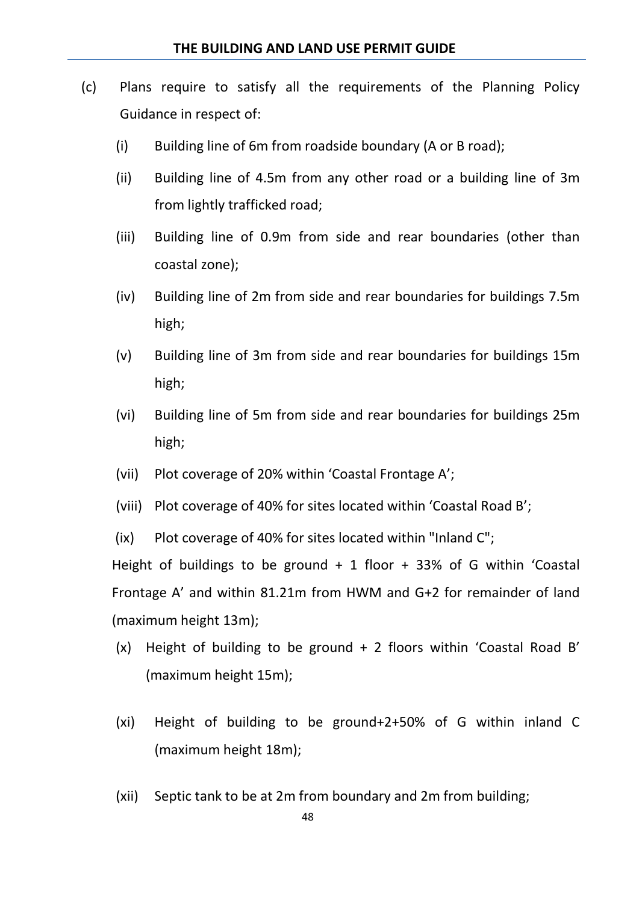(c) Plans require to satisfy all the requirements of the Planning Policy Guidance in respect of:

- (i) Building line of 6m from roadside boundary (A or B road);
- (ii) Building line of 4.5m from any other road or a building line of 3m from lightly trafficked road;
- (iii) Building line of 0.9m from side and rear boundaries (other than coastal zone);
- (iv) Building line of 2m from side and rear boundaries for buildings 7.5m high;
- (v) Building line of 3m from side and rear boundaries for buildings 15m high;
- (vi) Building line of 5m from side and rear boundaries for buildings 25m high;
- (vii) Plot coverage of 20% within 'Coastal Frontage A';
- (viii) Plot coverage of 40% for sites located within 'Coastal Road B';
- (ix) Plot coverage of 40% for sites located within "Inland C";

Height of buildings to be ground + 1 floor + 33% of G within 'Coastal Frontage A' and within 81.21m from HWM and G+2 for remainder of land (maximum height 13m);

- (x) Height of building to be ground + 2 floors within 'Coastal Road B' (maximum height 15m);
- (xi) Height of building to be ground+2+50% of G within inland C (maximum height 18m);
- (xii) Septic tank to be at 2m from boundary and 2m from building;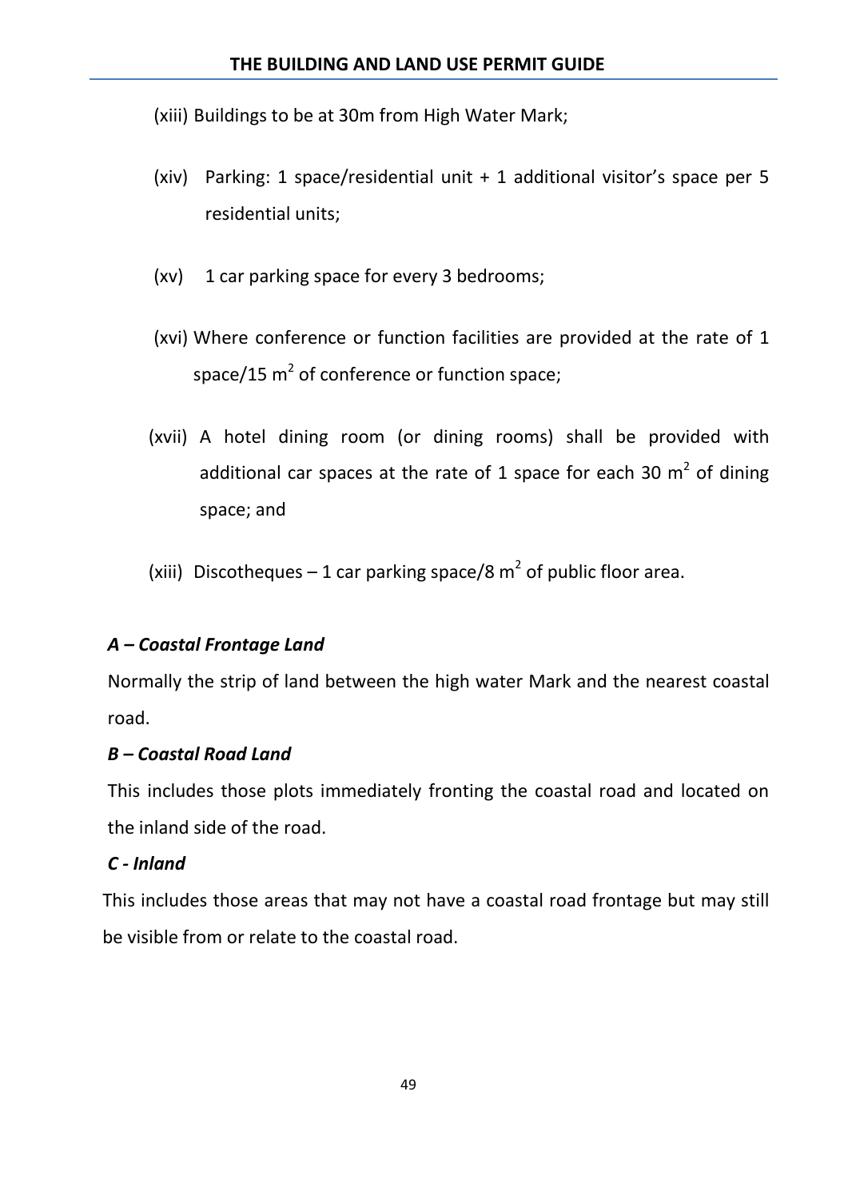(xiii) Buildings to be at 30m from High Water Mark;

(xiv) Parking: 1 space/residential unit + 1 additional visitor's space per 5 residential units;

(xv) 1 car parking space for every 3 bedrooms;

(xvi) Where conference or function facilities are provided at the rate of 1 space/15 $m^2$ of conference or function space;

(xvii) A hotel dining room (or dining rooms) shall be provided with additional car spaces at the rate of 1 space for each 30 $m^2$ of dining space; and

(xiii) Discotheques – 1 car parking space/8 $m^2$ of public floor area.

***A – Coastal Frontage Land***

Normally the strip of land between the high water Mark and the nearest coastal road.

***B – Coastal Road Land***

This includes those plots immediately fronting the coastal road and located on the inland side of the road.

***C - Inland***

This includes those areas that may not have a coastal road frontage but may still be visible from or relate to the coastal road.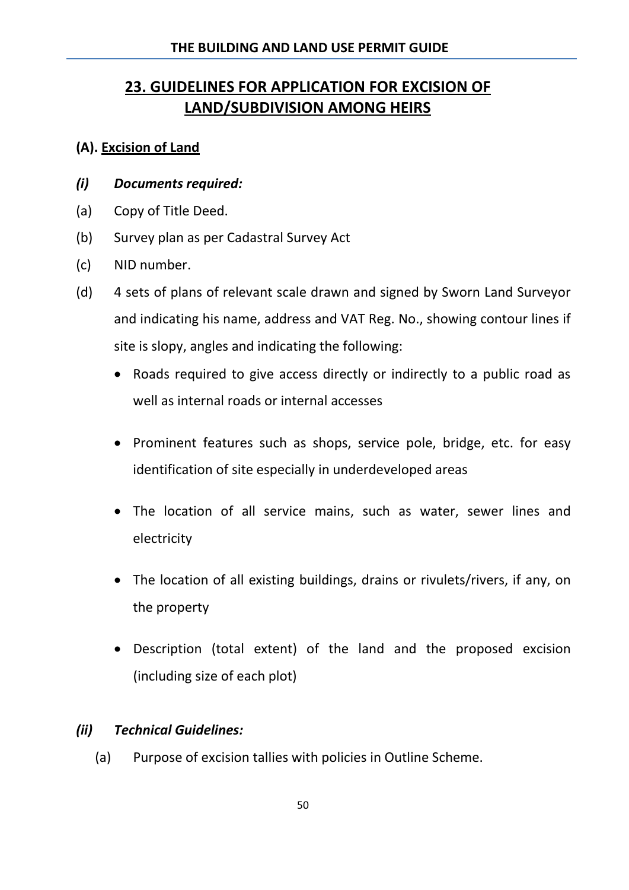## 23. GUIDELINES FOR APPLICATION FOR EXCISION OF LAND/SUBDIVISION AMONG HEIRS

### (A). Excision of Land

#### *(i) Documents required:*

(a) Copy of Title Deed.

(b) Survey plan as per Cadastral Survey Act

(c) NID number.

(d) 4 sets of plans of relevant scale drawn and signed by Sworn Land Surveyor and indicating his name, address and VAT Reg. No., showing contour lines if site is slopy, angles and indicating the following:

- Roads required to give access directly or indirectly to a public road as well as internal roads or internal accesses
- Prominent features such as shops, service pole, bridge, etc. for easy identification of site especially in underdeveloped areas
- The location of all service mains, such as water, sewer lines and electricity
- The location of all existing buildings, drains or rivulets/rivers, if any, on the property
- Description (total extent) of the land and the proposed excision (including size of each plot)

#### *(ii) Technical Guidelines:*

(a) Purpose of excision tallies with policies in Outline Scheme.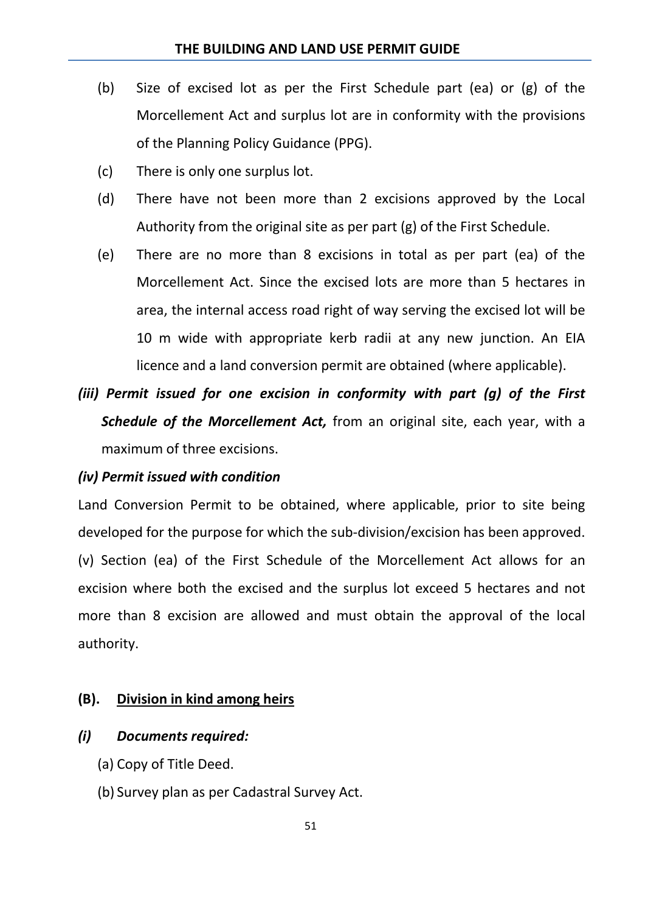(b) Size of excised lot as per the First Schedule part (ea) or (g) of the Morcellement Act and surplus lot are in conformity with the provisions of the Planning Policy Guidance (PPG).

(c) There is only one surplus lot.

(d) There have not been more than 2 excisions approved by the Local Authority from the original site as per part (g) of the First Schedule.

(e) There are no more than 8 excisions in total as per part (ea) of the Morcellement Act. Since the excised lots are more than 5 hectares in area, the internal access road right of way serving the excised lot will be 10 m wide with appropriate kerb radii at any new junction. An EIA licence and a land conversion permit are obtained (where applicable).

***(iii) Permit issued for one excision in conformity with part (g) of the First Schedule of the Morcellement Act,*** from an original site, each year, with a maximum of three excisions.

***(iv) Permit issued with condition***

Land Conversion Permit to be obtained, where applicable, prior to site being developed for the purpose for which the sub-division/excision has been approved.

(v) Section (ea) of the First Schedule of the Morcellement Act allows for an excision where both the excised and the surplus lot exceed 5 hectares and not more than 8 excision are allowed and must obtain the approval of the local authority.

## (B). Division in kind among heirs

***(i) Documents required:***

(a) Copy of Title Deed.

(b) Survey plan as per Cadastral Survey Act.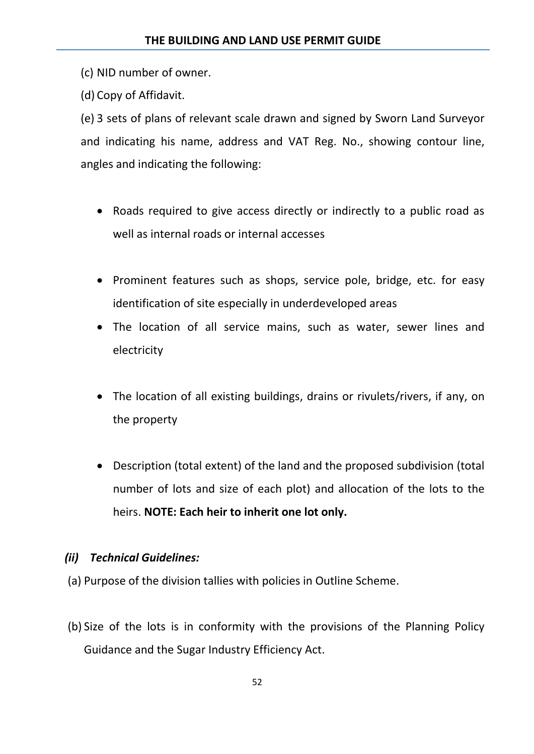(c) NID number of owner.

(d) Copy of Affidavit.

(e) 3 sets of plans of relevant scale drawn and signed by Sworn Land Surveyor and indicating his name, address and VAT Reg. No., showing contour line, angles and indicating the following:

- Roads required to give access directly or indirectly to a public road as well as internal roads or internal accesses
- Prominent features such as shops, service pole, bridge, etc. for easy identification of site especially in underdeveloped areas
- The location of all service mains, such as water, sewer lines and electricity
- The location of all existing buildings, drains or rivulets/rivers, if any, on the property
- Description (total extent) of the land and the proposed subdivision (total number of lots and size of each plot) and allocation of the lots to the heirs. **NOTE: Each heir to inherit one lot only.**

***(ii) Technical Guidelines:***

(a) Purpose of the division tallies with policies in Outline Scheme.

(b) Size of the lots is in conformity with the provisions of the Planning Policy Guidance and the Sugar Industry Efficiency Act.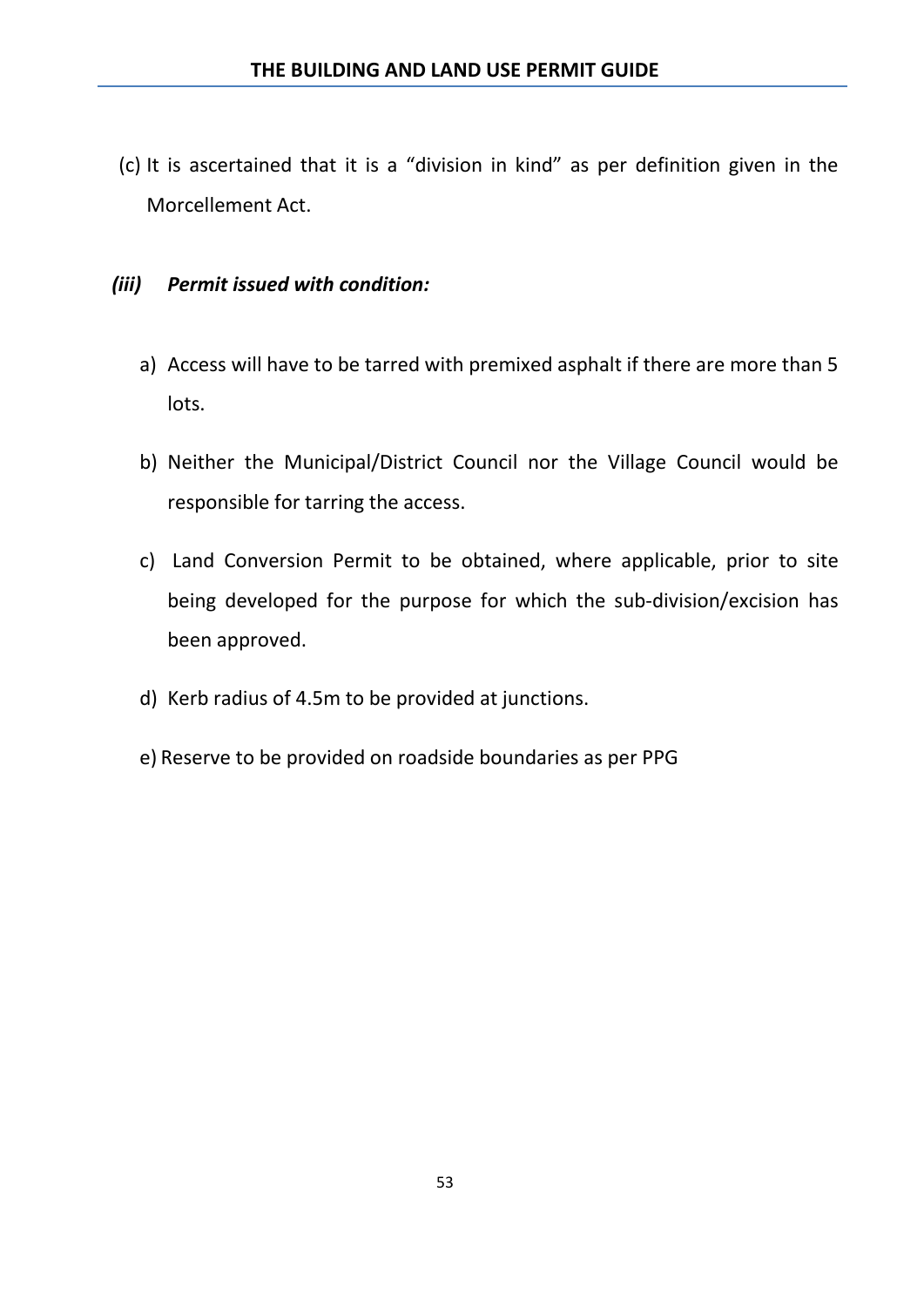(c) It is ascertained that it is a "division in kind" as per definition given in the Morcellement Act.

***(iii) Permit issued with condition:***

a) Access will have to be tarred with premixed asphalt if there are more than 5 lots.

b) Neither the Municipal/District Council nor the Village Council would be responsible for tarring the access.

c) Land Conversion Permit to be obtained, where applicable, prior to site being developed for the purpose for which the sub-division/excision has been approved.

d) Kerb radius of 4.5m to be provided at junctions.

e) Reserve to be provided on roadside boundaries as per PPG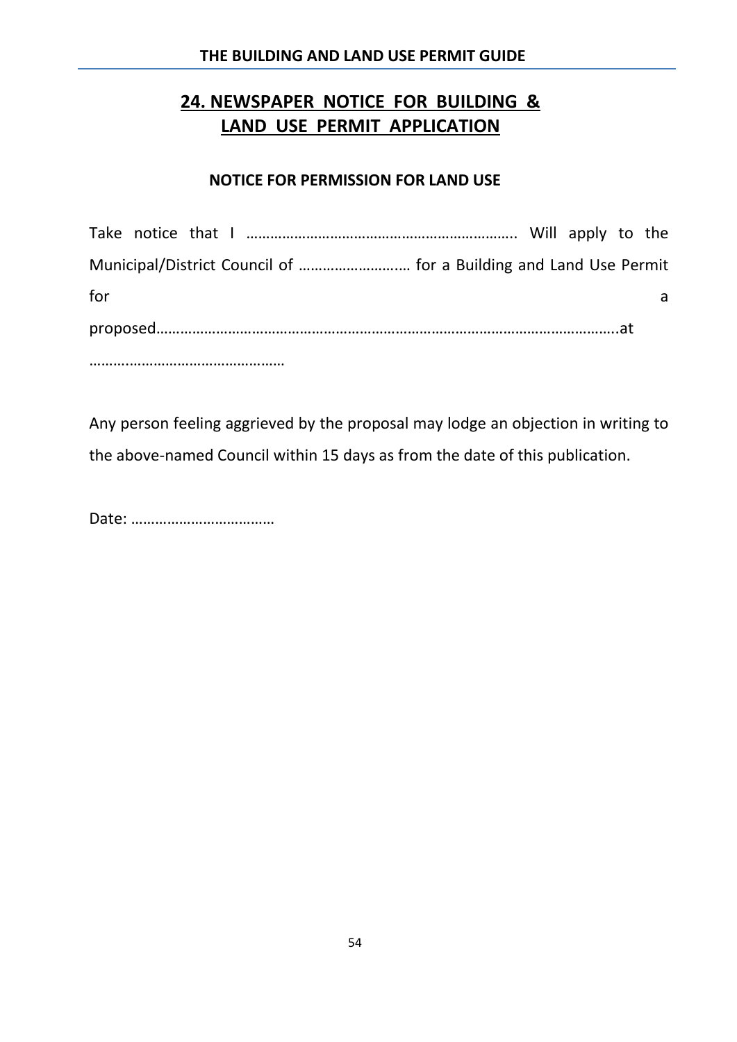## 24. NEWSPAPER NOTICE FOR BUILDING & LAND USE PERMIT APPLICATION

### NOTICE FOR PERMISSION FOR LAND USE

Take notice that I ………………………………………………………….. Will apply to the Municipal/District Council of ………………….…. for a Building and Land Use Permit for a proposed……………………………………………………………………………………………………..at …………………………………………

Any person feeling aggrieved by the proposal may lodge an objection in writing to the above-named Council within 15 days as from the date of this publication.

Date: ………………………………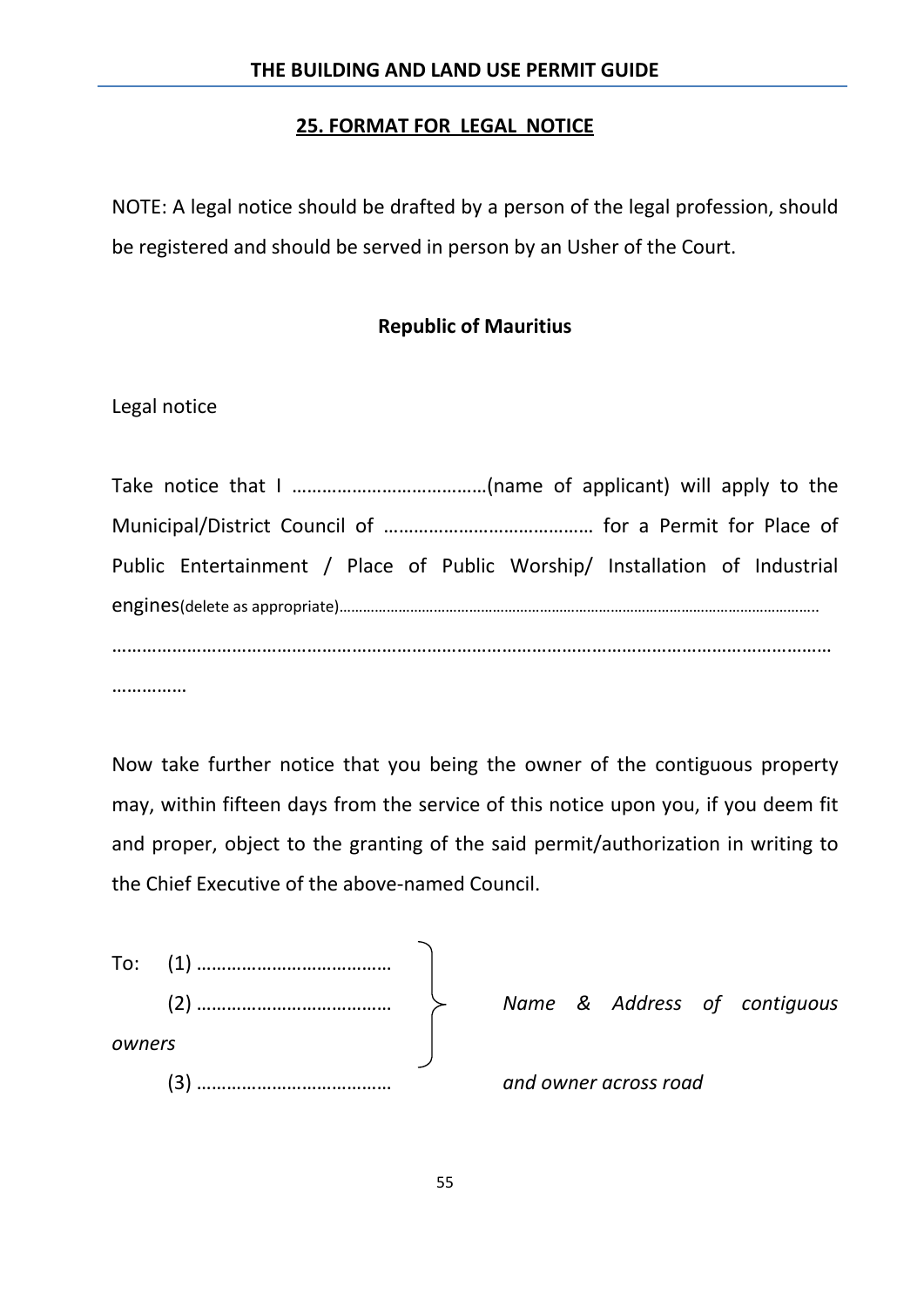## 25. FORMAT FOR LEGAL NOTICE

NOTE: A legal notice should be drafted by a person of the legal profession, should be registered and should be served in person by an Usher of the Court.

**Republic of Mauritius**

Legal notice

Take notice that I ………………………………(name of applicant) will apply to the Municipal/District Council of …………………………………… for a Permit for Place of Public Entertainment / Place of Public Worship/ Installation of Industrial engines(delete as appropriate)………………………………………………………………………………………………………… ………………………………………………………………………………………………………………………… ……………

Now take further notice that you being the owner of the contiguous property may, within fifteen days from the service of this notice upon you, if you deem fit and proper, object to the granting of the said permit/authorization in writing to the Chief Executive of the above-named Council.

To: (1) …………………………………
(2) ………………………………… } *Name & Address of contiguous owners*
(3) ………………………………… *and owner across road*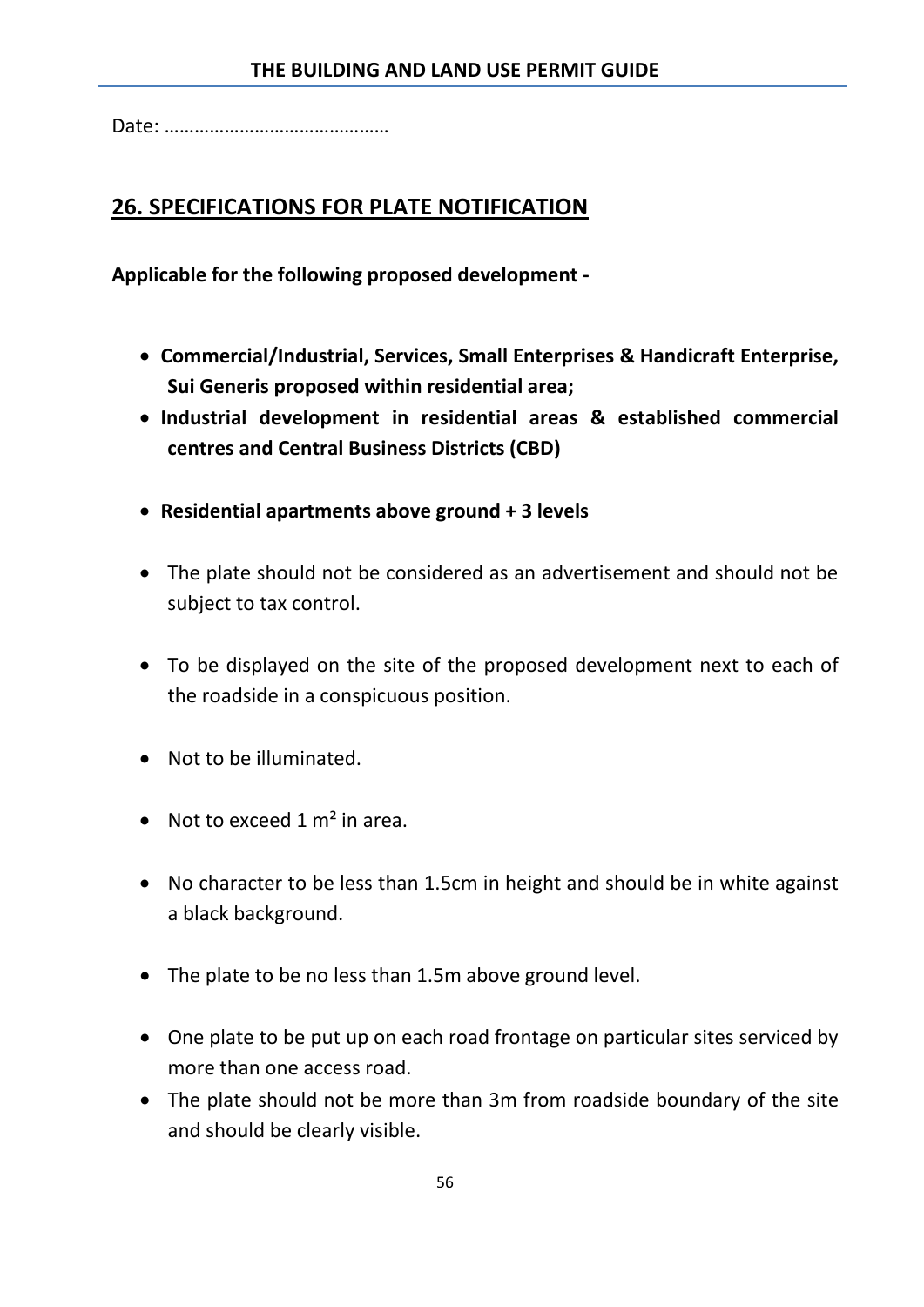Date: ……………………………………

## 26. SPECIFICATIONS FOR PLATE NOTIFICATION

**Applicable for the following proposed development -**

- **Commercial/Industrial, Services, Small Enterprises & Handicraft Enterprise, Sui Generis proposed within residential area;**
- **Industrial development in residential areas & established commercial centres and Central Business Districts (CBD)**
- **Residential apartments above ground + 3 levels**
- The plate should not be considered as an advertisement and should not be subject to tax control.
- To be displayed on the site of the proposed development next to each of the roadside in a conspicuous position.
- Not to be illuminated.
- Not to exceed 1 $m^2$ in area.
- No character to be less than 1.5cm in height and should be in white against a black background.
- The plate to be no less than 1.5m above ground level.
- One plate to be put up on each road frontage on particular sites serviced by more than one access road.
- The plate should not be more than 3m from roadside boundary of the site and should be clearly visible.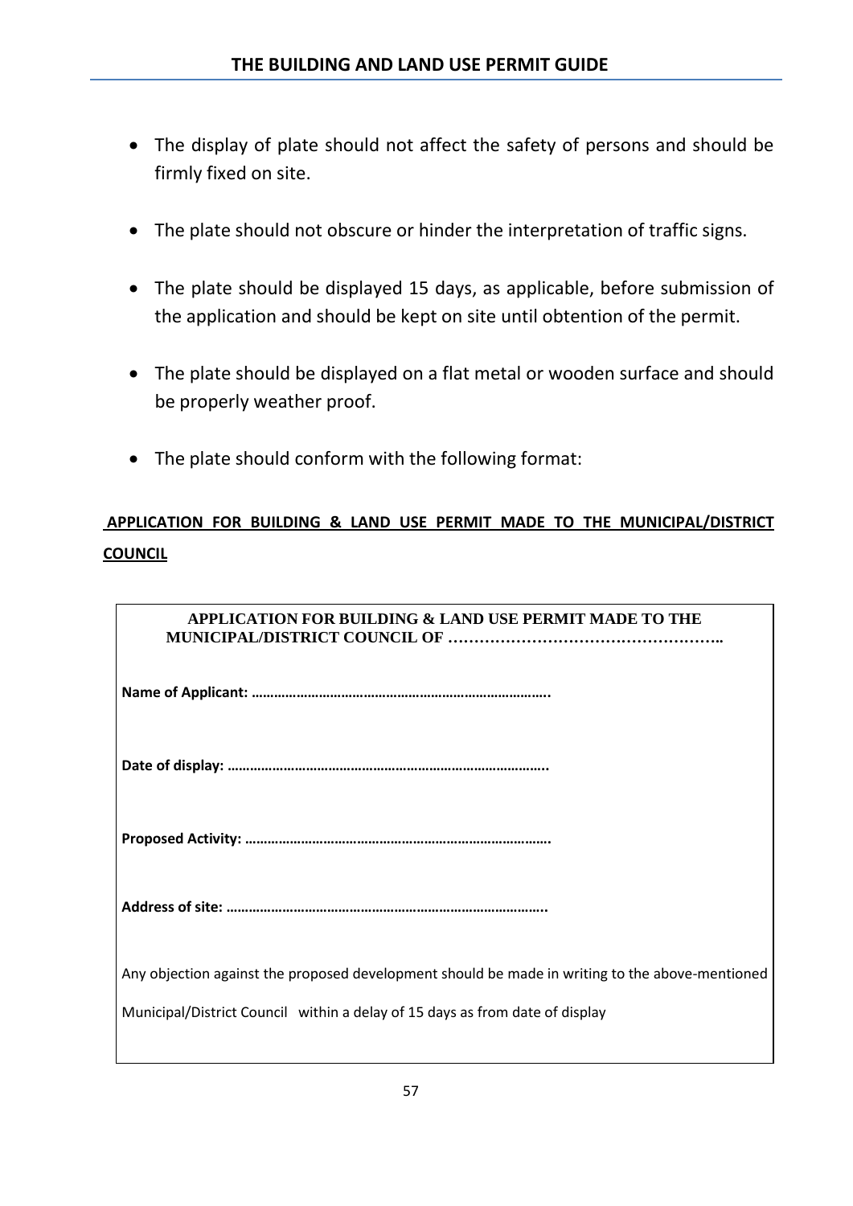- The display of plate should not affect the safety of persons and should be firmly fixed on site.

- The plate should not obscure or hinder the interpretation of traffic signs.

- The plate should be displayed 15 days, as applicable, before submission of the application and should be kept on site until obtention of the permit.

- The plate should be displayed on a flat metal or wooden surface and should be properly weather proof.

- The plate should conform with the following format:

**<u>APPLICATION FOR BUILDING & LAND USE PERMIT MADE TO THE MUNICIPAL/DISTRICT COUNCIL</u>**

| **APPLICATION FOR BUILDING & LAND USE PERMIT MADE TO THE MUNICIPAL/DISTRICT COUNCIL OF ……………………………………………..** |
|---|
| **Name of Applicant: ……………………………………………………………………..** |
| **Date of display: ………………………………………………………………………..** |
| **Proposed Activity: ……………………………………………………………………….** |
| **Address of site: ………………………………………………………………………..** |
| Any objection against the proposed development should be made in writing to the above-mentioned Municipal/District Council within a delay of 15 days as from date of display |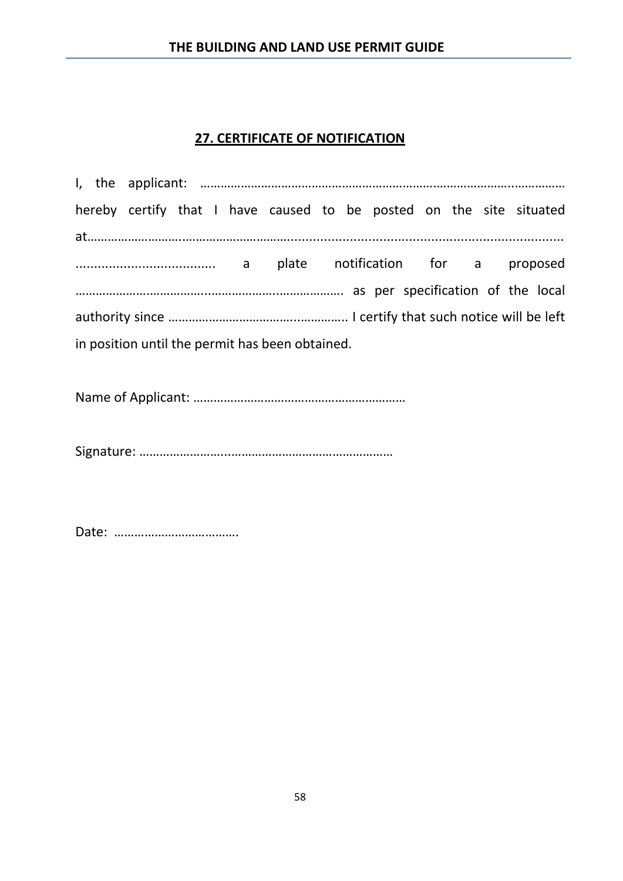## 27. CERTIFICATE OF NOTIFICATION

I, the applicant: ……………………………………………………………………………………………… hereby certify that I have caused to be posted on the site situated at…………………………………………………………………………………………………………… ...................................... a plate notification for a proposed ……………………………………………………………………. as per specification of the local authority since …………………………………………….. I certify that such notice will be left in position until the permit has been obtained.

Name of Applicant: ………………………………………………………

Signature: …………………………………………………………………

Date: ……………………………….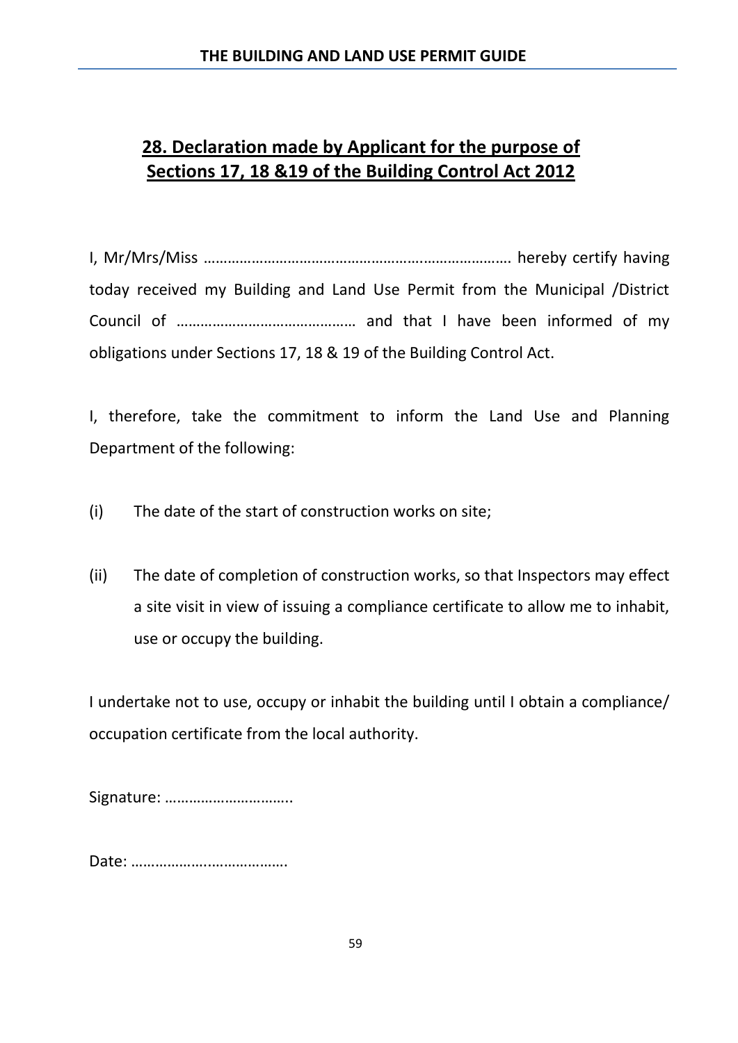## 28. Declaration made by Applicant for the purpose of Sections 17, 18 &19 of the Building Control Act 2012

I, Mr/Mrs/Miss ………………………………………………………………… hereby certify having today received my Building and Land Use Permit from the Municipal /District Council of ……………………………………… and that I have been informed of my obligations under Sections 17, 18 & 19 of the Building Control Act.

I, therefore, take the commitment to inform the Land Use and Planning Department of the following:

(i) The date of the start of construction works on site;

(ii) The date of completion of construction works, so that Inspectors may effect a site visit in view of issuing a compliance certificate to allow me to inhabit, use or occupy the building.

I undertake not to use, occupy or inhabit the building until I obtain a compliance/ occupation certificate from the local authority.

Signature: …………………………..

Date: ……………………………….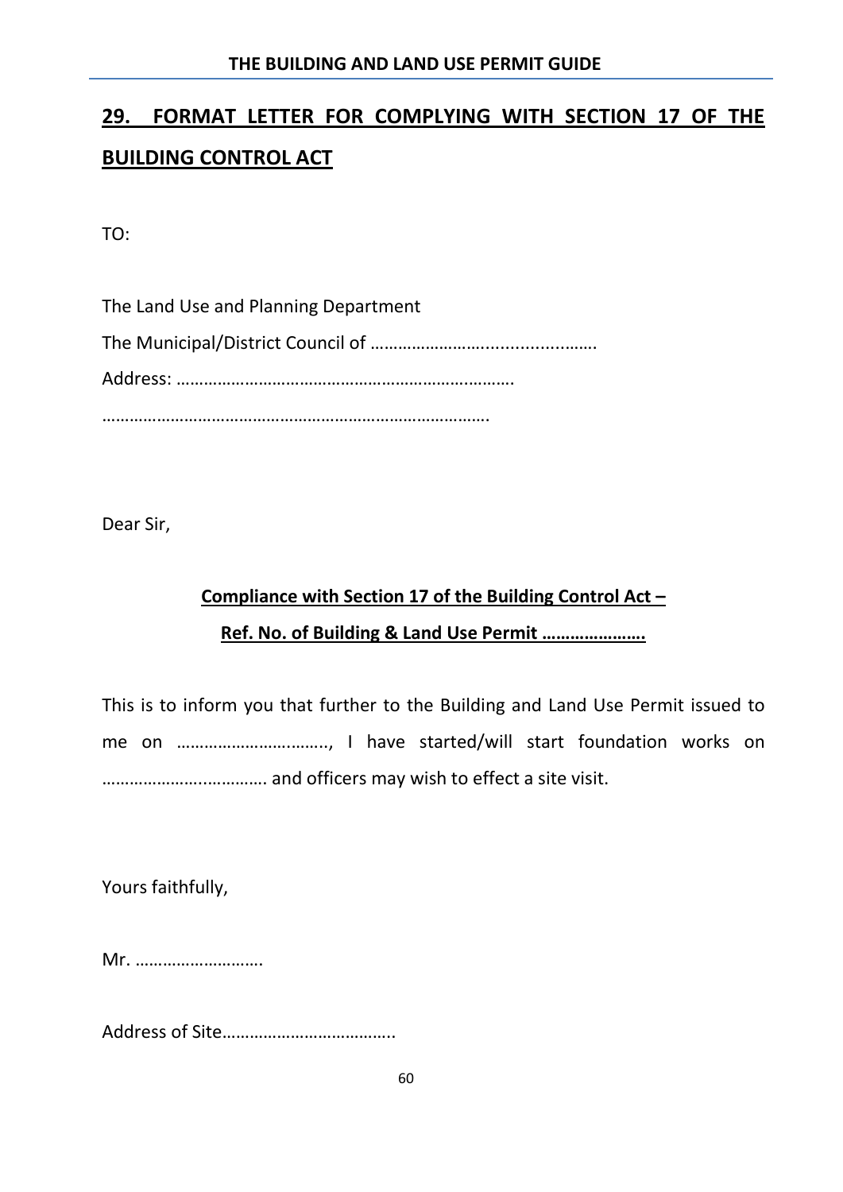## 29. FORMAT LETTER FOR COMPLYING WITH SECTION 17 OF THE BUILDING CONTROL ACT

TO:

The Land Use and Planning Department

The Municipal/District Council of ………………………......................

Address: ………………………………………………………….……….

…………………………………………………………………………….

Dear Sir,

**Compliance with Section 17 of the Building Control Act –**
**Ref. No. of Building & Land Use Permit ………………….**

This is to inform you that further to the Building and Land Use Permit issued to me on ……………………….….., I have started/will start foundation works on …………………..………… and officers may wish to effect a site visit.

Yours faithfully,

Mr. ……………………….

Address of Site………………………………..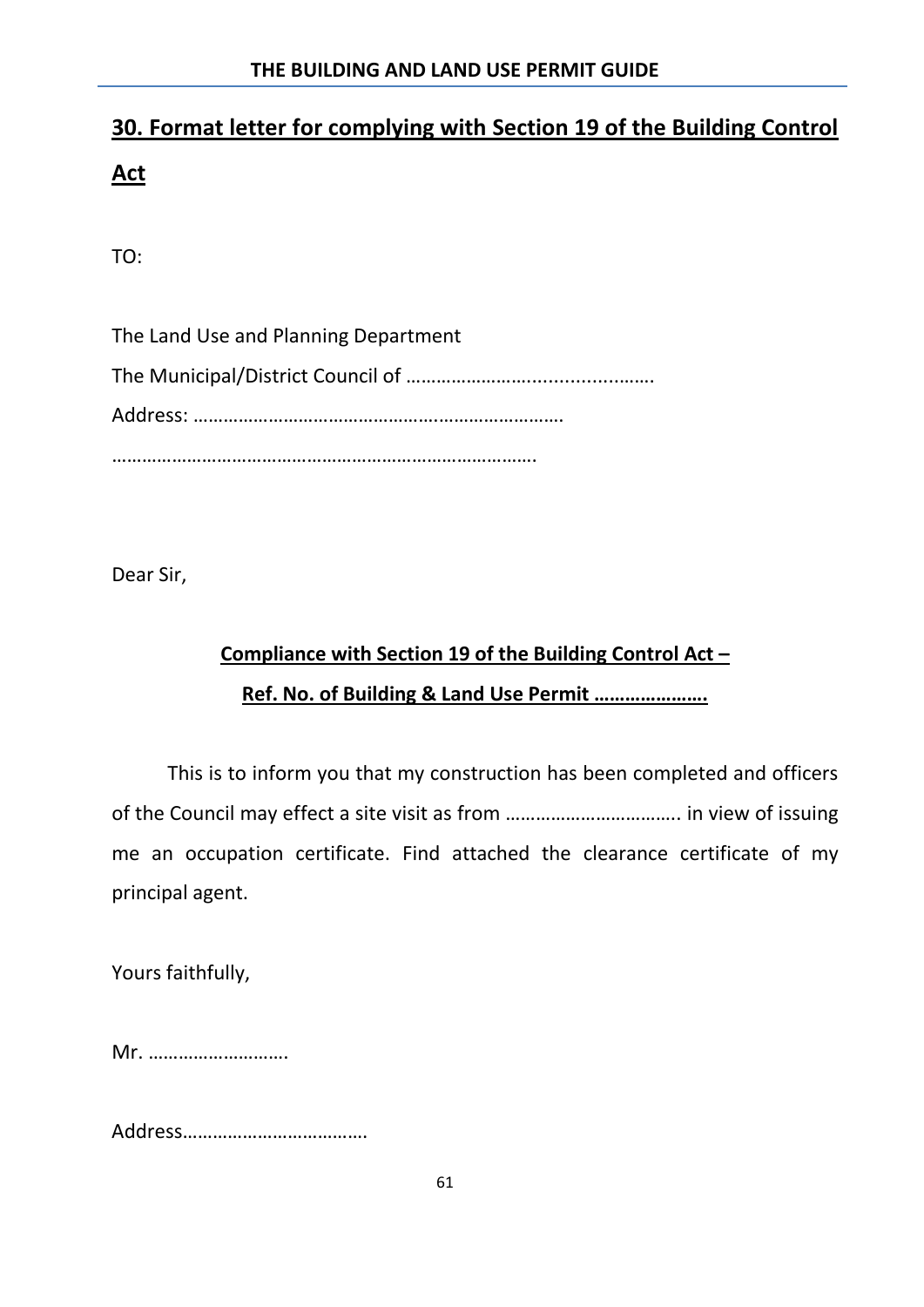## 30. Format letter for complying with Section 19 of the Building Control Act

TO:

The Land Use and Planning Department

The Municipal/District Council of ………………………......................

Address: ……………………………………………………………….

………………………………………………………………………….

Dear Sir,

**Compliance with Section 19 of the Building Control Act –**

**Ref. No. of Building & Land Use Permit ………………….**

This is to inform you that my construction has been completed and officers of the Council may effect a site visit as from …………………………….. in view of issuing me an occupation certificate. Find attached the clearance certificate of my principal agent.

Yours faithfully,

Mr. ……………………….

Address……………………………….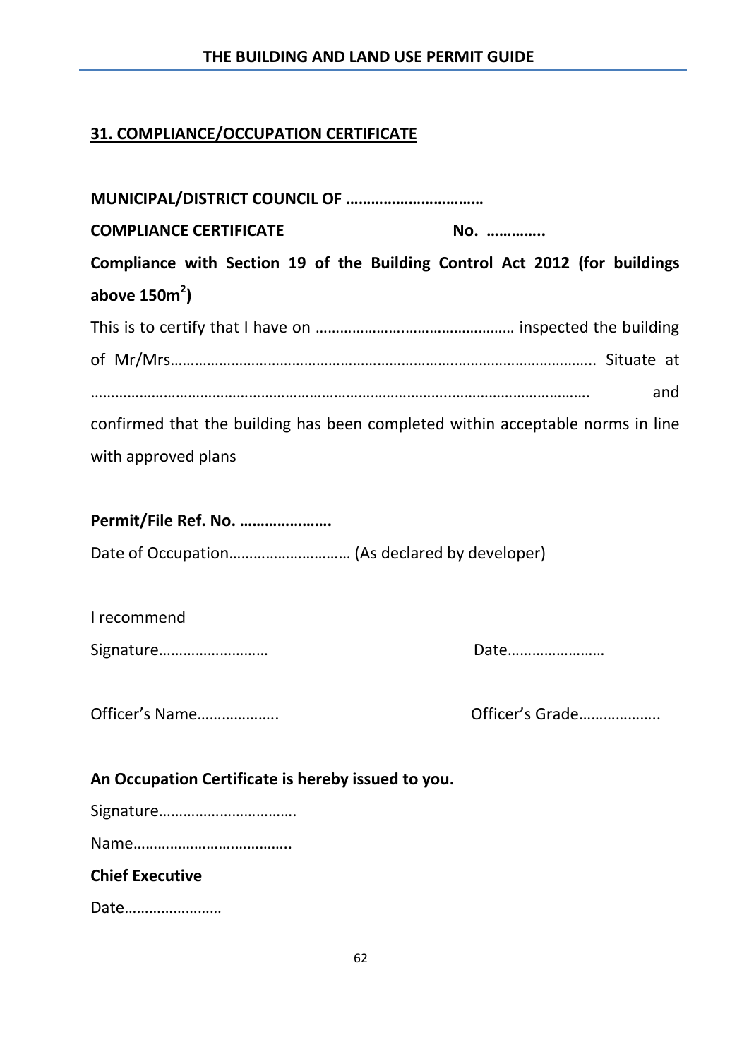## 31. COMPLIANCE/OCCUPATION CERTIFICATE

**MUNICIPAL/DISTRICT COUNCIL OF ……………………………**

**COMPLIANCE CERTIFICATE** **No. …………..**

**Compliance with Section 19 of the Building Control Act 2012 (for buildings above 150m$^2$)**

This is to certify that I have on ………………..……………………… inspected the building of Mr/Mrs…………………………………………………………………………………….. Situate at …………………………………………………………………………..…………………………. and confirmed that the building has been completed within acceptable norms in line with approved plans

**Permit/File Ref. No. ………………….**

Date of Occupation……………………….. (As declared by developer)

I recommend

Signature…………………….. Date……………………

Officer's Name……………….. Officer's Grade………………..

**An Occupation Certificate is hereby issued to you.**

Signature…………………………….

Name………………………………..

**Chief Executive**

Date……………………